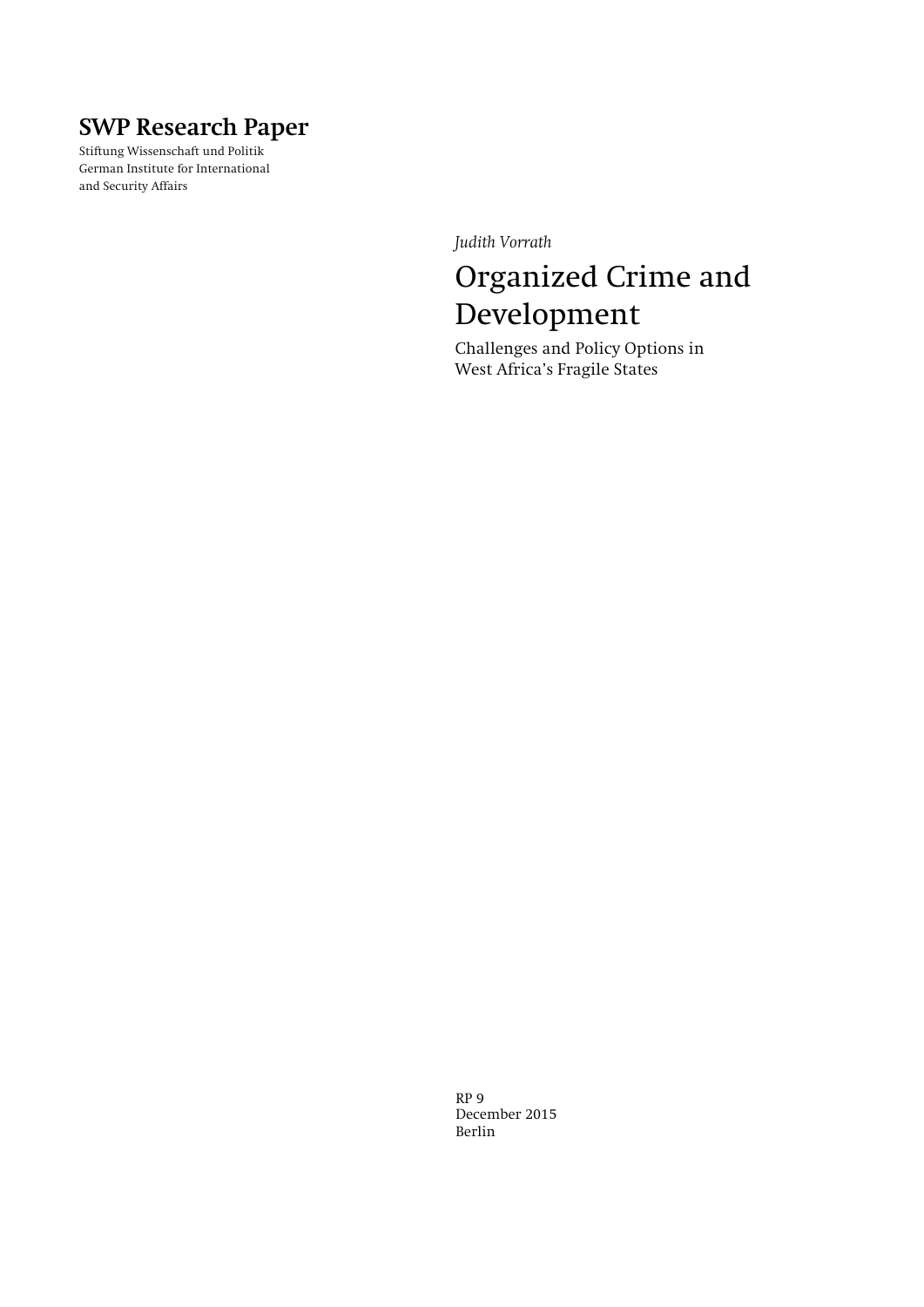**SWP Research Paper**

Stiftung Wissenschaft und Politik
German Institute for International
and Security Affairs

*Judith Vorrath*

# Organized Crime and Development

Challenges and Policy Options in
West Africa's Fragile States

RP 9
December 2015
Berlin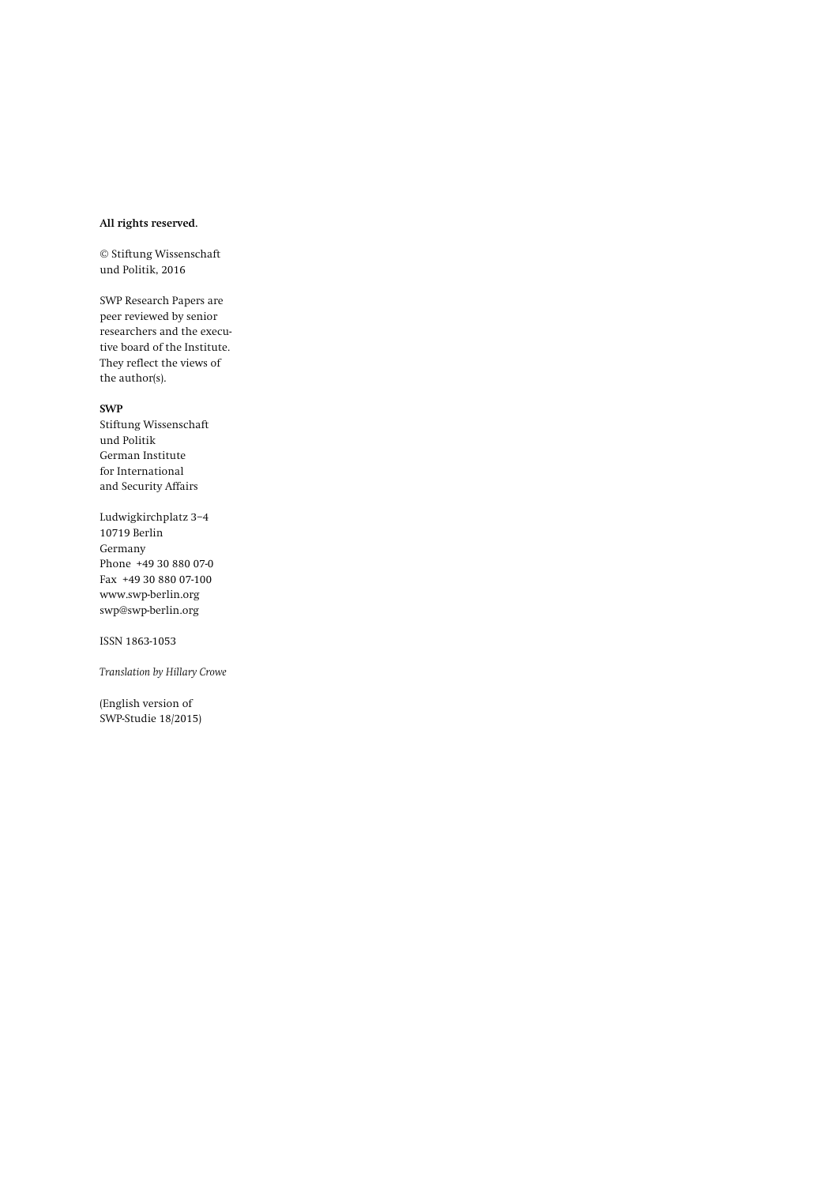**All rights reserved.**

© Stiftung Wissenschaft und Politik, 2016

SWP Research Papers are peer reviewed by senior researchers and the executive board of the Institute. They reflect the views of the author(s).

**SWP**
Stiftung Wissenschaft und Politik
German Institute for International and Security Affairs

Ludwigkirchplatz 3−4
10719 Berlin
Germany
Phone +49 30 880 07-0
Fax +49 30 880 07-100
www.swp-berlin.org
swp@swp-berlin.org

ISSN 1863-1053

*Translation by Hillary Crowe*

(English version of SWP-Studie 18/2015)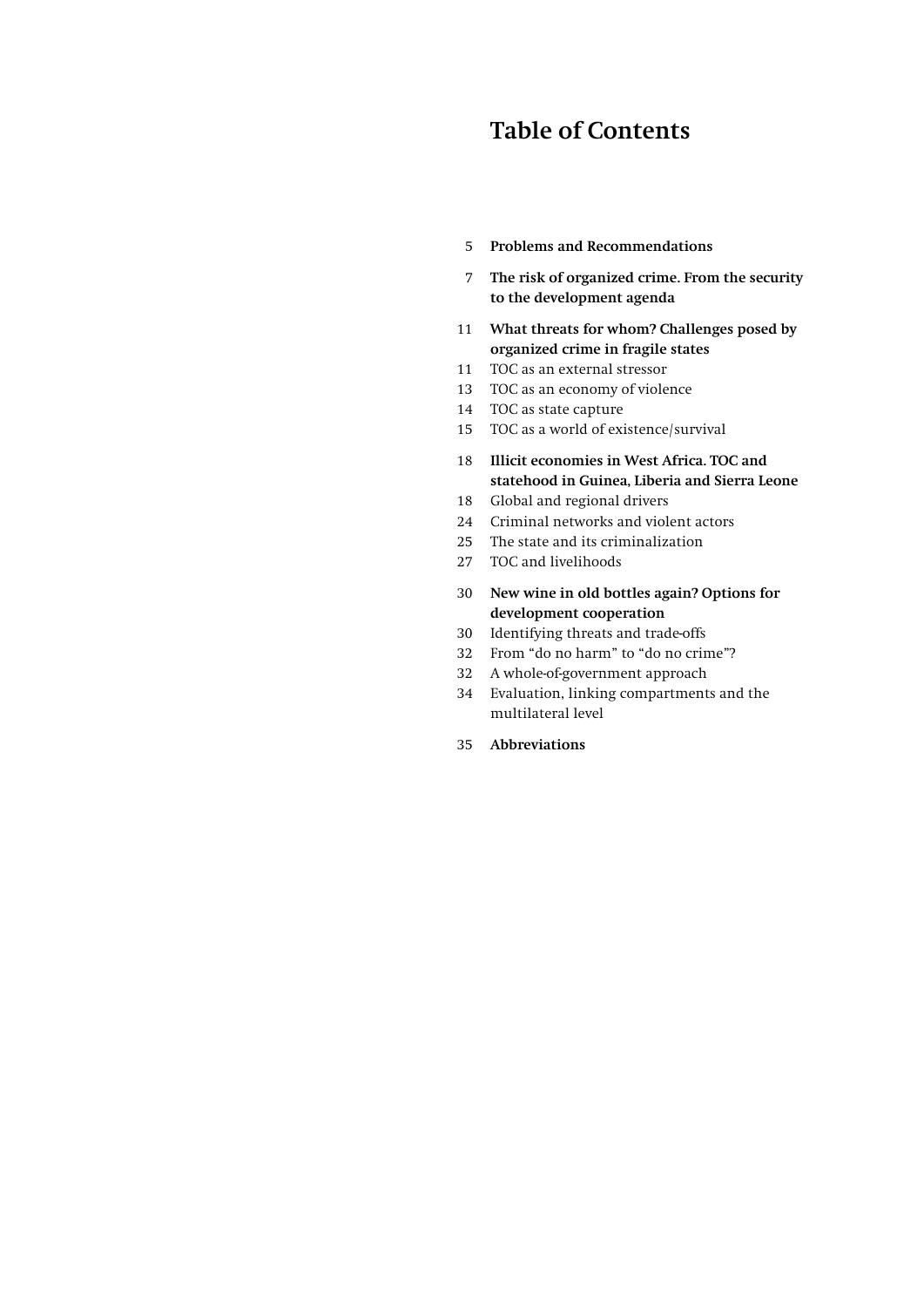# Table of Contents

5 **Problems and Recommendations**

7 **The risk of organized crime. From the security to the development agenda**

11 **What threats for whom? Challenges posed by organized crime in fragile states**
11 TOC as an external stressor
13 TOC as an economy of violence
14 TOC as state capture
15 TOC as a world of existence/survival

18 **Illicit economies in West Africa. TOC and statehood in Guinea, Liberia and Sierra Leone**
18 Global and regional drivers
24 Criminal networks and violent actors
25 The state and its criminalization
27 TOC and livelihoods

30 **New wine in old bottles again? Options for development cooperation**
30 Identifying threats and trade-offs
32 From "do no harm" to "do no crime"?
32 A whole-of-government approach
34 Evaluation, linking compartments and the multilateral level

35 **Abbreviations**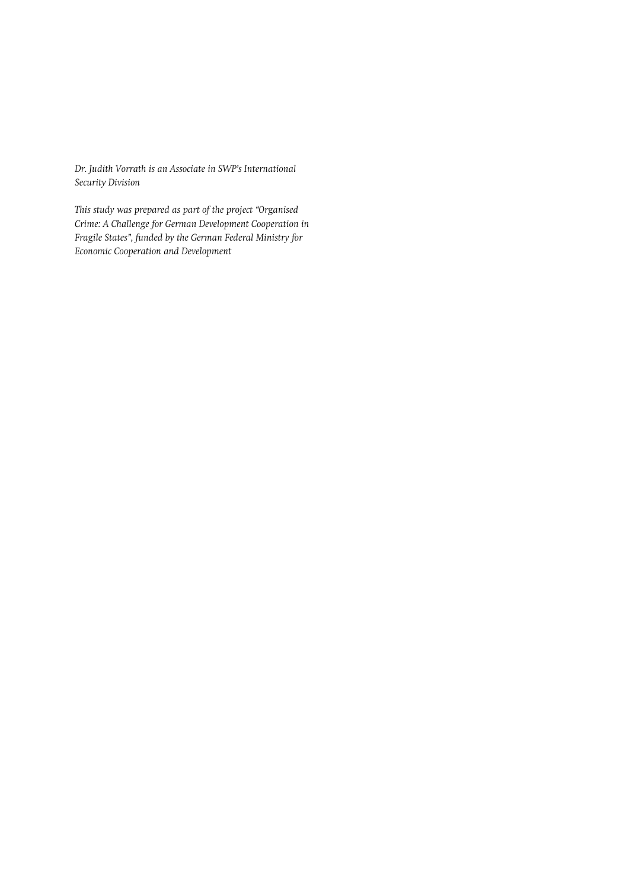*Dr. Judith Vorrath is an Associate in SWP's International Security Division*

*This study was prepared as part of the project "Organised Crime: A Challenge for German Development Cooperation in Fragile States", funded by the German Federal Ministry for Economic Cooperation and Development*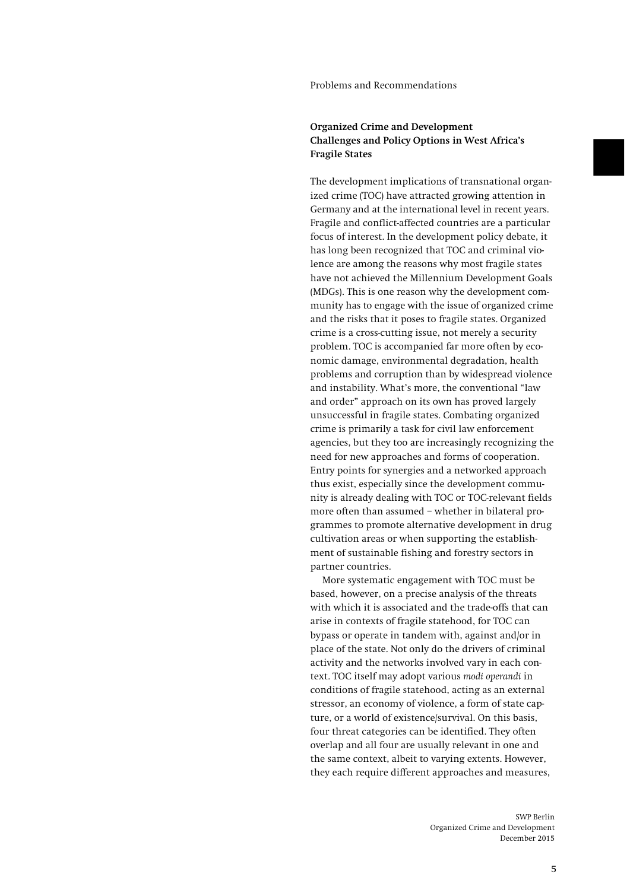Problems and Recommendations

## Organized Crime and Development Challenges and Policy Options in West Africa's Fragile States

The development implications of transnational organized crime (TOC) have attracted growing attention in Germany and at the international level in recent years. Fragile and conflict-affected countries are a particular focus of interest. In the development policy debate, it has long been recognized that TOC and criminal violence are among the reasons why most fragile states have not achieved the Millennium Development Goals (MDGs). This is one reason why the development community has to engage with the issue of organized crime and the risks that it poses to fragile states. Organized crime is a cross-cutting issue, not merely a security problem. TOC is accompanied far more often by economic damage, environmental degradation, health problems and corruption than by widespread violence and instability. What's more, the conventional "law and order" approach on its own has proved largely unsuccessful in fragile states. Combating organized crime is primarily a task for civil law enforcement agencies, but they too are increasingly recognizing the need for new approaches and forms of cooperation. Entry points for synergies and a networked approach thus exist, especially since the development community is already dealing with TOC or TOC-relevant fields more often than assumed – whether in bilateral programmes to promote alternative development in drug cultivation areas or when supporting the establishment of sustainable fishing and forestry sectors in partner countries.

More systematic engagement with TOC must be based, however, on a precise analysis of the threats with which it is associated and the trade-offs that can arise in contexts of fragile statehood, for TOC can bypass or operate in tandem with, against and/or in place of the state. Not only do the drivers of criminal activity and the networks involved vary in each context. TOC itself may adopt various *modi operandi* in conditions of fragile statehood, acting as an external stressor, an economy of violence, a form of state capture, or a world of existence/survival. On this basis, four threat categories can be identified. They often overlap and all four are usually relevant in one and the same context, albeit to varying extents. However, they each require different approaches and measures,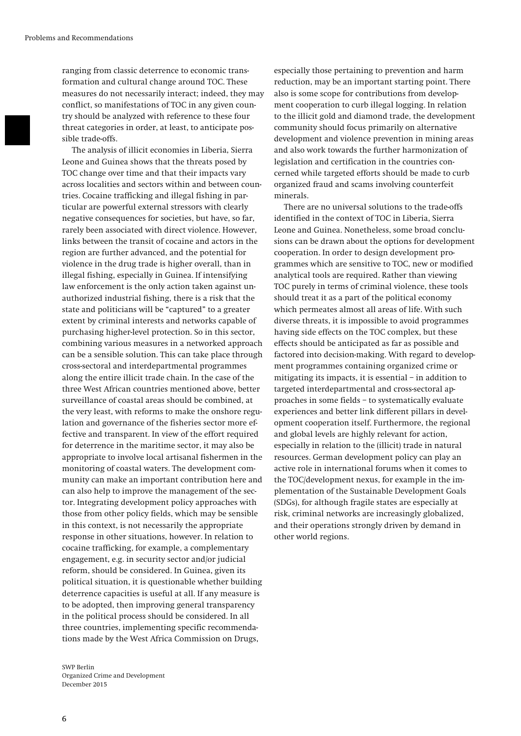ranging from classic deterrence to economic transformation and cultural change around TOC. These measures do not necessarily interact; indeed, they may conflict, so manifestations of TOC in any given country should be analyzed with reference to these four threat categories in order, at least, to anticipate possible trade-offs.

The analysis of illicit economies in Liberia, Sierra Leone and Guinea shows that the threats posed by TOC change over time and that their impacts vary across localities and sectors within and between countries. Cocaine trafficking and illegal fishing in particular are powerful external stressors with clearly negative consequences for societies, but have, so far, rarely been associated with direct violence. However, links between the transit of cocaine and actors in the region are further advanced, and the potential for violence in the drug trade is higher overall, than in illegal fishing, especially in Guinea. If intensifying law enforcement is the only action taken against unauthorized industrial fishing, there is a risk that the state and politicians will be "captured" to a greater extent by criminal interests and networks capable of purchasing higher-level protection. So in this sector, combining various measures in a networked approach can be a sensible solution. This can take place through cross-sectoral and interdepartmental programmes along the entire illicit trade chain. In the case of the three West African countries mentioned above, better surveillance of coastal areas should be combined, at the very least, with reforms to make the onshore regulation and governance of the fisheries sector more effective and transparent. In view of the effort required for deterrence in the maritime sector, it may also be appropriate to involve local artisanal fishermen in the monitoring of coastal waters. The development community can make an important contribution here and can also help to improve the management of the sector. Integrating development policy approaches with those from other policy fields, which may be sensible in this context, is not necessarily the appropriate response in other situations, however. In relation to cocaine trafficking, for example, a complementary engagement, e.g. in security sector and/or judicial reform, should be considered. In Guinea, given its political situation, it is questionable whether building deterrence capacities is useful at all. If any measure is to be adopted, then improving general transparency in the political process should be considered. In all three countries, implementing specific recommendations made by the West Africa Commission on Drugs, especially those pertaining to prevention and harm reduction, may be an important starting point. There also is some scope for contributions from development cooperation to curb illegal logging. In relation to the illicit gold and diamond trade, the development community should focus primarily on alternative development and violence prevention in mining areas and also work towards the further harmonization of legislation and certification in the countries concerned while targeted efforts should be made to curb organized fraud and scams involving counterfeit minerals.

There are no universal solutions to the trade-offs identified in the context of TOC in Liberia, Sierra Leone and Guinea. Nonetheless, some broad conclusions can be drawn about the options for development cooperation. In order to design development programmes which are sensitive to TOC, new or modified analytical tools are required. Rather than viewing TOC purely in terms of criminal violence, these tools should treat it as a part of the political economy which permeates almost all areas of life. With such diverse threats, it is impossible to avoid programmes having side effects on the TOC complex, but these effects should be anticipated as far as possible and factored into decision-making. With regard to development programmes containing organized crime or mitigating its impacts, it is essential – in addition to targeted interdepartmental and cross-sectoral approaches in some fields – to systematically evaluate experiences and better link different pillars in development cooperation itself. Furthermore, the regional and global levels are highly relevant for action, especially in relation to the (illicit) trade in natural resources. German development policy can play an active role in international forums when it comes to the TOC/development nexus, for example in the implementation of the Sustainable Development Goals (SDGs), for although fragile states are especially at risk, criminal networks are increasingly globalized, and their operations strongly driven by demand in other world regions.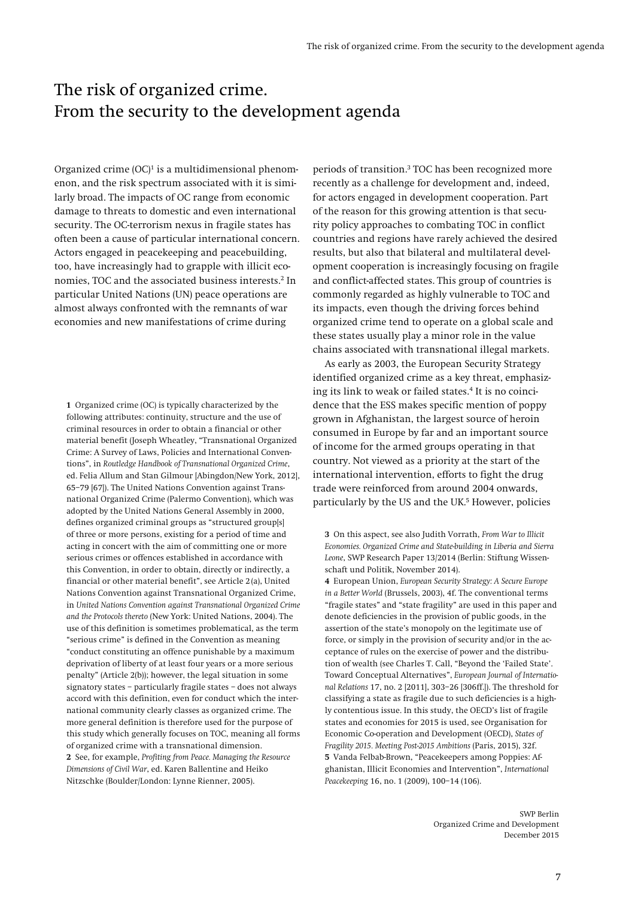# The risk of organized crime. From the security to the development agenda

Organized crime (OC)[1] is a multidimensional phenomenon, and the risk spectrum associated with it is similarly broad. The impacts of OC range from economic damage to threats to domestic and even international security. The OC-terrorism nexus in fragile states has often been a cause of particular international concern. Actors engaged in peacekeeping and peacebuilding, too, have increasingly had to grapple with illicit economies, TOC and the associated business interests.[2] In particular United Nations (UN) peace operations are almost always confronted with the remnants of war economies and new manifestations of crime during periods of transition.[3] TOC has been recognized more recently as a challenge for development and, indeed, for actors engaged in development cooperation. Part of the reason for this growing attention is that security policy approaches to combating TOC in conflict countries and regions have rarely achieved the desired results, but also that bilateral and multilateral development cooperation is increasingly focusing on fragile and conflict-affected states. This group of countries is commonly regarded as highly vulnerable to TOC and its impacts, even though the driving forces behind organized crime tend to operate on a global scale and these states usually play a minor role in the value chains associated with transnational illegal markets.

As early as 2003, the European Security Strategy identified organized crime as a key threat, emphasizing its link to weak or failed states.[4] It is no coincidence that the ESS makes specific mention of poppy grown in Afghanistan, the largest source of heroin consumed in Europe by far and an important source of income for the armed groups operating in that country. Not viewed as a priority at the start of the international intervention, efforts to fight the drug trade were reinforced from around 2004 onwards, particularly by the US and the UK.[5] However, policies

**1** Organized crime (OC) is typically characterized by the following attributes: continuity, structure and the use of criminal resources in order to obtain a financial or other material benefit (Joseph Wheatley, "Transnational Organized Crime: A Survey of Laws, Policies and International Conventions", in *Routledge Handbook of Transnational Organized Crime*, ed. Felia Allum and Stan Gilmour [Abingdon/New York, 2012], 65–79 [67]). The United Nations Convention against Transnational Organized Crime (Palermo Convention), which was adopted by the United Nations General Assembly in 2000, defines organized criminal groups as "structured group[s] of three or more persons, existing for a period of time and acting in concert with the aim of committing one or more serious crimes or offences established in accordance with this Convention, in order to obtain, directly or indirectly, a financial or other material benefit", see Article 2(a), United Nations Convention against Transnational Organized Crime, in *United Nations Convention against Transnational Organized Crime and the Protocols thereto* (New York: United Nations, 2004). The use of this definition is sometimes problematical, as the term "serious crime" is defined in the Convention as meaning "conduct constituting an offence punishable by a maximum deprivation of liberty of at least four years or a more serious penalty" (Article 2(b)); however, the legal situation in some signatory states – particularly fragile states – does not always accord with this definition, even for conduct which the international community clearly classes as organized crime. The more general definition is therefore used for the purpose of this study which generally focuses on TOC, meaning all forms of organized crime with a transnational dimension.

**2** See, for example, *Profiting from Peace. Managing the Resource Dimensions of Civil War*, ed. Karen Ballentine and Heiko Nitzschke (Boulder/London: Lynne Rienner, 2005).

**3** On this aspect, see also Judith Vorrath, *From War to Illicit Economies. Organized Crime and State-building in Liberia and Sierra Leone*, SWP Research Paper 13/2014 (Berlin: Stiftung Wissenschaft und Politik, November 2014).

**4** European Union, *European Security Strategy: A Secure Europe in a Better World* (Brussels, 2003), 4f. The conventional terms "fragile states" and "state fragility" are used in this paper and denote deficiencies in the provision of public goods, in the assertion of the state's monopoly on the legitimate use of force, or simply in the provision of security and/or in the acceptance of rules on the exercise of power and the distribution of wealth (see Charles T. Call, "Beyond the 'Failed State'. Toward Conceptual Alternatives", *European Journal of International Relations* 17, no. 2 [2011], 303–26 [306ff.]). The threshold for classifying a state as fragile due to such deficiencies is a highly contentious issue. In this study, the OECD's list of fragile states and economies for 2015 is used, see Organisation for Economic Co-operation and Development (OECD), *States of Fragility 2015. Meeting Post-2015 Ambitions* (Paris, 2015), 32f.

**5** Vanda Felbab-Brown, "Peacekeepers among Poppies: Afghanistan, Illicit Economies and Intervention", *International Peacekeeping* 16, no. 1 (2009), 100–14 (106).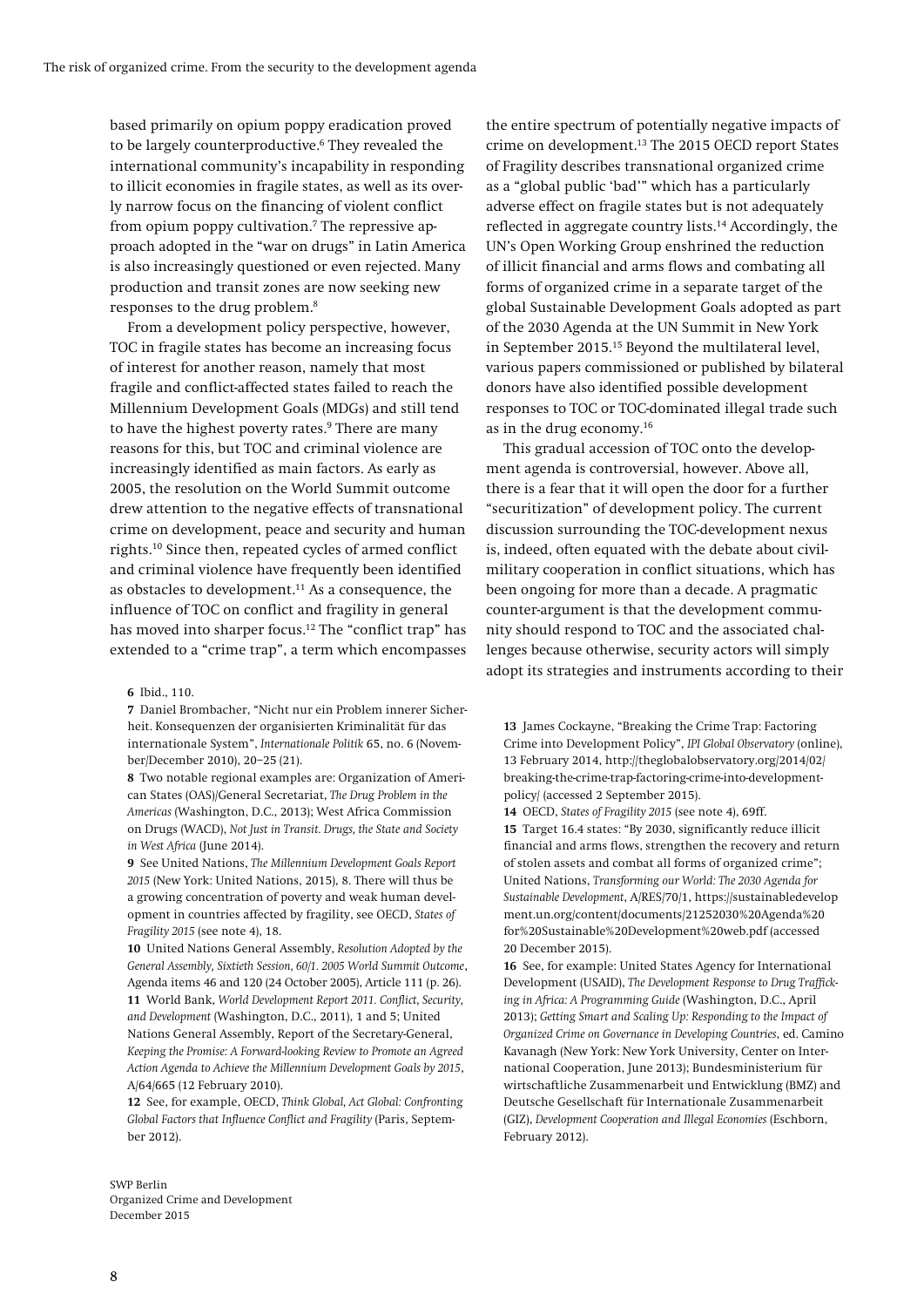based primarily on opium poppy eradication proved to be largely counterproductive.[6] They revealed the international community's incapability in responding to illicit economies in fragile states, as well as its overly narrow focus on the financing of violent conflict from opium poppy cultivation.[7] The repressive approach adopted in the "war on drugs" in Latin America is also increasingly questioned or even rejected. Many production and transit zones are now seeking new responses to the drug problem.[8]

From a development policy perspective, however, TOC in fragile states has become an increasing focus of interest for another reason, namely that most fragile and conflict-affected states failed to reach the Millennium Development Goals (MDGs) and still tend to have the highest poverty rates.[9] There are many reasons for this, but TOC and criminal violence are increasingly identified as main factors. As early as 2005, the resolution on the World Summit outcome drew attention to the negative effects of transnational crime on development, peace and security and human rights.[10] Since then, repeated cycles of armed conflict and criminal violence have frequently been identified as obstacles to development.[11] As a consequence, the influence of TOC on conflict and fragility in general has moved into sharper focus.[12] The "conflict trap" has extended to a "crime trap", a term which encompasses the entire spectrum of potentially negative impacts of crime on development.[13] The 2015 OECD report States of Fragility describes transnational organized crime as a "global public 'bad'" which has a particularly adverse effect on fragile states but is not adequately reflected in aggregate country lists.[14] Accordingly, the UN's Open Working Group enshrined the reduction of illicit financial and arms flows and combating all forms of organized crime in a separate target of the global Sustainable Development Goals adopted as part of the 2030 Agenda at the UN Summit in New York in September 2015.[15] Beyond the multilateral level, various papers commissioned or published by bilateral donors have also identified possible development responses to TOC or TOC-dominated illegal trade such as in the drug economy.[16]

This gradual accession of TOC onto the development agenda is controversial, however. Above all, there is a fear that it will open the door for a further "securitization" of development policy. The current discussion surrounding the TOC-development nexus is, indeed, often equated with the debate about civil-military cooperation in conflict situations, which has been ongoing for more than a decade. A pragmatic counter-argument is that the development community should respond to TOC and the associated challenges because otherwise, security actors will simply adopt its strategies and instruments according to their

**6** Ibid., 110.

**7** Daniel Brombacher, "Nicht nur ein Problem innerer Sicherheit. Konsequenzen der organisierten Kriminalität für das internationale System", *Internationale Politik* 65, no. 6 (November/December 2010), 20–25 (21).

**8** Two notable regional examples are: Organization of American States (OAS)/General Secretariat, *The Drug Problem in the Americas* (Washington, D.C., 2013); West Africa Commission on Drugs (WACD), *Not Just in Transit. Drugs, the State and Society in West Africa* (June 2014).

**9** See United Nations, *The Millennium Development Goals Report 2015* (New York: United Nations, 2015), 8. There will thus be a growing concentration of poverty and weak human development in countries affected by fragility, see OECD, *States of Fragility 2015* (see note 4), 18.

**10** United Nations General Assembly, *Resolution Adopted by the General Assembly, Sixtieth Session, 60/1. 2005 World Summit Outcome*, Agenda items 46 and 120 (24 October 2005), Article 111 (p. 26).

**11** World Bank, *World Development Report 2011. Conflict, Security, and Development* (Washington, D.C., 2011), 1 and 5; United Nations General Assembly, Report of the Secretary-General, *Keeping the Promise: A Forward-looking Review to Promote an Agreed Action Agenda to Achieve the Millennium Development Goals by 2015*, A/64/665 (12 February 2010).

**12** See, for example, OECD, *Think Global, Act Global: Confronting Global Factors that Influence Conflict and Fragility* (Paris, September 2012).

**13** James Cockayne, "Breaking the Crime Trap: Factoring Crime into Development Policy", *IPI Global Observatory* (online), 13 February 2014, http://theglobalobservatory.org/2014/02/breaking-the-crime-trap-factoring-crime-into-development-policy/ (accessed 2 September 2015).

**14** OECD, *States of Fragility 2015* (see note 4), 69ff.

**15** Target 16.4 states: "By 2030, significantly reduce illicit financial and arms flows, strengthen the recovery and return of stolen assets and combat all forms of organized crime"; United Nations, *Transforming our World: The 2030 Agenda for Sustainable Development*, A/RES/70/1, https://sustainabledevelopment.un.org/content/documents/21252030%20Agenda%20for%20Sustainable%20Development%20web.pdf (accessed 20 December 2015).

**16** See, for example: United States Agency for International Development (USAID), *The Development Response to Drug Trafficking in Africa: A Programming Guide* (Washington, D.C., April 2013); *Getting Smart and Scaling Up: Responding to the Impact of Organized Crime on Governance in Developing Countries*, ed. Camino Kavanagh (New York: New York University, Center on International Cooperation, June 2013); Bundesministerium für wirtschaftliche Zusammenarbeit und Entwicklung (BMZ) and Deutsche Gesellschaft für Internationale Zusammenarbeit (GIZ), *Development Cooperation and Illegal Economies* (Eschborn, February 2012).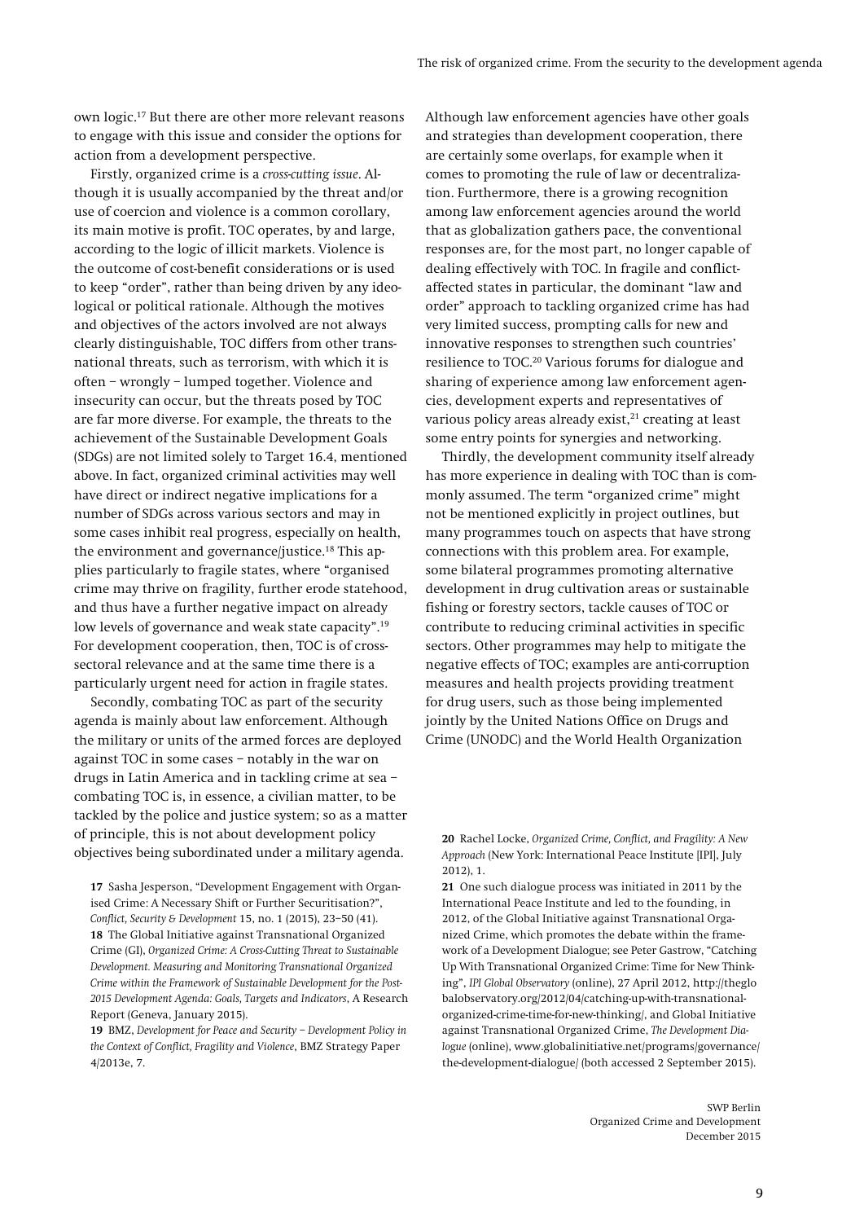own logic.[17] But there are other more relevant reasons to engage with this issue and consider the options for action from a development perspective.

Firstly, organized crime is a *cross-cutting issue*. Although it is usually accompanied by the threat and/or use of coercion and violence is a common corollary, its main motive is profit. TOC operates, by and large, according to the logic of illicit markets. Violence is the outcome of cost-benefit considerations or is used to keep "order", rather than being driven by any ideological or political rationale. Although the motives and objectives of the actors involved are not always clearly distinguishable, TOC differs from other transnational threats, such as terrorism, with which it is often – wrongly – lumped together. Violence and insecurity can occur, but the threats posed by TOC are far more diverse. For example, the threats to the achievement of the Sustainable Development Goals (SDGs) are not limited solely to Target 16.4, mentioned above. In fact, organized criminal activities may well have direct or indirect negative implications for a number of SDGs across various sectors and may in some cases inhibit real progress, especially on health, the environment and governance/justice.[18] This applies particularly to fragile states, where "organised crime may thrive on fragility, further erode statehood, and thus have a further negative impact on already low levels of governance and weak state capacity".[19] For development cooperation, then, TOC is of cross-sectoral relevance and at the same time there is a particularly urgent need for action in fragile states.

Secondly, combating TOC as part of the security agenda is mainly about law enforcement. Although the military or units of the armed forces are deployed against TOC in some cases – notably in the war on drugs in Latin America and in tackling crime at sea – combating TOC is, in essence, a civilian matter, to be tackled by the police and justice system; so as a matter of principle, this is not about development policy objectives being subordinated under a military agenda. Although law enforcement agencies have other goals and strategies than development cooperation, there are certainly some overlaps, for example when it comes to promoting the rule of law or decentralization. Furthermore, there is a growing recognition among law enforcement agencies around the world that as globalization gathers pace, the conventional responses are, for the most part, no longer capable of dealing effectively with TOC. In fragile and conflict-affected states in particular, the dominant "law and order" approach to tackling organized crime has had very limited success, prompting calls for new and innovative responses to strengthen such countries' resilience to TOC.[20] Various forums for dialogue and sharing of experience among law enforcement agencies, development experts and representatives of various policy areas already exist,[21] creating at least some entry points for synergies and networking.

Thirdly, the development community itself already has more experience in dealing with TOC than is commonly assumed. The term "organized crime" might not be mentioned explicitly in project outlines, but many programmes touch on aspects that have strong connections with this problem area. For example, some bilateral programmes promoting alternative development in drug cultivation areas or sustainable fishing or forestry sectors, tackle causes of TOC or contribute to reducing criminal activities in specific sectors. Other programmes may help to mitigate the negative effects of TOC; examples are anti-corruption measures and health projects providing treatment for drug users, such as those being implemented jointly by the United Nations Office on Drugs and Crime (UNODC) and the World Health Organization

**17** Sasha Jesperson, "Development Engagement with Organised Crime: A Necessary Shift or Further Securitisation?", *Conflict, Security & Development* 15, no. 1 (2015), 23–50 (41).

**18** The Global Initiative against Transnational Organized Crime (GI), *Organized Crime: A Cross-Cutting Threat to Sustainable Development. Measuring and Monitoring Transnational Organized Crime within the Framework of Sustainable Development for the Post-2015 Development Agenda: Goals, Targets and Indicators*, A Research Report (Geneva, January 2015).

**19** BMZ, *Development for Peace and Security – Development Policy in the Context of Conflict, Fragility and Violence*, BMZ Strategy Paper 4/2013e, 7.

**20** Rachel Locke, *Organized Crime, Conflict, and Fragility: A New Approach* (New York: International Peace Institute [IPI], July 2012), 1.

**21** One such dialogue process was initiated in 2011 by the International Peace Institute and led to the founding, in 2012, of the Global Initiative against Transnational Organized Crime, which promotes the debate within the framework of a Development Dialogue; see Peter Gastrow, "Catching Up With Transnational Organized Crime: Time for New Thinking", *IPI Global Observatory* (online), 27 April 2012, http://theglobalobservatory.org/2012/04/catching-up-with-transnational-organized-crime-time-for-new-thinking/, and Global Initiative against Transnational Organized Crime, *The Development Dialogue* (online), www.globalinitiative.net/programs/governance/the-development-dialogue/ (both accessed 2 September 2015).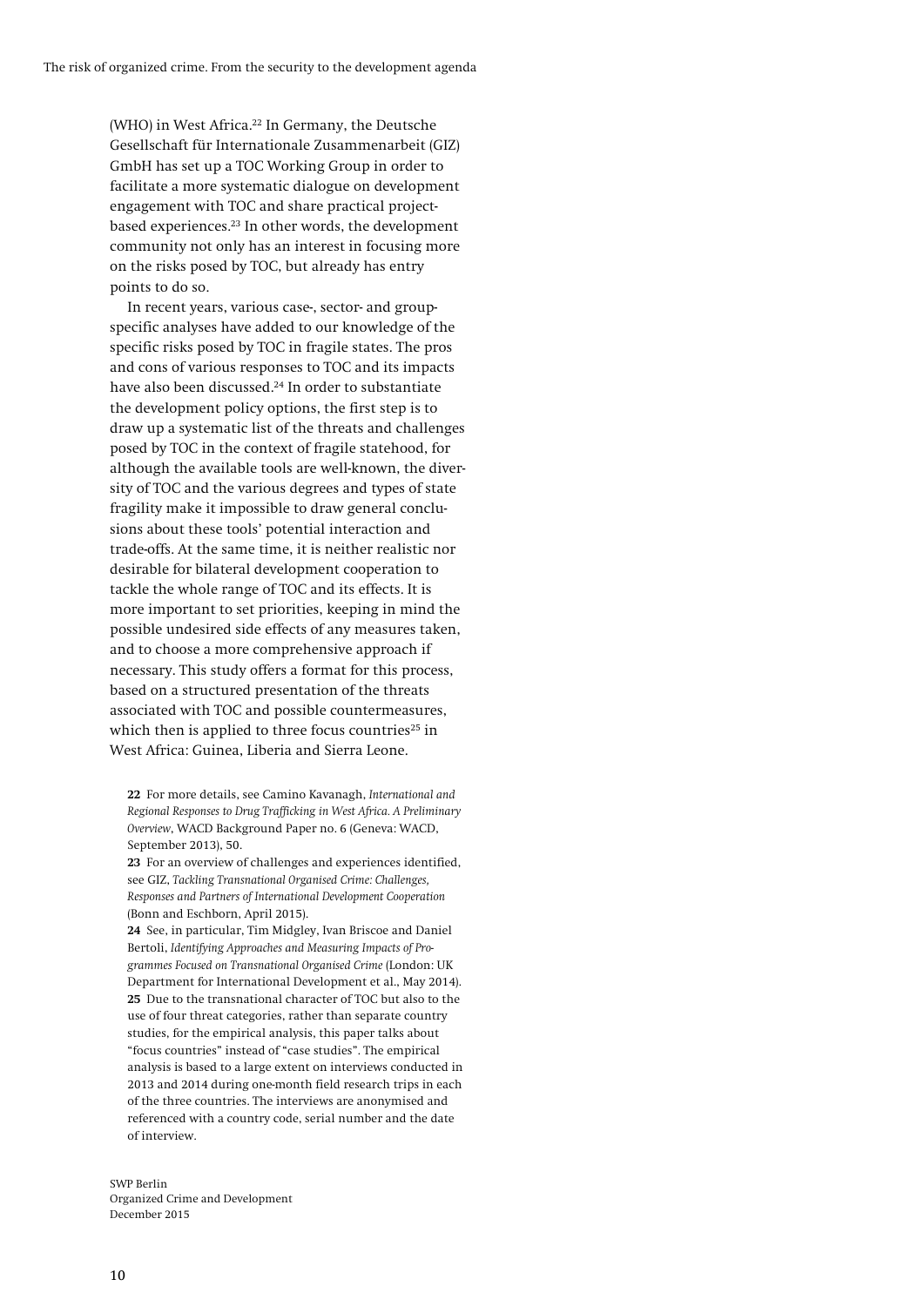(WHO) in West Africa.[22] In Germany, the Deutsche Gesellschaft für Internationale Zusammenarbeit (GIZ) GmbH has set up a TOC Working Group in order to facilitate a more systematic dialogue on development engagement with TOC and share practical project-based experiences.[23] In other words, the development community not only has an interest in focusing more on the risks posed by TOC, but already has entry points to do so.

In recent years, various case-, sector- and group-specific analyses have added to our knowledge of the specific risks posed by TOC in fragile states. The pros and cons of various responses to TOC and its impacts have also been discussed.[24] In order to substantiate the development policy options, the first step is to draw up a systematic list of the threats and challenges posed by TOC in the context of fragile statehood, for although the available tools are well-known, the diversity of TOC and the various degrees and types of state fragility make it impossible to draw general conclusions about these tools' potential interaction and trade-offs. At the same time, it is neither realistic nor desirable for bilateral development cooperation to tackle the whole range of TOC and its effects. It is more important to set priorities, keeping in mind the possible undesired side effects of any measures taken, and to choose a more comprehensive approach if necessary. This study offers a format for this process, based on a structured presentation of the threats associated with TOC and possible countermeasures, which then is applied to three focus countries[25] in West Africa: Guinea, Liberia and Sierra Leone.

**22** For more details, see Camino Kavanagh, *International and Regional Responses to Drug Trafficking in West Africa. A Preliminary Overview*, WACD Background Paper no. 6 (Geneva: WACD, September 2013), 50.

**23** For an overview of challenges and experiences identified, see GIZ, *Tackling Transnational Organised Crime: Challenges, Responses and Partners of International Development Cooperation* (Bonn and Eschborn, April 2015).

**24** See, in particular, Tim Midgley, Ivan Briscoe and Daniel Bertoli, *Identifying Approaches and Measuring Impacts of Programmes Focused on Transnational Organised Crime* (London: UK Department for International Development et al., May 2014).

**25** Due to the transnational character of TOC but also to the use of four threat categories, rather than separate country studies, for the empirical analysis, this paper talks about "focus countries" instead of "case studies". The empirical analysis is based to a large extent on interviews conducted in 2013 and 2014 during one-month field research trips in each of the three countries. The interviews are anonymised and referenced with a country code, serial number and the date of interview.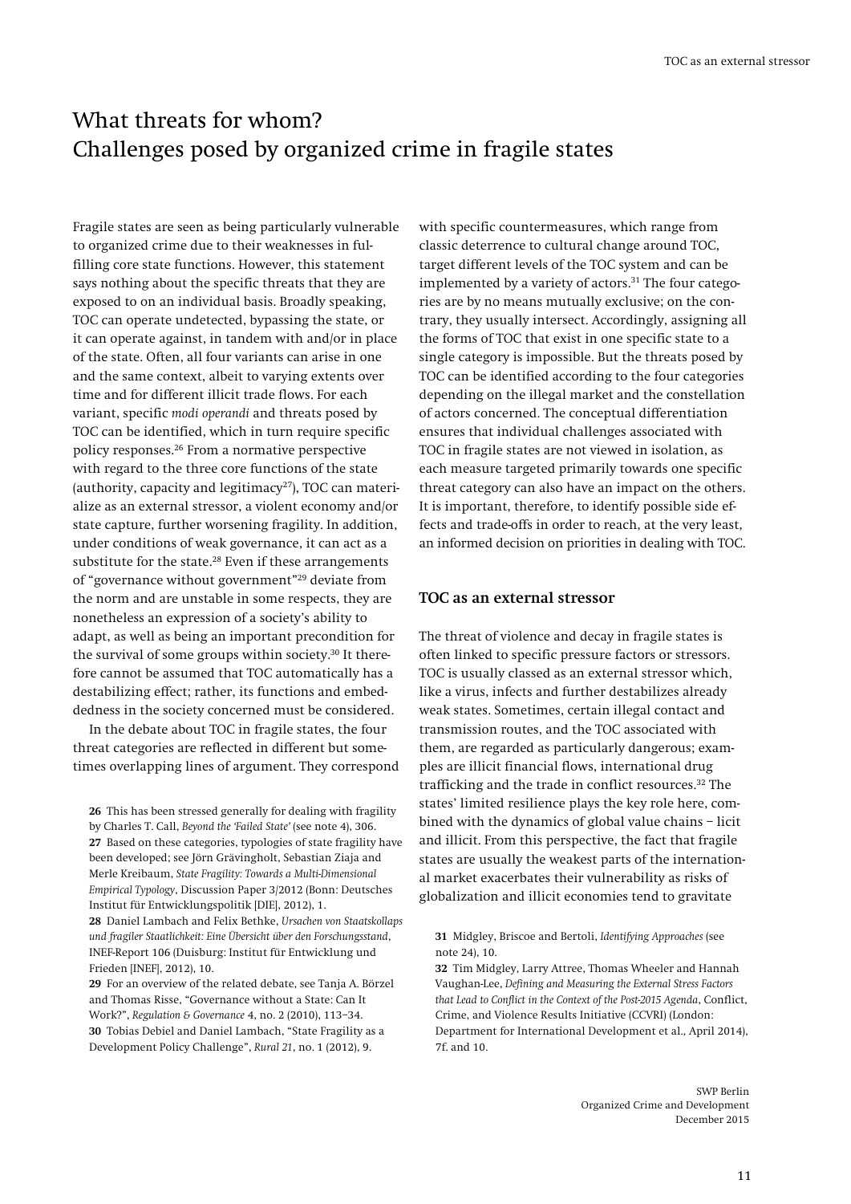# What threats for whom? Challenges posed by organized crime in fragile states

Fragile states are seen as being particularly vulnerable to organized crime due to their weaknesses in fulfilling core state functions. However, this statement says nothing about the specific threats that they are exposed to on an individual basis. Broadly speaking, TOC can operate undetected, bypassing the state, or it can operate against, in tandem with and/or in place of the state. Often, all four variants can arise in one and the same context, albeit to varying extents over time and for different illicit trade flows. For each variant, specific *modi operandi* and threats posed by TOC can be identified, which in turn require specific policy responses.[26] From a normative perspective with regard to the three core functions of the state (authority, capacity and legitimacy[27]), TOC can materialize as an external stressor, a violent economy and/or state capture, further worsening fragility. In addition, under conditions of weak governance, it can act as a substitute for the state.[28] Even if these arrangements of "governance without government"[29] deviate from the norm and are unstable in some respects, they are nonetheless an expression of a society's ability to adapt, as well as being an important precondition for the survival of some groups within society.[30] It therefore cannot be assumed that TOC automatically has a destabilizing effect; rather, its functions and embeddedness in the society concerned must be considered.

In the debate about TOC in fragile states, the four threat categories are reflected in different but sometimes overlapping lines of argument. They correspond with specific countermeasures, which range from classic deterrence to cultural change around TOC, target different levels of the TOC system and can be implemented by a variety of actors.[31] The four categories are by no means mutually exclusive; on the contrary, they usually intersect. Accordingly, assigning all the forms of TOC that exist in one specific state to a single category is impossible. But the threats posed by TOC can be identified according to the four categories depending on the illegal market and the constellation of actors concerned. The conceptual differentiation ensures that individual challenges associated with TOC in fragile states are not viewed in isolation, as each measure targeted primarily towards one specific threat category can also have an impact on the others. It is important, therefore, to identify possible side effects and trade-offs in order to reach, at the very least, an informed decision on priorities in dealing with TOC.

## TOC as an external stressor

The threat of violence and decay in fragile states is often linked to specific pressure factors or stressors. TOC is usually classed as an external stressor which, like a virus, infects and further destabilizes already weak states. Sometimes, certain illegal contact and transmission routes, and the TOC associated with them, are regarded as particularly dangerous; examples are illicit financial flows, international drug trafficking and the trade in conflict resources.[32] The states' limited resilience plays the key role here, combined with the dynamics of global value chains – licit and illicit. From this perspective, the fact that fragile states are usually the weakest parts of the international market exacerbates their vulnerability as risks of globalization and illicit economies tend to gravitate

---

**26** This has been stressed generally for dealing with fragility by Charles T. Call, *Beyond the 'Failed State'* (see note 4), 306.

**27** Based on these categories, typologies of state fragility have been developed; see Jörn Grävingholt, Sebastian Ziaja and Merle Kreibaum, *State Fragility: Towards a Multi-Dimensional Empirical Typology*, Discussion Paper 3/2012 (Bonn: Deutsches Institut für Entwicklungspolitik [DIE], 2012), 1.

**28** Daniel Lambach and Felix Bethke, *Ursachen von Staatskollaps und fragiler Staatlichkeit: Eine Übersicht über den Forschungsstand*, INEF-Report 106 (Duisburg: Institut für Entwicklung und Frieden [INEF], 2012), 10.

**29** For an overview of the related debate, see Tanja A. Börzel and Thomas Risse, "Governance without a State: Can It Work?", *Regulation & Governance* 4, no. 2 (2010), 113–34.

**30** Tobias Debiel and Daniel Lambach, "State Fragility as a Development Policy Challenge", *Rural 21*, no. 1 (2012), 9.

**31** Midgley, Briscoe and Bertoli, *Identifying Approaches* (see note 24), 10.

**32** Tim Midgley, Larry Attree, Thomas Wheeler and Hannah Vaughan-Lee, *Defining and Measuring the External Stress Factors that Lead to Conflict in the Context of the Post-2015 Agenda*, Conflict, Crime, and Violence Results Initiative (CCVRI) (London: Department for International Development et al., April 2014), 7f. and 10.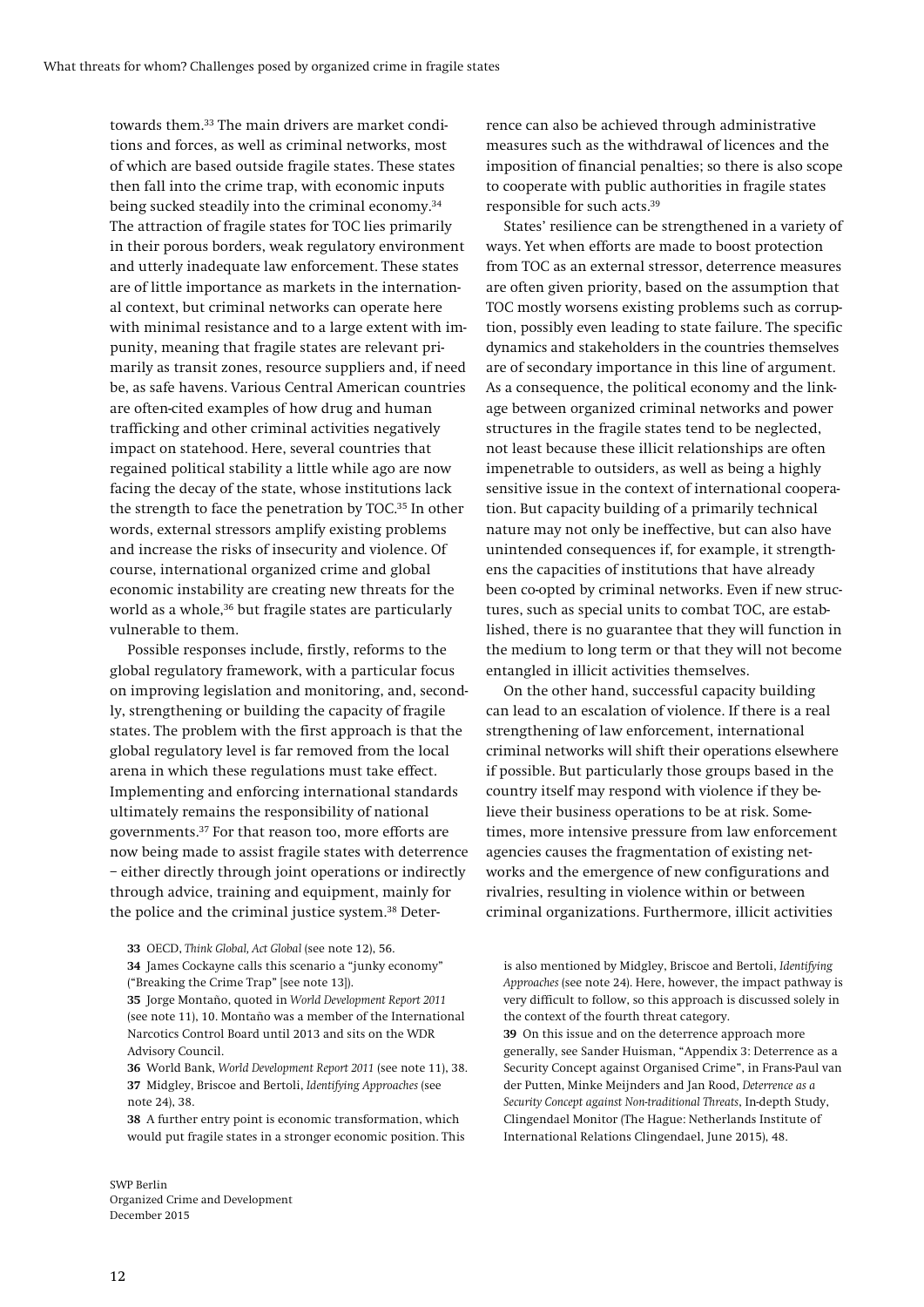towards them.[33] The main drivers are market conditions and forces, as well as criminal networks, most of which are based outside fragile states. These states then fall into the crime trap, with economic inputs being sucked steadily into the criminal economy.[34] The attraction of fragile states for TOC lies primarily in their porous borders, weak regulatory environment and utterly inadequate law enforcement. These states are of little importance as markets in the international context, but criminal networks can operate here with minimal resistance and to a large extent with impunity, meaning that fragile states are relevant primarily as transit zones, resource suppliers and, if need be, as safe havens. Various Central American countries are often-cited examples of how drug and human trafficking and other criminal activities negatively impact on statehood. Here, several countries that regained political stability a little while ago are now facing the decay of the state, whose institutions lack the strength to face the penetration by TOC.[35] In other words, external stressors amplify existing problems and increase the risks of insecurity and violence. Of course, international organized crime and global economic instability are creating new threats for the world as a whole,[36] but fragile states are particularly vulnerable to them.

Possible responses include, firstly, reforms to the global regulatory framework, with a particular focus on improving legislation and monitoring, and, secondly, strengthening or building the capacity of fragile states. The problem with the first approach is that the global regulatory level is far removed from the local arena in which these regulations must take effect. Implementing and enforcing international standards ultimately remains the responsibility of national governments.[37] For that reason too, more efforts are now being made to assist fragile states with deterrence – either directly through joint operations or indirectly through advice, training and equipment, mainly for the police and the criminal justice system.[38] Deterrence can also be achieved through administrative measures such as the withdrawal of licences and the imposition of financial penalties; so there is also scope to cooperate with public authorities in fragile states responsible for such acts.[39]

States' resilience can be strengthened in a variety of ways. Yet when efforts are made to boost protection from TOC as an external stressor, deterrence measures are often given priority, based on the assumption that TOC mostly worsens existing problems such as corruption, possibly even leading to state failure. The specific dynamics and stakeholders in the countries themselves are of secondary importance in this line of argument. As a consequence, the political economy and the linkage between organized criminal networks and power structures in the fragile states tend to be neglected, not least because these illicit relationships are often impenetrable to outsiders, as well as being a highly sensitive issue in the context of international cooperation. But capacity building of a primarily technical nature may not only be ineffective, but can also have unintended consequences if, for example, it strengthens the capacities of institutions that have already been co-opted by criminal networks. Even if new structures, such as special units to combat TOC, are established, there is no guarantee that they will function in the medium to long term or that they will not become entangled in illicit activities themselves.

On the other hand, successful capacity building can lead to an escalation of violence. If there is a real strengthening of law enforcement, international criminal networks will shift their operations elsewhere if possible. But particularly those groups based in the country itself may respond with violence if they believe their business operations to be at risk. Sometimes, more intensive pressure from law enforcement agencies causes the fragmentation of existing networks and the emergence of new configurations and rivalries, resulting in violence within or between criminal organizations. Furthermore, illicit activities

**33** OECD, *Think Global, Act Global* (see note 12), 56.

**34** James Cockayne calls this scenario a "junky economy" ("Breaking the Crime Trap" [see note 13]).

**35** Jorge Montaño, quoted in *World Development Report 2011* (see note 11), 10. Montaño was a member of the International Narcotics Control Board until 2013 and sits on the WDR Advisory Council.

**36** World Bank, *World Development Report 2011* (see note 11), 38.

**37** Midgley, Briscoe and Bertoli, *Identifying Approaches* (see note 24), 38.

**38** A further entry point is economic transformation, which would put fragile states in a stronger economic position. This is also mentioned by Midgley, Briscoe and Bertoli, *Identifying Approaches* (see note 24). Here, however, the impact pathway is very difficult to follow, so this approach is discussed solely in the context of the fourth threat category.

**39** On this issue and on the deterrence approach more generally, see Sander Huisman, "Appendix 3: Deterrence as a Security Concept against Organised Crime", in Frans-Paul van der Putten, Minke Meijnders and Jan Rood, *Deterrence as a Security Concept against Non-traditional Threats*, In-depth Study, Clingendael Monitor (The Hague: Netherlands Institute of International Relations Clingendael, June 2015), 48.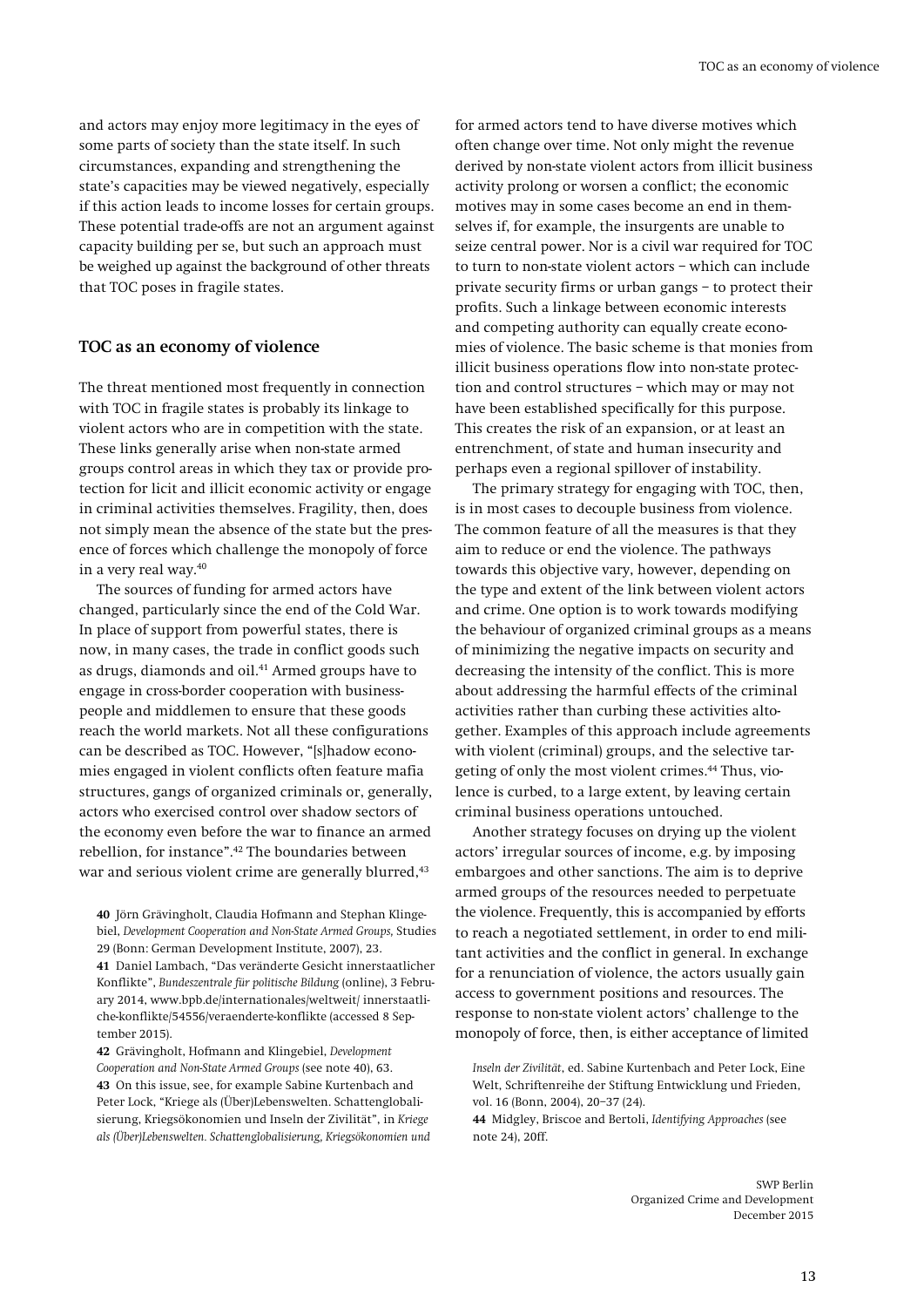and actors may enjoy more legitimacy in the eyes of some parts of society than the state itself. In such circumstances, expanding and strengthening the state's capacities may be viewed negatively, especially if this action leads to income losses for certain groups. These potential trade-offs are not an argument against capacity building per se, but such an approach must be weighed up against the background of other threats that TOC poses in fragile states.

## TOC as an economy of violence

The threat mentioned most frequently in connection with TOC in fragile states is probably its linkage to violent actors who are in competition with the state. These links generally arise when non-state armed groups control areas in which they tax or provide protection for licit and illicit economic activity or engage in criminal activities themselves. Fragility, then, does not simply mean the absence of the state but the presence of forces which challenge the monopoly of force in a very real way.[40]

The sources of funding for armed actors have changed, particularly since the end of the Cold War. In place of support from powerful states, there is now, in many cases, the trade in conflict goods such as drugs, diamonds and oil.[41] Armed groups have to engage in cross-border cooperation with businesspeople and middlemen to ensure that these goods reach the world markets. Not all these configurations can be described as TOC. However, "[s]hadow economies engaged in violent conflicts often feature mafia structures, gangs of organized criminals or, generally, actors who exercised control over shadow sectors of the economy even before the war to finance an armed rebellion, for instance".[42] The boundaries between war and serious violent crime are generally blurred,[43] for armed actors tend to have diverse motives which often change over time. Not only might the revenue derived by non-state violent actors from illicit business activity prolong or worsen a conflict; the economic motives may in some cases become an end in themselves if, for example, the insurgents are unable to seize central power. Nor is a civil war required for TOC to turn to non-state violent actors – which can include private security firms or urban gangs – to protect their profits. Such a linkage between economic interests and competing authority can equally create economies of violence. The basic scheme is that monies from illicit business operations flow into non-state protection and control structures – which may or may not have been established specifically for this purpose. This creates the risk of an expansion, or at least an entrenchment, of state and human insecurity and perhaps even a regional spillover of instability.

The primary strategy for engaging with TOC, then, is in most cases to decouple business from violence. The common feature of all the measures is that they aim to reduce or end the violence. The pathways towards this objective vary, however, depending on the type and extent of the link between violent actors and crime. One option is to work towards modifying the behaviour of organized criminal groups as a means of minimizing the negative impacts on security and decreasing the intensity of the conflict. This is more about addressing the harmful effects of the criminal activities rather than curbing these activities altogether. Examples of this approach include agreements with violent (criminal) groups, and the selective targeting of only the most violent crimes.[44] Thus, violence is curbed, to a large extent, by leaving certain criminal business operations untouched.

Another strategy focuses on drying up the violent actors' irregular sources of income, e.g. by imposing embargoes and other sanctions. The aim is to deprive armed groups of the resources needed to perpetuate the violence. Frequently, this is accompanied by efforts to reach a negotiated settlement, in order to end militant activities and the conflict in general. In exchange for a renunciation of violence, the actors usually gain access to government positions and resources. The response to non-state violent actors' challenge to the monopoly of force, then, is either acceptance of limited

**40** Jörn Grävingholt, Claudia Hofmann and Stephan Klingebiel, *Development Cooperation and Non-State Armed Groups*, Studies 29 (Bonn: German Development Institute, 2007), 23.

**41** Daniel Lambach, "Das veränderte Gesicht innerstaatlicher Konflikte", *Bundeszentrale für politische Bildung* (online), 3 February 2014, www.bpb.de/internationales/weltweit/ innerstaatliche-konflikte/54556/veraenderte-konflikte (accessed 8 September 2015).

**42** Grävingholt, Hofmann and Klingebiel, *Development Cooperation and Non-State Armed Groups* (see note 40), 63.

**43** On this issue, see, for example Sabine Kurtenbach and Peter Lock, "Kriege als (Über)Lebenswelten. Schattenglobalisierung, Kriegsökonomien und Inseln der Zivilität", in *Kriege als (Über)Lebenswelten. Schattenglobalisierung, Kriegsökonomien und Inseln der Zivilität*, ed. Sabine Kurtenbach and Peter Lock, Eine Welt, Schriftenreihe der Stiftung Entwicklung und Frieden, vol. 16 (Bonn, 2004), 20–37 (24).

**44** Midgley, Briscoe and Bertoli, *Identifying Approaches* (see note 24), 20ff.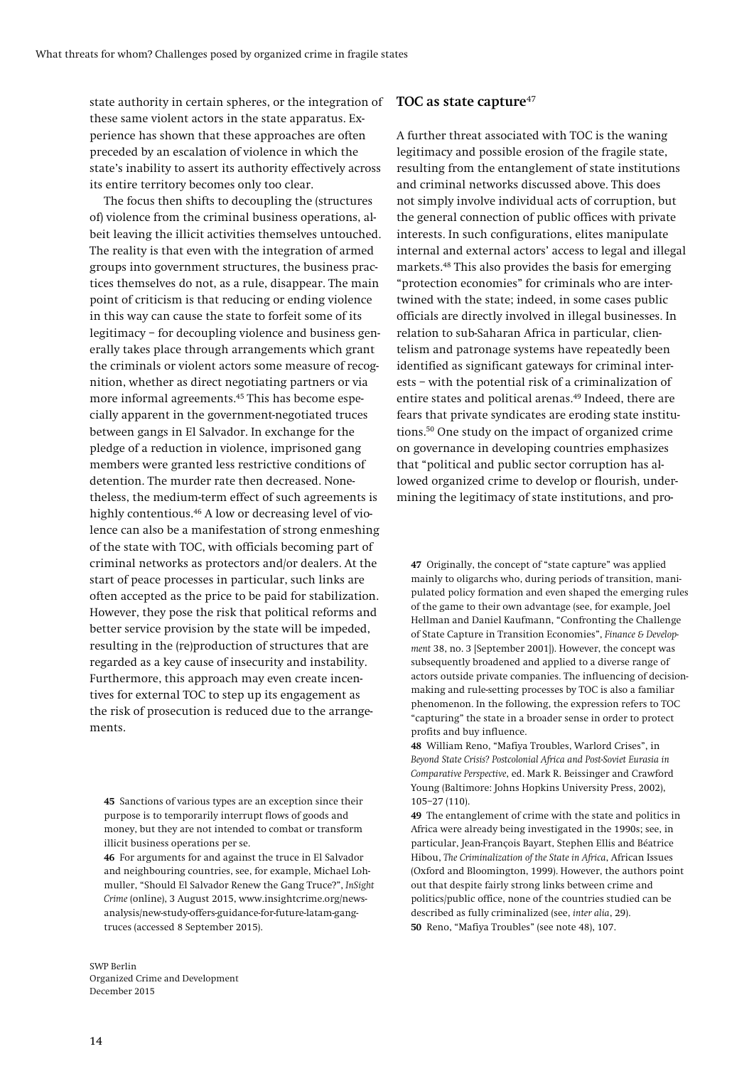state authority in certain spheres, or the integration of these same violent actors in the state apparatus. Experience has shown that these approaches are often preceded by an escalation of violence in which the state's inability to assert its authority effectively across its entire territory becomes only too clear.

The focus then shifts to decoupling the (structures of) violence from the criminal business operations, albeit leaving the illicit activities themselves untouched. The reality is that even with the integration of armed groups into government structures, the business practices themselves do not, as a rule, disappear. The main point of criticism is that reducing or ending violence in this way can cause the state to forfeit some of its legitimacy – for decoupling violence and business generally takes place through arrangements which grant the criminals or violent actors some measure of recognition, whether as direct negotiating partners or via more informal agreements.[45] This has become especially apparent in the government-negotiated truces between gangs in El Salvador. In exchange for the pledge of a reduction in violence, imprisoned gang members were granted less restrictive conditions of detention. The murder rate then decreased. Nonetheless, the medium-term effect of such agreements is highly contentious.[46] A low or decreasing level of violence can also be a manifestation of strong enmeshing of the state with TOC, with officials becoming part of criminal networks as protectors and/or dealers. At the start of peace processes in particular, such links are often accepted as the price to be paid for stabilization. However, they pose the risk that political reforms and better service provision by the state will be impeded, resulting in the (re)production of structures that are regarded as a key cause of insecurity and instability. Furthermore, this approach may even create incentives for external TOC to step up its engagement as the risk of prosecution is reduced due to the arrangements.

## TOC as state capture[47]

A further threat associated with TOC is the waning legitimacy and possible erosion of the fragile state, resulting from the entanglement of state institutions and criminal networks discussed above. This does not simply involve individual acts of corruption, but the general connection of public offices with private interests. In such configurations, elites manipulate internal and external actors' access to legal and illegal markets.[48] This also provides the basis for emerging "protection economies" for criminals who are intertwined with the state; indeed, in some cases public officials are directly involved in illegal businesses. In relation to sub-Saharan Africa in particular, clientelism and patronage systems have repeatedly been identified as significant gateways for criminal interests – with the potential risk of a criminalization of entire states and political arenas.[49] Indeed, there are fears that private syndicates are eroding state institutions.[50] One study on the impact of organized crime on governance in developing countries emphasizes that "political and public sector corruption has allowed organized crime to develop or flourish, undermining the legitimacy of state institutions, and pro-

---

**45** Sanctions of various types are an exception since their purpose is to temporarily interrupt flows of goods and money, but they are not intended to combat or transform illicit business operations per se.

**46** For arguments for and against the truce in El Salvador and neighbouring countries, see, for example, Michael Lohmuller, "Should El Salvador Renew the Gang Truce?", *InSight Crime* (online), 3 August 2015, www.insightcrime.org/news-analysis/new-study-offers-guidance-for-future-latam-gang-truces (accessed 8 September 2015).

**47** Originally, the concept of "state capture" was applied mainly to oligarchs who, during periods of transition, manipulated policy formation and even shaped the emerging rules of the game to their own advantage (see, for example, Joel Hellman and Daniel Kaufmann, "Confronting the Challenge of State Capture in Transition Economies", *Finance & Development* 38, no. 3 [September 2001]). However, the concept was subsequently broadened and applied to a diverse range of actors outside private companies. The influencing of decision-making and rule-setting processes by TOC is also a familiar phenomenon. In the following, the expression refers to TOC "capturing" the state in a broader sense in order to protect profits and buy influence.

**48** William Reno, "Mafiya Troubles, Warlord Crises", in *Beyond State Crisis? Postcolonial Africa and Post-Soviet Eurasia in Comparative Perspective*, ed. Mark R. Beissinger and Crawford Young (Baltimore: Johns Hopkins University Press, 2002), 105–27 (110).

**49** The entanglement of crime with the state and politics in Africa were already being investigated in the 1990s; see, in particular, Jean-François Bayart, Stephen Ellis and Béatrice Hibou, *The Criminalization of the State in Africa*, African Issues (Oxford and Bloomington, 1999). However, the authors point out that despite fairly strong links between crime and politics/public office, none of the countries studied can be described as fully criminalized (see, *inter alia*, 29).

**50** Reno, "Mafiya Troubles" (see note 48), 107.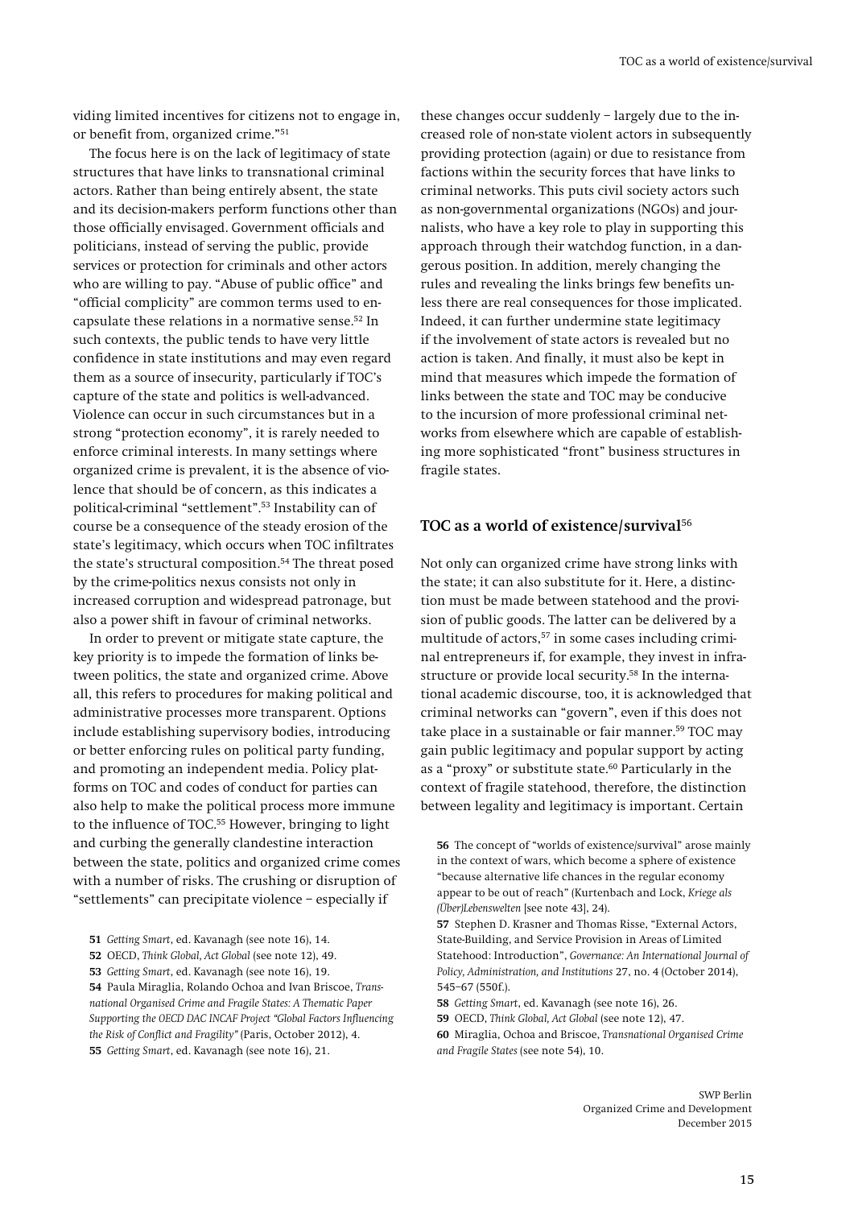viding limited incentives for citizens not to engage in, or benefit from, organized crime."[51]

The focus here is on the lack of legitimacy of state structures that have links to transnational criminal actors. Rather than being entirely absent, the state and its decision-makers perform functions other than those officially envisaged. Government officials and politicians, instead of serving the public, provide services or protection for criminals and other actors who are willing to pay. "Abuse of public office" and "official complicity" are common terms used to encapsulate these relations in a normative sense.[52] In such contexts, the public tends to have very little confidence in state institutions and may even regard them as a source of insecurity, particularly if TOC's capture of the state and politics is well-advanced. Violence can occur in such circumstances but in a strong "protection economy", it is rarely needed to enforce criminal interests. In many settings where organized crime is prevalent, it is the absence of violence that should be of concern, as this indicates a political-criminal "settlement".[53] Instability can of course be a consequence of the steady erosion of the state's legitimacy, which occurs when TOC infiltrates the state's structural composition.[54] The threat posed by the crime-politics nexus consists not only in increased corruption and widespread patronage, but also a power shift in favour of criminal networks.

In order to prevent or mitigate state capture, the key priority is to impede the formation of links between politics, the state and organized crime. Above all, this refers to procedures for making political and administrative processes more transparent. Options include establishing supervisory bodies, introducing or better enforcing rules on political party funding, and promoting an independent media. Policy platforms on TOC and codes of conduct for parties can also help to make the political process more immune to the influence of TOC.[55] However, bringing to light and curbing the generally clandestine interaction between the state, politics and organized crime comes with a number of risks. The crushing or disruption of "settlements" can precipitate violence – especially if these changes occur suddenly – largely due to the increased role of non-state violent actors in subsequently providing protection (again) or due to resistance from factions within the security forces that have links to criminal networks. This puts civil society actors such as non-governmental organizations (NGOs) and journalists, who have a key role to play in supporting this approach through their watchdog function, in a dangerous position. In addition, merely changing the rules and revealing the links brings few benefits unless there are real consequences for those implicated. Indeed, it can further undermine state legitimacy if the involvement of state actors is revealed but no action is taken. And finally, it must also be kept in mind that measures which impede the formation of links between the state and TOC may be conducive to the incursion of more professional criminal networks from elsewhere which are capable of establishing more sophisticated "front" business structures in fragile states.

## TOC as a world of existence/survival[56]

Not only can organized crime have strong links with the state; it can also substitute for it. Here, a distinction must be made between statehood and the provision of public goods. The latter can be delivered by a multitude of actors,[57] in some cases including criminal entrepreneurs if, for example, they invest in infrastructure or provide local security.[58] In the international academic discourse, too, it is acknowledged that criminal networks can "govern", even if this does not take place in a sustainable or fair manner.[59] TOC may gain public legitimacy and popular support by acting as a "proxy" or substitute state.[60] Particularly in the context of fragile statehood, therefore, the distinction between legality and legitimacy is important. Certain

---

**51** *Getting Smart*, ed. Kavanagh (see note 16), 14.

**52** OECD, *Think Global, Act Global* (see note 12), 49.

**53** *Getting Smart*, ed. Kavanagh (see note 16), 19.

**54** Paula Miraglia, Rolando Ochoa and Ivan Briscoe, *Transnational Organised Crime and Fragile States: A Thematic Paper Supporting the OECD DAC INCAF Project "Global Factors Influencing the Risk of Conflict and Fragility"* (Paris, October 2012), 4.

**55** *Getting Smart*, ed. Kavanagh (see note 16), 21.

**56** The concept of "worlds of existence/survival" arose mainly in the context of wars, which become a sphere of existence "because alternative life chances in the regular economy appear to be out of reach" (Kurtenbach and Lock, *Kriege als (Über)Lebenswelten* [see note 43], 24).

**57** Stephen D. Krasner and Thomas Risse, "External Actors, State-Building, and Service Provision in Areas of Limited Statehood: Introduction", *Governance: An International Journal of Policy, Administration, and Institutions* 27, no. 4 (October 2014), 545–67 (550f.).

**58** *Getting Smart*, ed. Kavanagh (see note 16), 26.

**59** OECD, *Think Global, Act Global* (see note 12), 47.

**60** Miraglia, Ochoa and Briscoe, *Transnational Organised Crime and Fragile States* (see note 54), 10.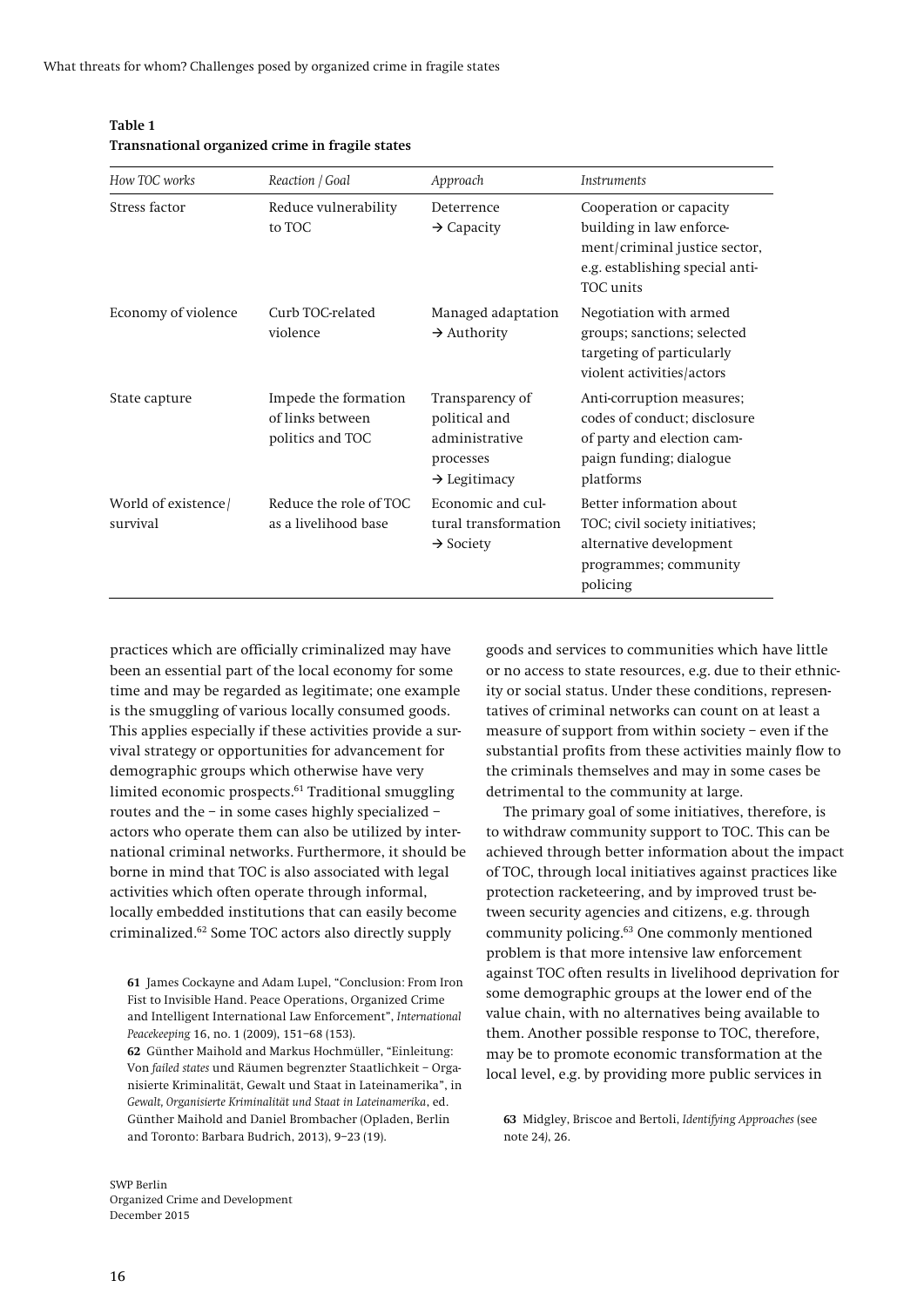**Table 1**
**Transnational organized crime in fragile states**

| *How TOC works* | *Reaction / Goal* | *Approach* | *Instruments* |
|---|---|---|---|
| Stress factor | Reduce vulnerability to TOC | Deterrence → Capacity | Cooperation or capacity building in law enforcement/criminal justice sector, e.g. establishing special anti-TOC units |
| Economy of violence | Curb TOC-related violence | Managed adaptation → Authority | Negotiation with armed groups; sanctions; selected targeting of particularly violent activities/actors |
| State capture | Impede the formation of links between politics and TOC | Transparency of political and administrative processes → Legitimacy | Anti-corruption measures; codes of conduct; disclosure of party and election campaign funding; dialogue platforms |
| World of existence/survival | Reduce the role of TOC as a livelihood base | Economic and cultural transformation → Society | Better information about TOC; civil society initiatives; alternative development programmes; community policing |

practices which are officially criminalized may have been an essential part of the local economy for some time and may be regarded as legitimate; one example is the smuggling of various locally consumed goods. This applies especially if these activities provide a survival strategy or opportunities for advancement for demographic groups which otherwise have very limited economic prospects.[61] Traditional smuggling routes and the – in some cases highly specialized – actors who operate them can also be utilized by international criminal networks. Furthermore, it should be borne in mind that TOC is also associated with legal activities which often operate through informal, locally embedded institutions that can easily become criminalized.[62] Some TOC actors also directly supply goods and services to communities which have little or no access to state resources, e.g. due to their ethnicity or social status. Under these conditions, representatives of criminal networks can count on at least a measure of support from within society – even if the substantial profits from these activities mainly flow to the criminals themselves and may in some cases be detrimental to the community at large.

The primary goal of some initiatives, therefore, is to withdraw community support to TOC. This can be achieved through better information about the impact of TOC, through local initiatives against practices like protection racketeering, and by improved trust between security agencies and citizens, e.g. through community policing.[63] One commonly mentioned problem is that more intensive law enforcement against TOC often results in livelihood deprivation for some demographic groups at the lower end of the value chain, with no alternatives being available to them. Another possible response to TOC, therefore, may be to promote economic transformation at the local level, e.g. by providing more public services in

**61** James Cockayne and Adam Lupel, "Conclusion: From Iron Fist to Invisible Hand. Peace Operations, Organized Crime and Intelligent International Law Enforcement", *International Peacekeeping* 16, no. 1 (2009), 151–68 (153).

**62** Günther Maihold and Markus Hochmüller, "Einleitung: Von *failed states* und Räumen begrenzter Staatlichkeit – Organisierte Kriminalität, Gewalt und Staat in Lateinamerika", in *Gewalt, Organisierte Kriminalität und Staat in Lateinamerika*, ed. Günther Maihold and Daniel Brombacher (Opladen, Berlin and Toronto: Barbara Budrich, 2013), 9–23 (19).

**63** Midgley, Briscoe and Bertoli, *Identifying Approaches* (see note 24), 26.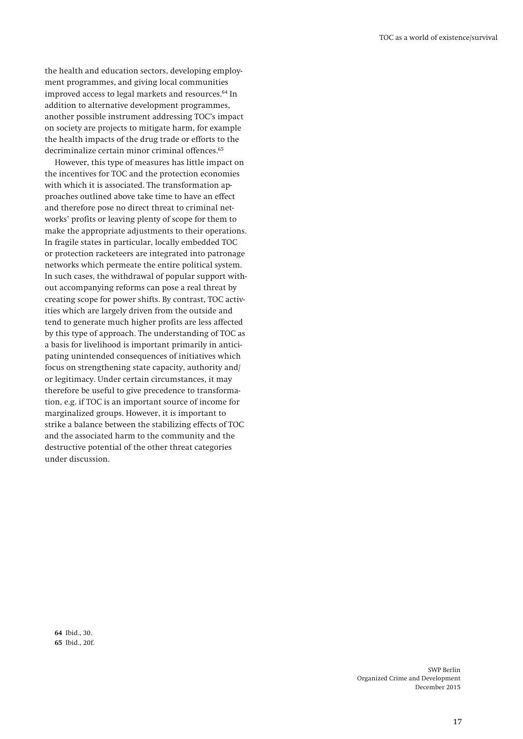the health and education sectors, developing employment programmes, and giving local communities improved access to legal markets and resources.[64] In addition to alternative development programmes, another possible instrument addressing TOC's impact on society are projects to mitigate harm, for example the health impacts of the drug trade or efforts to the decriminalize certain minor criminal offences.[65]

However, this type of measures has little impact on the incentives for TOC and the protection economies with which it is associated. The transformation approaches outlined above take time to have an effect and therefore pose no direct threat to criminal networks' profits or leaving plenty of scope for them to make the appropriate adjustments to their operations. In fragile states in particular, locally embedded TOC or protection racketeers are integrated into patronage networks which permeate the entire political system. In such cases, the withdrawal of popular support without accompanying reforms can pose a real threat by creating scope for power shifts. By contrast, TOC activities which are largely driven from the outside and tend to generate much higher profits are less affected by this type of approach. The understanding of TOC as a basis for livelihood is important primarily in anticipating unintended consequences of initiatives which focus on strengthening state capacity, authority and/or legitimacy. Under certain circumstances, it may therefore be useful to give precedence to transformation, e.g. if TOC is an important source of income for marginalized groups. However, it is important to strike a balance between the stabilizing effects of TOC and the associated harm to the community and the destructive potential of the other threat categories under discussion.

**64** Ibid., 30.
**65** Ibid., 20f.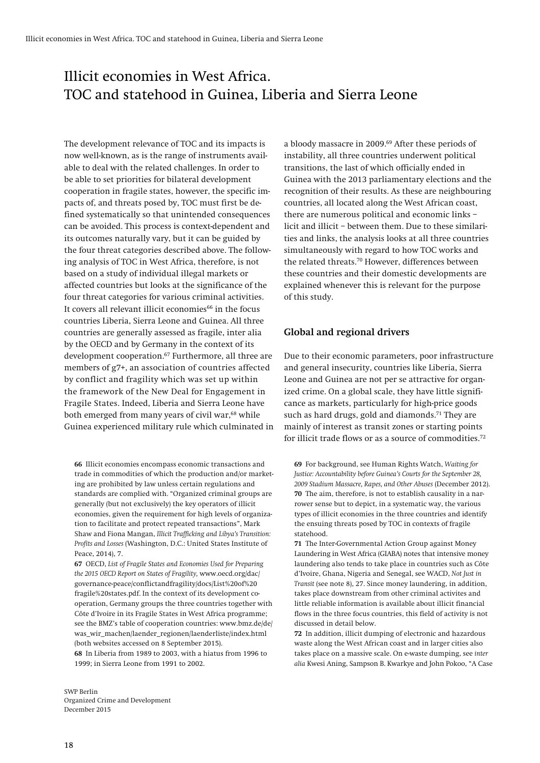# Illicit economies in West Africa. TOC and statehood in Guinea, Liberia and Sierra Leone

The development relevance of TOC and its impacts is now well-known, as is the range of instruments available to deal with the related challenges. In order to be able to set priorities for bilateral development cooperation in fragile states, however, the specific impacts of, and threats posed by, TOC must first be defined systematically so that unintended consequences can be avoided. This process is context-dependent and its outcomes naturally vary, but it can be guided by the four threat categories described above. The following analysis of TOC in West Africa, therefore, is not based on a study of individual illegal markets or affected countries but looks at the significance of the four threat categories for various criminal activities. It covers all relevant illicit economies[66] in the focus countries Liberia, Sierra Leone and Guinea. All three countries are generally assessed as fragile, inter alia by the OECD and by Germany in the context of its development cooperation.[67] Furthermore, all three are members of g7+, an association of countries affected by conflict and fragility which was set up within the framework of the New Deal for Engagement in Fragile States. Indeed, Liberia and Sierra Leone have both emerged from many years of civil war,[68] while Guinea experienced military rule which culminated in a bloody massacre in 2009.[69] After these periods of instability, all three countries underwent political transitions, the last of which officially ended in Guinea with the 2013 parliamentary elections and the recognition of their results. As these are neighbouring countries, all located along the West African coast, there are numerous political and economic links – licit and illicit – between them. Due to these similarities and links, the analysis looks at all three countries simultaneously with regard to how TOC works and the related threats.[70] However, differences between these countries and their domestic developments are explained whenever this is relevant for the purpose of this study.

## Global and regional drivers

Due to their economic parameters, poor infrastructure and general insecurity, countries like Liberia, Sierra Leone and Guinea are not per se attractive for organized crime. On a global scale, they have little significance as markets, particularly for high-price goods such as hard drugs, gold and diamonds.[71] They are mainly of interest as transit zones or starting points for illicit trade flows or as a source of commodities.[72]

---

**66** Illicit economies encompass economic transactions and trade in commodities of which the production and/or marketing are prohibited by law unless certain regulations and standards are complied with. "Organized criminal groups are generally (but not exclusively) the key operators of illicit economies, given the requirement for high levels of organization to facilitate and protect repeated transactions", Mark Shaw and Fiona Mangan, *Illicit Trafficking and Libya's Transition: Profits and Losses* (Washington, D.C.: United States Institute of Peace, 2014), 7.

**67** OECD, *List of Fragile States and Economies Used for Preparing the 2015 OECD Report on States of Fragility,* www.oecd.org/dac/governance-peace/conflictandfragility/docs/List%20of%20fragile%20states.pdf. In the context of its development cooperation, Germany groups the three countries together with Côte d'Ivoire in its Fragile States in West Africa programme; see the BMZ's table of cooperation countries: www.bmz.de/de/was_wir_machen/laender_regionen/laenderliste/index.html (both websites accessed on 8 September 2015).

**68** In Liberia from 1989 to 2003, with a hiatus from 1996 to 1999; in Sierra Leone from 1991 to 2002.

**69** For background, see Human Rights Watch, *Waiting for Justice: Accountability before Guinea's Courts for the September 28, 2009 Stadium Massacre, Rapes, and Other Abuses* (December 2012).

**70** The aim, therefore, is not to establish causality in a narrower sense but to depict, in a systematic way, the various types of illicit economies in the three countries and identify the ensuing threats posed by TOC in contexts of fragile statehood.

**71** The Inter-Governmental Action Group against Money Laundering in West Africa (GIABA) notes that intensive money laundering also tends to take place in countries such as Côte d'Ivoire, Ghana, Nigeria and Senegal, see WACD, *Not Just in Transit* (see note 8), 27. Since money laundering, in addition, takes place downstream from other criminal activites and little reliable information is available about illicit financial flows in the three focus countries, this field of activity is not discussed in detail below.

**72** In addition, illicit dumping of electronic and hazardous waste along the West African coast and in larger cities also takes place on a massive scale. On e-waste dumping, see *inter alia* Kwesi Aning, Sampson B. Kwarkye and John Pokoo, "A Case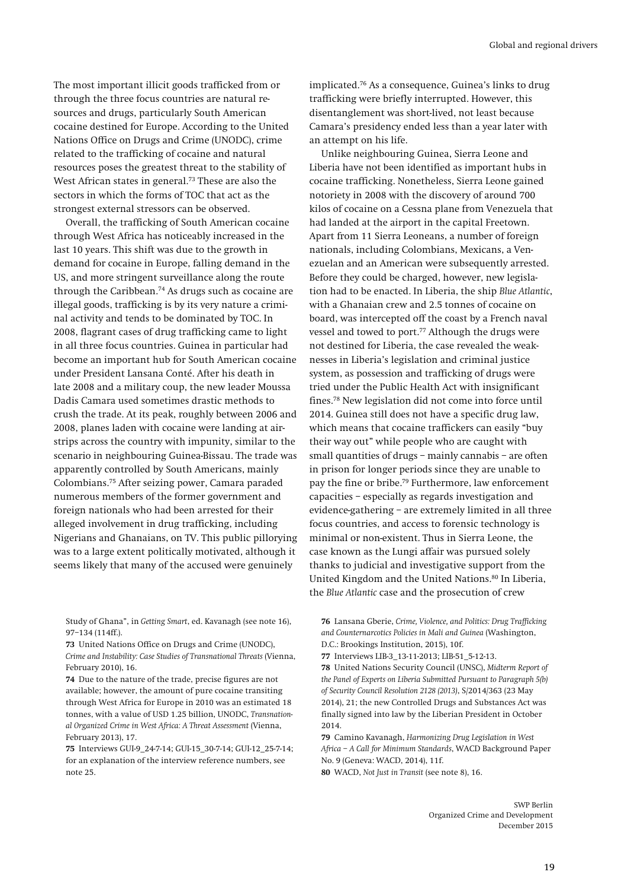The most important illicit goods trafficked from or through the three focus countries are natural resources and drugs, particularly South American cocaine destined for Europe. According to the United Nations Office on Drugs and Crime (UNODC), crime related to the trafficking of cocaine and natural resources poses the greatest threat to the stability of West African states in general.[73] These are also the sectors in which the forms of TOC that act as the strongest external stressors can be observed.

Overall, the trafficking of South American cocaine through West Africa has noticeably increased in the last 10 years. This shift was due to the growth in demand for cocaine in Europe, falling demand in the US, and more stringent surveillance along the route through the Caribbean.[74] As drugs such as cocaine are illegal goods, trafficking is by its very nature a criminal activity and tends to be dominated by TOC. In 2008, flagrant cases of drug trafficking came to light in all three focus countries. Guinea in particular had become an important hub for South American cocaine under President Lansana Conté. After his death in late 2008 and a military coup, the new leader Moussa Dadis Camara used sometimes drastic methods to crush the trade. At its peak, roughly between 2006 and 2008, planes laden with cocaine were landing at airstrips across the country with impunity, similar to the scenario in neighbouring Guinea-Bissau. The trade was apparently controlled by South Americans, mainly Colombians.[75] After seizing power, Camara paraded numerous members of the former government and foreign nationals who had been arrested for their alleged involvement in drug trafficking, including Nigerians and Ghanaians, on TV. This public pillorying was to a large extent politically motivated, although it seems likely that many of the accused were genuinely implicated.[76] As a consequence, Guinea's links to drug trafficking were briefly interrupted. However, this disentanglement was short-lived, not least because Camara's presidency ended less than a year later with an attempt on his life.

Unlike neighbouring Guinea, Sierra Leone and Liberia have not been identified as important hubs in cocaine trafficking. Nonetheless, Sierra Leone gained notoriety in 2008 with the discovery of around 700 kilos of cocaine on a Cessna plane from Venezuela that had landed at the airport in the capital Freetown. Apart from 11 Sierra Leoneans, a number of foreign nationals, including Colombians, Mexicans, a Venezuelan and an American were subsequently arrested. Before they could be charged, however, new legislation had to be enacted. In Liberia, the ship *Blue Atlantic*, with a Ghanaian crew and 2.5 tonnes of cocaine on board, was intercepted off the coast by a French naval vessel and towed to port.[77] Although the drugs were not destined for Liberia, the case revealed the weaknesses in Liberia's legislation and criminal justice system, as possession and trafficking of drugs were tried under the Public Health Act with insignificant fines.[78] New legislation did not come into force until 2014. Guinea still does not have a specific drug law, which means that cocaine traffickers can easily "buy their way out" while people who are caught with small quantities of drugs – mainly cannabis – are often in prison for longer periods since they are unable to pay the fine or bribe.[79] Furthermore, law enforcement capacities – especially as regards investigation and evidence-gathering – are extremely limited in all three focus countries, and access to forensic technology is minimal or non-existent. Thus in Sierra Leone, the case known as the Lungi affair was pursued solely thanks to judicial and investigative support from the United Kingdom and the United Nations.[80] In Liberia, the *Blue Atlantic* case and the prosecution of crew

---

Study of Ghana", in *Getting Smart*, ed. Kavanagh (see note 16), 97–134 (114ff.).

**73** United Nations Office on Drugs and Crime (UNODC), *Crime and Instability: Case Studies of Transnational Threats* (Vienna, February 2010), 16.

**74** Due to the nature of the trade, precise figures are not available; however, the amount of pure cocaine transiting through West Africa for Europe in 2010 was an estimated 18 tonnes, with a value of USD 1.25 billion, UNODC, *Transnational Organized Crime in West Africa: A Threat Assessment* (Vienna, February 2013), 17.

**75** Interviews GUI-9_24-7-14; GUI-15_30-7-14; GUI-12_25-7-14; for an explanation of the interview reference numbers, see note 25.

**76** Lansana Gberie, *Crime, Violence, and Politics: Drug Trafficking and Counternarcotics Policies in Mali and Guinea* (Washington, D.C.: Brookings Institution, 2015), 10f.

**77** Interviews LIB-3_13-11-2013; LIB-51_5-12-13.

**78** United Nations Security Council (UNSC), *Midterm Report of the Panel of Experts on Liberia Submitted Pursuant to Paragraph 5(b) of Security Council Resolution 2128 (2013)*, S/2014/363 (23 May 2014), 21; the new Controlled Drugs and Substances Act was finally signed into law by the Liberian President in October 2014.

**79** Camino Kavanagh, *Harmonizing Drug Legislation in West Africa – A Call for Minimum Standards*, WACD Background Paper No. 9 (Geneva: WACD, 2014), 11f.

**80** WACD, *Not Just in Transit* (see note 8), 16.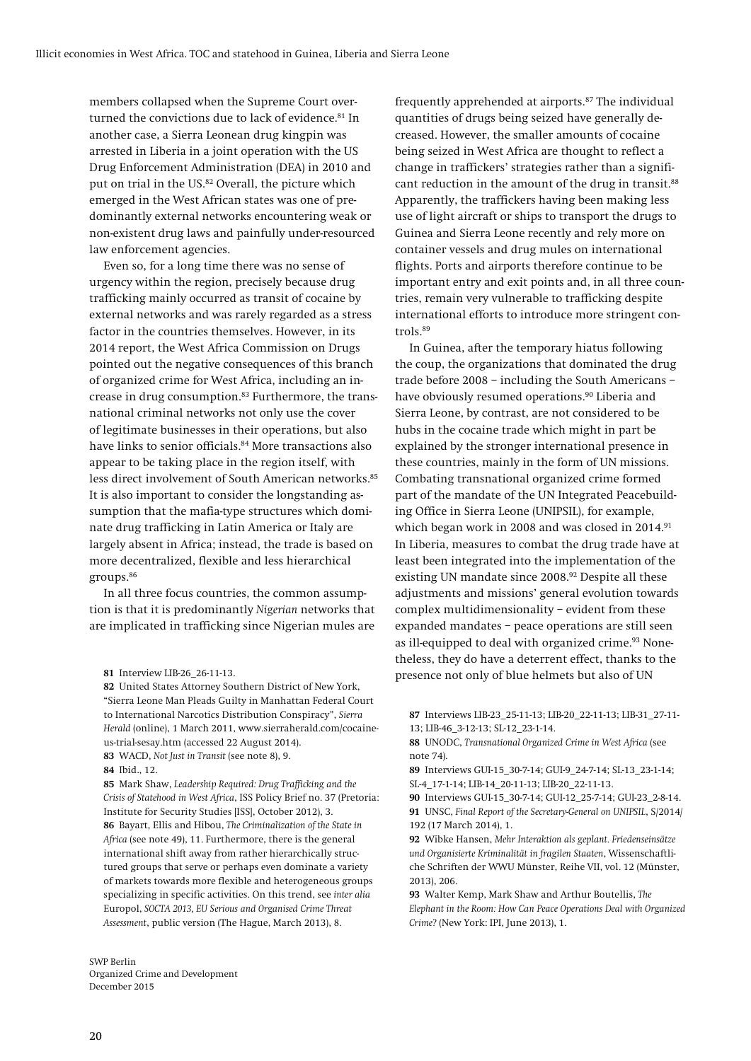members collapsed when the Supreme Court overturned the convictions due to lack of evidence.[81] In another case, a Sierra Leonean drug kingpin was arrested in Liberia in a joint operation with the US Drug Enforcement Administration (DEA) in 2010 and put on trial in the US.[82] Overall, the picture which emerged in the West African states was one of predominantly external networks encountering weak or non-existent drug laws and painfully under-resourced law enforcement agencies.

Even so, for a long time there was no sense of urgency within the region, precisely because drug trafficking mainly occurred as transit of cocaine by external networks and was rarely regarded as a stress factor in the countries themselves. However, in its 2014 report, the West Africa Commission on Drugs pointed out the negative consequences of this branch of organized crime for West Africa, including an increase in drug consumption.[83] Furthermore, the transnational criminal networks not only use the cover of legitimate businesses in their operations, but also have links to senior officials.[84] More transactions also appear to be taking place in the region itself, with less direct involvement of South American networks.[85] It is also important to consider the longstanding assumption that the mafia-type structures which dominate drug trafficking in Latin America or Italy are largely absent in Africa; instead, the trade is based on more decentralized, flexible and less hierarchical groups.[86]

In all three focus countries, the common assumption is that it is predominantly *Nigerian* networks that are implicated in trafficking since Nigerian mules are frequently apprehended at airports.[87] The individual quantities of drugs being seized have generally decreased. However, the smaller amounts of cocaine being seized in West Africa are thought to reflect a change in traffickers' strategies rather than a significant reduction in the amount of the drug in transit.[88] Apparently, the traffickers having been making less use of light aircraft or ships to transport the drugs to Guinea and Sierra Leone recently and rely more on container vessels and drug mules on international flights. Ports and airports therefore continue to be important entry and exit points and, in all three countries, remain very vulnerable to trafficking despite international efforts to introduce more stringent controls.[89]

In Guinea, after the temporary hiatus following the coup, the organizations that dominated the drug trade before 2008 – including the South Americans – have obviously resumed operations.[90] Liberia and Sierra Leone, by contrast, are not considered to be hubs in the cocaine trade which might in part be explained by the stronger international presence in these countries, mainly in the form of UN missions. Combating transnational organized crime formed part of the mandate of the UN Integrated Peacebuilding Office in Sierra Leone (UNIPSIL), for example, which began work in 2008 and was closed in 2014.[91] In Liberia, measures to combat the drug trade have at least been integrated into the implementation of the existing UN mandate since 2008.[92] Despite all these adjustments and missions' general evolution towards complex multidimensionality – evident from these expanded mandates – peace operations are still seen as ill-equipped to deal with organized crime.[93] Nonetheless, they do have a deterrent effect, thanks to the presence not only of blue helmets but also of UN

---

**81** Interview LIB-26_26-11-13.

**82** United States Attorney Southern District of New York, "Sierra Leone Man Pleads Guilty in Manhattan Federal Court to International Narcotics Distribution Conspiracy", *Sierra Herald* (online), 1 March 2011, www.sierraherald.com/cocaine-us-trial-sesay.htm (accessed 22 August 2014).

**83** WACD, *Not Just in Transit* (see note 8), 9.

**84** Ibid., 12.

**85** Mark Shaw, *Leadership Required: Drug Trafficking and the Crisis of Statehood in West Africa*, ISS Policy Brief no. 37 (Pretoria: Institute for Security Studies [ISS], October 2012), 3.

**86** Bayart, Ellis and Hibou, *The Criminalization of the State in Africa* (see note 49), 11. Furthermore, there is the general international shift away from rather hierarchically structured groups that serve or perhaps even dominate a variety of markets towards more flexible and heterogeneous groups specializing in specific activities. On this trend, see *inter alia* Europol, *SOCTA 2013, EU Serious and Organised Crime Threat Assessment*, public version (The Hague, March 2013), 8.

**87** Interviews LIB-23_25-11-13; LIB-20_22-11-13; LIB-31_27-11-13; LIB-46_3-12-13; SL-12_23-1-14.

**88** UNODC, *Transnational Organized Crime in West Africa* (see note 74).

**89** Interviews GUI-15_30-7-14; GUI-9_24-7-14; SL-13_23-1-14; SL-4_17-1-14; LIB-14_20-11-13; LIB-20_22-11-13.

**90** Interviews GUI-15_30-7-14; GUI-12_25-7-14; GUI-23_2-8-14.

**91** UNSC, *Final Report of the Secretary-General on UNIPSIL*, S/2014/192 (17 March 2014), 1.

**92** Wibke Hansen, *Mehr Interaktion als geplant. Friedenseinsätze und Organisierte Kriminalität in fragilen Staaten*, Wissenschaftliche Schriften der WWU Münster, Reihe VII, vol. 12 (Münster, 2013), 206.

**93** Walter Kemp, Mark Shaw and Arthur Boutellis, *The Elephant in the Room: How Can Peace Operations Deal with Organized Crime?* (New York: IPI, June 2013), 1.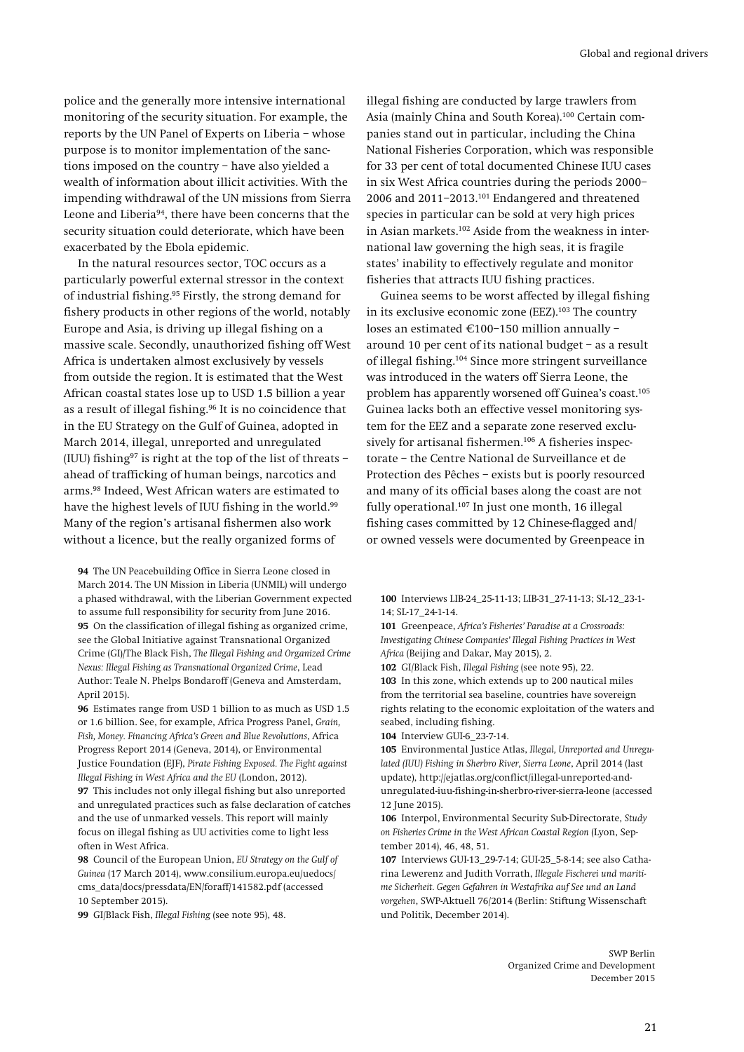police and the generally more intensive international monitoring of the security situation. For example, the reports by the UN Panel of Experts on Liberia – whose purpose is to monitor implementation of the sanctions imposed on the country – have also yielded a wealth of information about illicit activities. With the impending withdrawal of the UN missions from Sierra Leone and Liberia[94], there have been concerns that the security situation could deteriorate, which have been exacerbated by the Ebola epidemic.

In the natural resources sector, TOC occurs as a particularly powerful external stressor in the context of industrial fishing.[95] Firstly, the strong demand for fishery products in other regions of the world, notably Europe and Asia, is driving up illegal fishing on a massive scale. Secondly, unauthorized fishing off West Africa is undertaken almost exclusively by vessels from outside the region. It is estimated that the West African coastal states lose up to USD 1.5 billion a year as a result of illegal fishing.[96] It is no coincidence that in the EU Strategy on the Gulf of Guinea, adopted in March 2014, illegal, unreported and unregulated (IUU) fishing[97] is right at the top of the list of threats – ahead of trafficking of human beings, narcotics and arms.[98] Indeed, West African waters are estimated to have the highest levels of IUU fishing in the world.[99] Many of the region's artisanal fishermen also work without a licence, but the really organized forms of illegal fishing are conducted by large trawlers from Asia (mainly China and South Korea).[100] Certain companies stand out in particular, including the China National Fisheries Corporation, which was responsible for 33 per cent of total documented Chinese IUU cases in six West Africa countries during the periods 2000–2006 and 2011–2013.[101] Endangered and threatened species in particular can be sold at very high prices in Asian markets.[102] Aside from the weakness in international law governing the high seas, it is fragile states' inability to effectively regulate and monitor fisheries that attracts IUU fishing practices.

Guinea seems to be worst affected by illegal fishing in its exclusive economic zone (EEZ).[103] The country loses an estimated €100–150 million annually – around 10 per cent of its national budget – as a result of illegal fishing.[104] Since more stringent surveillance was introduced in the waters off Sierra Leone, the problem has apparently worsened off Guinea's coast.[105] Guinea lacks both an effective vessel monitoring system for the EEZ and a separate zone reserved exclusively for artisanal fishermen.[106] A fisheries inspectorate – the Centre National de Surveillance et de Protection des Pêches – exists but is poorly resourced and many of its official bases along the coast are not fully operational.[107] In just one month, 16 illegal fishing cases committed by 12 Chinese-flagged and/or owned vessels were documented by Greenpeace in

**94** The UN Peacebuilding Office in Sierra Leone closed in March 2014. The UN Mission in Liberia (UNMIL) will undergo a phased withdrawal, with the Liberian Government expected to assume full responsibility for security from June 2016.

**95** On the classification of illegal fishing as organized crime, see the Global Initiative against Transnational Organized Crime (GI)/The Black Fish, *The Illegal Fishing and Organized Crime Nexus: Illegal Fishing as Transnational Organized Crime*, Lead Author: Teale N. Phelps Bondaroff (Geneva and Amsterdam, April 2015).

**96** Estimates range from USD 1 billion to as much as USD 1.5 or 1.6 billion. See, for example, Africa Progress Panel, *Grain, Fish, Money. Financing Africa's Green and Blue Revolutions*, Africa Progress Report 2014 (Geneva, 2014), or Environmental Justice Foundation (EJF), *Pirate Fishing Exposed. The Fight against Illegal Fishing in West Africa and the EU* (London, 2012).

**97** This includes not only illegal fishing but also unreported and unregulated practices such as false declaration of catches and the use of unmarked vessels. This report will mainly focus on illegal fishing as UU activities come to light less often in West Africa.

**98** Council of the European Union, *EU Strategy on the Gulf of Guinea* (17 March 2014), www.consilium.europa.eu/uedocs/cms_data/docs/pressdata/EN/foraff/141582.pdf (accessed 10 September 2015).

**99** GI/Black Fish, *Illegal Fishing* (see note 95), 48.

**100** Interviews LIB-24_25-11-13; LIB-31_27-11-13; SL-12_23-1-14; SL-17_24-1-14.

**101** Greenpeace, *Africa's Fisheries' Paradise at a Crossroads: Investigating Chinese Companies' Illegal Fishing Practices in West Africa* (Beijing and Dakar, May 2015), 2.

**102** GI/Black Fish, *Illegal Fishing* (see note 95), 22.

**103** In this zone, which extends up to 200 nautical miles from the territorial sea baseline, countries have sovereign rights relating to the economic exploitation of the waters and seabed, including fishing.

**104** Interview GUI-6_23-7-14.

**105** Environmental Justice Atlas, *Illegal, Unreported and Unregulated (IUU) Fishing in Sherbro River, Sierra Leone*, April 2014 (last update), http://ejatlas.org/conflict/illegal-unreported-and-unregulated-iuu-fishing-in-sherbro-river-sierra-leone (accessed 12 June 2015).

**106** Interpol, Environmental Security Sub-Directorate, *Study on Fisheries Crime in the West African Coastal Region* (Lyon, September 2014), 46, 48, 51.

**107** Interviews GUI-13_29-7-14; GUI-25_5-8-14; see also Catharina Lewerenz and Judith Vorrath, *Illegale Fischerei und maritime Sicherheit. Gegen Gefahren in Westafrika auf See und an Land vorgehen*, SWP-Aktuell 76/2014 (Berlin: Stiftung Wissenschaft und Politik, December 2014).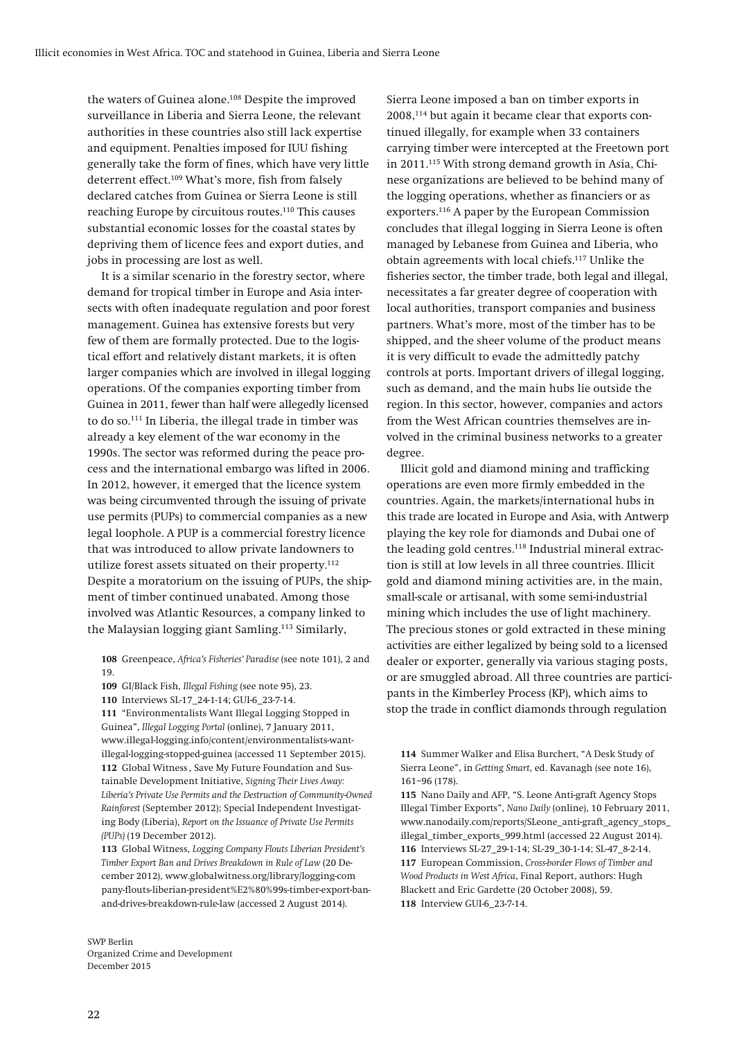the waters of Guinea alone.[108] Despite the improved surveillance in Liberia and Sierra Leone, the relevant authorities in these countries also still lack expertise and equipment. Penalties imposed for IUU fishing generally take the form of fines, which have very little deterrent effect.[109] What's more, fish from falsely declared catches from Guinea or Sierra Leone is still reaching Europe by circuitous routes.[110] This causes substantial economic losses for the coastal states by depriving them of licence fees and export duties, and jobs in processing are lost as well.

It is a similar scenario in the forestry sector, where demand for tropical timber in Europe and Asia intersects with often inadequate regulation and poor forest management. Guinea has extensive forests but very few of them are formally protected. Due to the logistical effort and relatively distant markets, it is often larger companies which are involved in illegal logging operations. Of the companies exporting timber from Guinea in 2011, fewer than half were allegedly licensed to do so.[111] In Liberia, the illegal trade in timber was already a key element of the war economy in the 1990s. The sector was reformed during the peace process and the international embargo was lifted in 2006. In 2012, however, it emerged that the licence system was being circumvented through the issuing of private use permits (PUPs) to commercial companies as a new legal loophole. A PUP is a commercial forestry licence that was introduced to allow private landowners to utilize forest assets situated on their property.[112] Despite a moratorium on the issuing of PUPs, the shipment of timber continued unabated. Among those involved was Atlantic Resources, a company linked to the Malaysian logging giant Samling.[113] Similarly, Sierra Leone imposed a ban on timber exports in 2008,[114] but again it became clear that exports continued illegally, for example when 33 containers carrying timber were intercepted at the Freetown port in 2011.[115] With strong demand growth in Asia, Chinese organizations are believed to be behind many of the logging operations, whether as financiers or as exporters.[116] A paper by the European Commission concludes that illegal logging in Sierra Leone is often managed by Lebanese from Guinea and Liberia, who obtain agreements with local chiefs.[117] Unlike the fisheries sector, the timber trade, both legal and illegal, necessitates a far greater degree of cooperation with local authorities, transport companies and business partners. What's more, most of the timber has to be shipped, and the sheer volume of the product means it is very difficult to evade the admittedly patchy controls at ports. Important drivers of illegal logging, such as demand, and the main hubs lie outside the region. In this sector, however, companies and actors from the West African countries themselves are involved in the criminal business networks to a greater degree.

Illicit gold and diamond mining and trafficking operations are even more firmly embedded in the countries. Again, the markets/international hubs in this trade are located in Europe and Asia, with Antwerp playing the key role for diamonds and Dubai one of the leading gold centres.[118] Industrial mineral extraction is still at low levels in all three countries. Illicit gold and diamond mining activities are, in the main, small-scale or artisanal, with some semi-industrial mining which includes the use of light machinery. The precious stones or gold extracted in these mining activities are either legalized by being sold to a licensed dealer or exporter, generally via various staging posts, or are smuggled abroad. All three countries are participants in the Kimberley Process (KP), which aims to stop the trade in conflict diamonds through regulation

**108** Greenpeace, *Africa's Fisheries' Paradise* (see note 101), 2 and 19.

**109** GI/Black Fish, *Illegal Fishing* (see note 95), 23.

**110** Interviews SL-17_24-1-14; GUI-6_23-7-14.

**111** "Environmentalists Want Illegal Logging Stopped in Guinea", *Illegal Logging Portal* (online), 7 January 2011, www.illegal-logging.info/content/environmentalists-want-illegal-logging-stopped-guinea (accessed 11 September 2015).

**112** Global Witness, Save My Future Foundation and Sustainable Development Initiative, *Signing Their Lives Away: Liberia's Private Use Permits and the Destruction of Community-Owned Rainforest* (September 2012); Special Independent Investigating Body (Liberia), *Report on the Issuance of Private Use Permits (PUPs)* (19 December 2012).

**113** Global Witness, *Logging Company Flouts Liberian President's Timber Export Ban and Drives Breakdown in Rule of Law* (20 December 2012), www.globalwitness.org/library/logging-company-flouts-liberian-president%E2%80%99s-timber-export-ban-and-drives-breakdown-rule-law (accessed 2 August 2014).

**114** Summer Walker and Elisa Burchert, "A Desk Study of Sierra Leone", in *Getting Smart*, ed. Kavanagh (see note 16), 161–96 (178).

**115** Nano Daily and AFP, "S. Leone Anti-graft Agency Stops Illegal Timber Exports", *Nano Daily* (online), 10 February 2011, www.nanodaily.com/reports/SLeone_anti-graft_agency_stops_illegal_timber_exports_999.html (accessed 22 August 2014).

**116** Interviews SL-27_29-1-14; SL-29_30-1-14; SL-47_8-2-14.

**117** European Commission, *Cross-border Flows of Timber and Wood Products in West Africa*, Final Report, authors: Hugh Blackett and Eric Gardette (20 October 2008), 59.

**118** Interview GUI-6_23-7-14.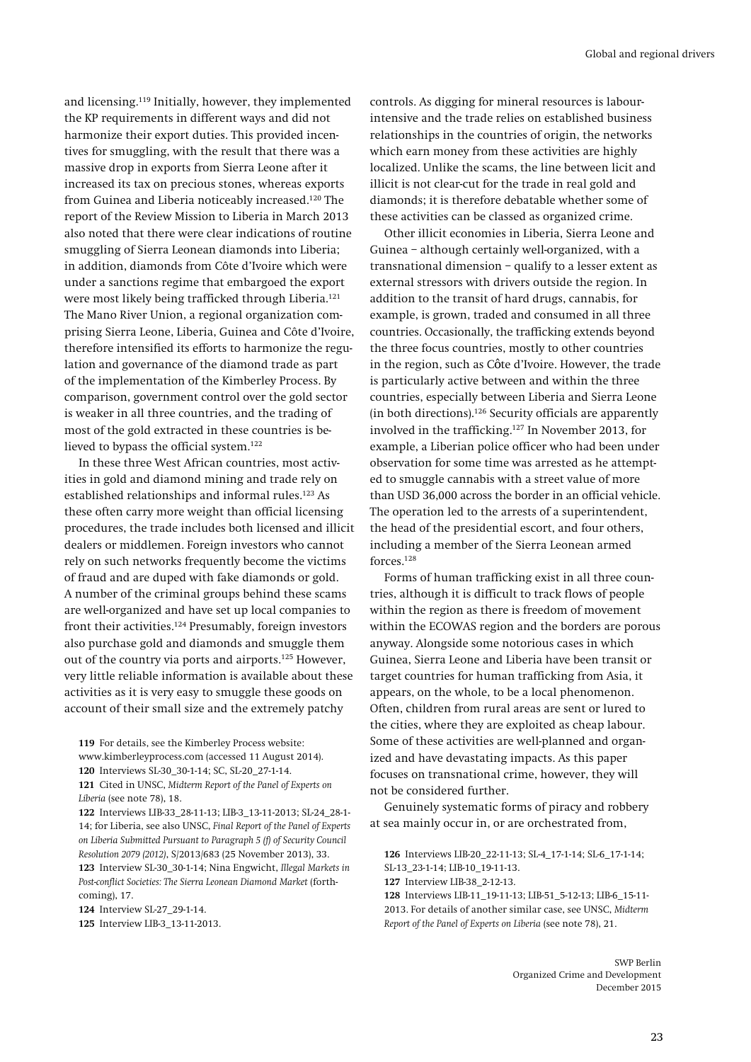and licensing.[119] Initially, however, they implemented the KP requirements in different ways and did not harmonize their export duties. This provided incentives for smuggling, with the result that there was a massive drop in exports from Sierra Leone after it increased its tax on precious stones, whereas exports from Guinea and Liberia noticeably increased.[120] The report of the Review Mission to Liberia in March 2013 also noted that there were clear indications of routine smuggling of Sierra Leonean diamonds into Liberia; in addition, diamonds from Côte d'Ivoire which were under a sanctions regime that embargoed the export were most likely being trafficked through Liberia.[121] The Mano River Union, a regional organization comprising Sierra Leone, Liberia, Guinea and Côte d'Ivoire, therefore intensified its efforts to harmonize the regulation and governance of the diamond trade as part of the implementation of the Kimberley Process. By comparison, government control over the gold sector is weaker in all three countries, and the trading of most of the gold extracted in these countries is believed to bypass the official system.[122]

In these three West African countries, most activities in gold and diamond mining and trade rely on established relationships and informal rules.[123] As these often carry more weight than official licensing procedures, the trade includes both licensed and illicit dealers or middlemen. Foreign investors who cannot rely on such networks frequently become the victims of fraud and are duped with fake diamonds or gold. A number of the criminal groups behind these scams are well-organized and have set up local companies to front their activities.[124] Presumably, foreign investors also purchase gold and diamonds and smuggle them out of the country via ports and airports.[125] However, very little reliable information is available about these activities as it is very easy to smuggle these goods on account of their small size and the extremely patchy controls. As digging for mineral resources is labour-intensive and the trade relies on established business relationships in the countries of origin, the networks which earn money from these activities are highly localized. Unlike the scams, the line between licit and illicit is not clear-cut for the trade in real gold and diamonds; it is therefore debatable whether some of these activities can be classed as organized crime.

Other illicit economies in Liberia, Sierra Leone and Guinea – although certainly well-organized, with a transnational dimension – qualify to a lesser extent as external stressors with drivers outside the region. In addition to the transit of hard drugs, cannabis, for example, is grown, traded and consumed in all three countries. Occasionally, the trafficking extends beyond the three focus countries, mostly to other countries in the region, such as Côte d'Ivoire. However, the trade is particularly active between and within the three countries, especially between Liberia and Sierra Leone (in both directions).[126] Security officials are apparently involved in the trafficking.[127] In November 2013, for example, a Liberian police officer who had been under observation for some time was arrested as he attempted to smuggle cannabis with a street value of more than USD 36,000 across the border in an official vehicle. The operation led to the arrests of a superintendent, the head of the presidential escort, and four others, including a member of the Sierra Leonean armed forces.[128]

Forms of human trafficking exist in all three countries, although it is difficult to track flows of people within the region as there is freedom of movement within the ECOWAS region and the borders are porous anyway. Alongside some notorious cases in which Guinea, Sierra Leone and Liberia have been transit or target countries for human trafficking from Asia, it appears, on the whole, to be a local phenomenon. Often, children from rural areas are sent or lured to the cities, where they are exploited as cheap labour. Some of these activities are well-planned and organized and have devastating impacts. As this paper focuses on transnational crime, however, they will not be considered further.

Genuinely systematic forms of piracy and robbery at sea mainly occur in, or are orchestrated from,

**119** For details, see the Kimberley Process website: www.kimberleyprocess.com (accessed 11 August 2014).
**120** Interviews SL-30_30-1-14; SC, SL-20_27-1-14.
**121** Cited in UNSC, *Midterm Report of the Panel of Experts on Liberia* (see note 78), 18.
**122** Interviews LIB-33_28-11-13; LIB-3_13-11-2013; SL-24_28-1-14; for Liberia, see also UNSC, *Final Report of the Panel of Experts on Liberia Submitted Pursuant to Paragraph 5 (f) of Security Council Resolution 2079 (2012)*, S/2013/683 (25 November 2013), 33.
**123** Interview SL-30_30-1-14; Nina Engwicht, *Illegal Markets in Post-conflict Societies: The Sierra Leonean Diamond Market* (forthcoming), 17.
**124** Interview SL-27_29-1-14.
**125** Interview LIB-3_13-11-2013.
**126** Interviews LIB-20_22-11-13; SL-4_17-1-14; SL-6_17-1-14; SL-13_23-1-14; LIB-10_19-11-13.
**127** Interview LIB-38_2-12-13.
**128** Interviews LIB-11_19-11-13; LIB-51_5-12-13; LIB-6_15-11-2013. For details of another similar case, see UNSC, *Midterm Report of the Panel of Experts on Liberia* (see note 78), 21.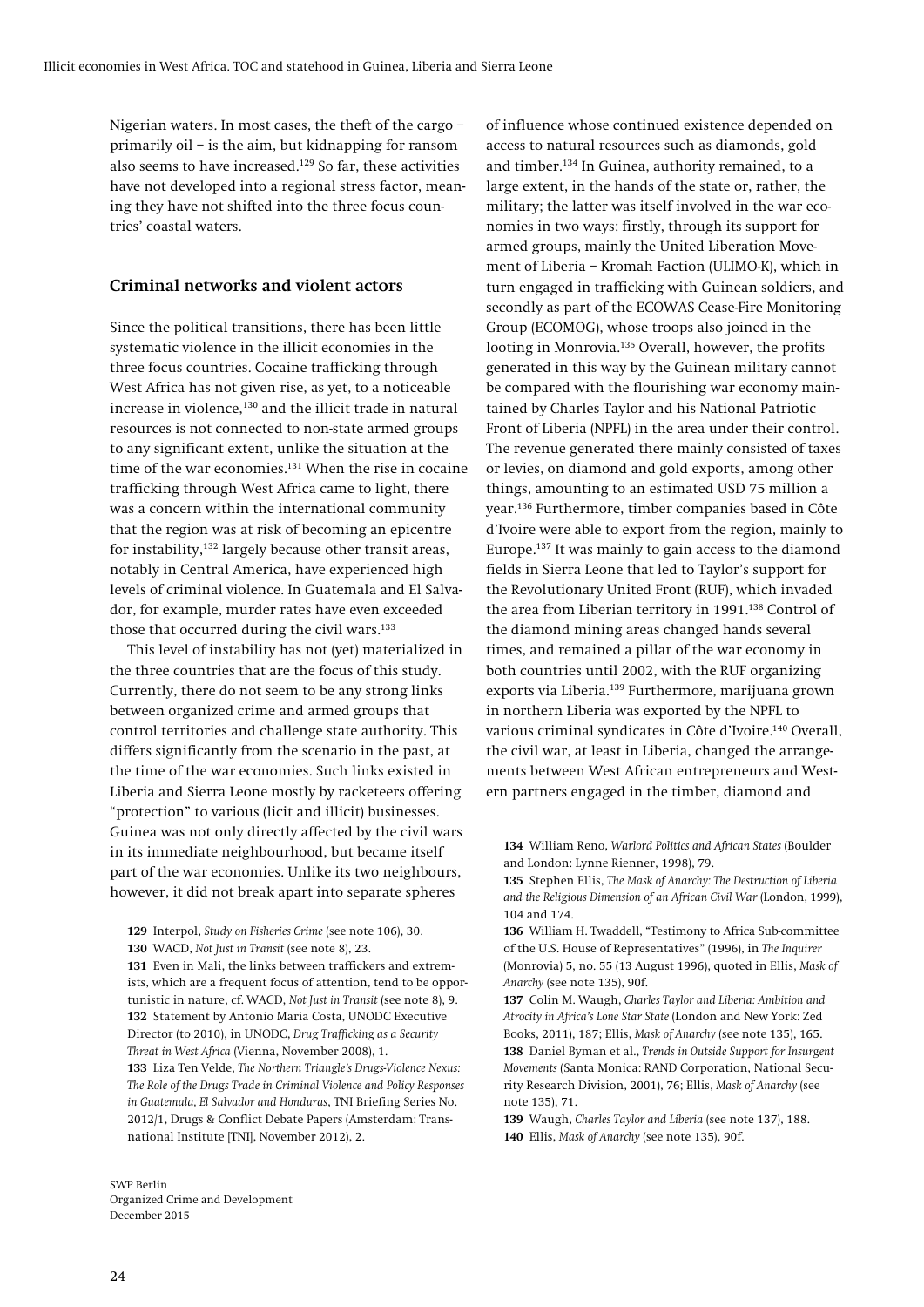Nigerian waters. In most cases, the theft of the cargo – primarily oil – is the aim, but kidnapping for ransom also seems to have increased.[129] So far, these activities have not developed into a regional stress factor, meaning they have not shifted into the three focus countries' coastal waters.

## Criminal networks and violent actors

Since the political transitions, there has been little systematic violence in the illicit economies in the three focus countries. Cocaine trafficking through West Africa has not given rise, as yet, to a noticeable increase in violence,[130] and the illicit trade in natural resources is not connected to non-state armed groups to any significant extent, unlike the situation at the time of the war economies.[131] When the rise in cocaine trafficking through West Africa came to light, there was a concern within the international community that the region was at risk of becoming an epicentre for instability,[132] largely because other transit areas, notably in Central America, have experienced high levels of criminal violence. In Guatemala and El Salvador, for example, murder rates have even exceeded those that occurred during the civil wars.[133]

This level of instability has not (yet) materialized in the three countries that are the focus of this study. Currently, there do not seem to be any strong links between organized crime and armed groups that control territories and challenge state authority. This differs significantly from the scenario in the past, at the time of the war economies. Such links existed in Liberia and Sierra Leone mostly by racketeers offering "protection" to various (licit and illicit) businesses. Guinea was not only directly affected by the civil wars in its immediate neighbourhood, but became itself part of the war economies. Unlike its two neighbours, however, it did not break apart into separate spheres of influence whose continued existence depended on access to natural resources such as diamonds, gold and timber.[134] In Guinea, authority remained, to a large extent, in the hands of the state or, rather, the military; the latter was itself involved in the war economies in two ways: firstly, through its support for armed groups, mainly the United Liberation Movement of Liberia – Kromah Faction (ULIMO-K), which in turn engaged in trafficking with Guinean soldiers, and secondly as part of the ECOWAS Cease-Fire Monitoring Group (ECOMOG), whose troops also joined in the looting in Monrovia.[135] Overall, however, the profits generated in this way by the Guinean military cannot be compared with the flourishing war economy maintained by Charles Taylor and his National Patriotic Front of Liberia (NPFL) in the area under their control. The revenue generated there mainly consisted of taxes or levies, on diamond and gold exports, among other things, amounting to an estimated USD 75 million a year.[136] Furthermore, timber companies based in Côte d'Ivoire were able to export from the region, mainly to Europe.[137] It was mainly to gain access to the diamond fields in Sierra Leone that led to Taylor's support for the Revolutionary United Front (RUF), which invaded the area from Liberian territory in 1991.[138] Control of the diamond mining areas changed hands several times, and remained a pillar of the war economy in both countries until 2002, with the RUF organizing exports via Liberia.[139] Furthermore, marijuana grown in northern Liberia was exported by the NPFL to various criminal syndicates in Côte d'Ivoire.[140] Overall, the civil war, at least in Liberia, changed the arrangements between West African entrepreneurs and Western partners engaged in the timber, diamond and

**129** Interpol, *Study on Fisheries Crime* (see note 106), 30.

**130** WACD, *Not Just in Transit* (see note 8), 23.

**131** Even in Mali, the links between traffickers and extremists, which are a frequent focus of attention, tend to be opportunistic in nature, cf. WACD, *Not Just in Transit* (see note 8), 9.

**132** Statement by Antonio Maria Costa, UNODC Executive Director (to 2010), in UNODC, *Drug Trafficking as a Security Threat in West Africa* (Vienna, November 2008), 1.

**133** Liza Ten Velde, *The Northern Triangle's Drugs-Violence Nexus: The Role of the Drugs Trade in Criminal Violence and Policy Responses in Guatemala, El Salvador and Honduras*, TNI Briefing Series No. 2012/1, Drugs & Conflict Debate Papers (Amsterdam: Transnational Institute [TNI], November 2012), 2.

**134** William Reno, *Warlord Politics and African States* (Boulder and London: Lynne Rienner, 1998), 79.

**135** Stephen Ellis, *The Mask of Anarchy: The Destruction of Liberia and the Religious Dimension of an African Civil War* (London, 1999), 104 and 174.

**136** William H. Twaddell, "Testimony to Africa Sub-committee of the U.S. House of Representatives" (1996), in *The Inquirer* (Monrovia) 5, no. 55 (13 August 1996), quoted in Ellis, *Mask of Anarchy* (see note 135), 90f.

**137** Colin M. Waugh, *Charles Taylor and Liberia: Ambition and Atrocity in Africa's Lone Star State* (London and New York: Zed Books, 2011), 187; Ellis, *Mask of Anarchy* (see note 135), 165.

**138** Daniel Byman et al., *Trends in Outside Support for Insurgent Movements* (Santa Monica: RAND Corporation, National Security Research Division, 2001), 76; Ellis, *Mask of Anarchy* (see note 135), 71.

**139** Waugh, *Charles Taylor and Liberia* (see note 137), 188.

**140** Ellis, *Mask of Anarchy* (see note 135), 90f.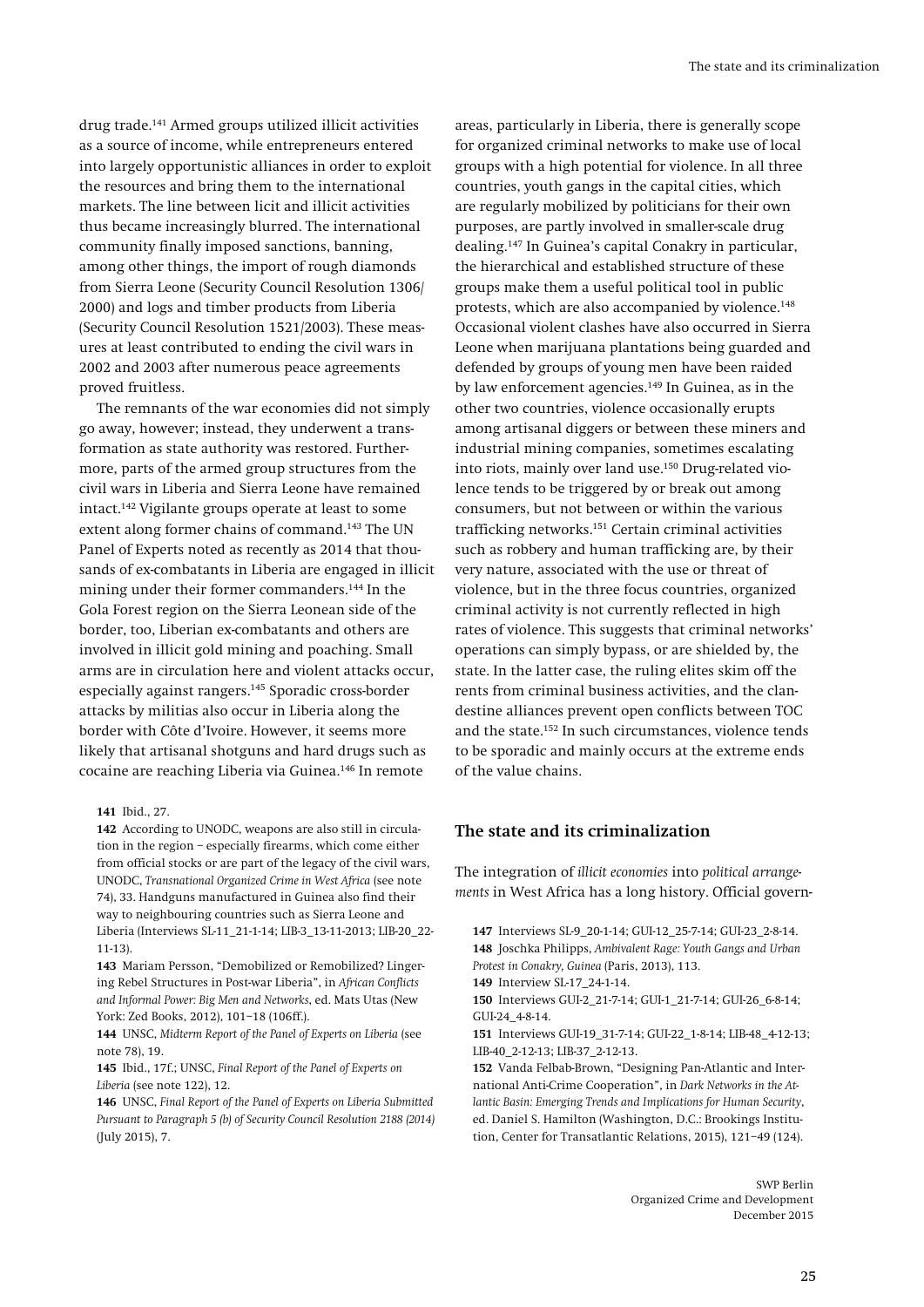drug trade.[141] Armed groups utilized illicit activities as a source of income, while entrepreneurs entered into largely opportunistic alliances in order to exploit the resources and bring them to the international markets. The line between licit and illicit activities thus became increasingly blurred. The international community finally imposed sanctions, banning, among other things, the import of rough diamonds from Sierra Leone (Security Council Resolution 1306/ 2000) and logs and timber products from Liberia (Security Council Resolution 1521/2003). These measures at least contributed to ending the civil wars in 2002 and 2003 after numerous peace agreements proved fruitless.

The remnants of the war economies did not simply go away, however; instead, they underwent a transformation as state authority was restored. Furthermore, parts of the armed group structures from the civil wars in Liberia and Sierra Leone have remained intact.[142] Vigilante groups operate at least to some extent along former chains of command.[143] The UN Panel of Experts noted as recently as 2014 that thousands of ex-combatants in Liberia are engaged in illicit mining under their former commanders.[144] In the Gola Forest region on the Sierra Leonean side of the border, too, Liberian ex-combatants and others are involved in illicit gold mining and poaching. Small arms are in circulation here and violent attacks occur, especially against rangers.[145] Sporadic cross-border attacks by militias also occur in Liberia along the border with Côte d'Ivoire. However, it seems more likely that artisanal shotguns and hard drugs such as cocaine are reaching Liberia via Guinea.[146] In remote areas, particularly in Liberia, there is generally scope for organized criminal networks to make use of local groups with a high potential for violence. In all three countries, youth gangs in the capital cities, which are regularly mobilized by politicians for their own purposes, are partly involved in smaller-scale drug dealing.[147] In Guinea's capital Conakry in particular, the hierarchical and established structure of these groups make them a useful political tool in public protests, which are also accompanied by violence.[148] Occasional violent clashes have also occurred in Sierra Leone when marijuana plantations being guarded and defended by groups of young men have been raided by law enforcement agencies.[149] In Guinea, as in the other two countries, violence occasionally erupts among artisanal diggers or between these miners and industrial mining companies, sometimes escalating into riots, mainly over land use.[150] Drug-related violence tends to be triggered by or break out among consumers, but not between or within the various trafficking networks.[151] Certain criminal activities such as robbery and human trafficking are, by their very nature, associated with the use or threat of violence, but in the three focus countries, organized criminal activity is not currently reflected in high rates of violence. This suggests that criminal networks' operations can simply bypass, or are shielded by, the state. In the latter case, the ruling elites skim off the rents from criminal business activities, and the clandestine alliances prevent open conflicts between TOC and the state.[152] In such circumstances, violence tends to be sporadic and mainly occurs at the extreme ends of the value chains.

## The state and its criminalization

The integration of *illicit economies* into *political arrangements* in West Africa has a long history. Official govern-

**141** Ibid., 27.

**142** According to UNODC, weapons are also still in circulation in the region – especially firearms, which come either from official stocks or are part of the legacy of the civil wars, UNODC, *Transnational Organized Crime in West Africa* (see note 74), 33. Handguns manufactured in Guinea also find their way to neighbouring countries such as Sierra Leone and Liberia (Interviews SL-11_21-1-14; LIB-3_13-11-2013; LIB-20_22-11-13).

**143** Mariam Persson, "Demobilized or Remobilized? Lingering Rebel Structures in Post-war Liberia", in *African Conflicts and Informal Power: Big Men and Networks*, ed. Mats Utas (New York: Zed Books, 2012), 101–18 (106ff.).

**144** UNSC, *Midterm Report of the Panel of Experts on Liberia* (see note 78), 19.

**145** Ibid., 17f.; UNSC, *Final Report of the Panel of Experts on Liberia* (see note 122), 12.

**146** UNSC, *Final Report of the Panel of Experts on Liberia Submitted Pursuant to Paragraph 5 (b) of Security Council Resolution 2188 (2014)* (July 2015), 7.

**147** Interviews SL-9_20-1-14; GUI-12_25-7-14; GUI-23_2-8-14.

**148** Joschka Philipps, *Ambivalent Rage: Youth Gangs and Urban Protest in Conakry, Guinea* (Paris, 2013), 113.

**149** Interview SL-17_24-1-14.

**150** Interviews GUI-2_21-7-14; GUI-1_21-7-14; GUI-26_6-8-14; GUI-24_4-8-14.

**151** Interviews GUI-19_31-7-14; GUI-22_1-8-14; LIB-48_4-12-13; LIB-40_2-12-13; LIB-37_2-12-13.

**152** Vanda Felbab-Brown, "Designing Pan-Atlantic and International Anti-Crime Cooperation", in *Dark Networks in the Atlantic Basin: Emerging Trends and Implications for Human Security*, ed. Daniel S. Hamilton (Washington, D.C.: Brookings Institution, Center for Transatlantic Relations, 2015), 121–49 (124).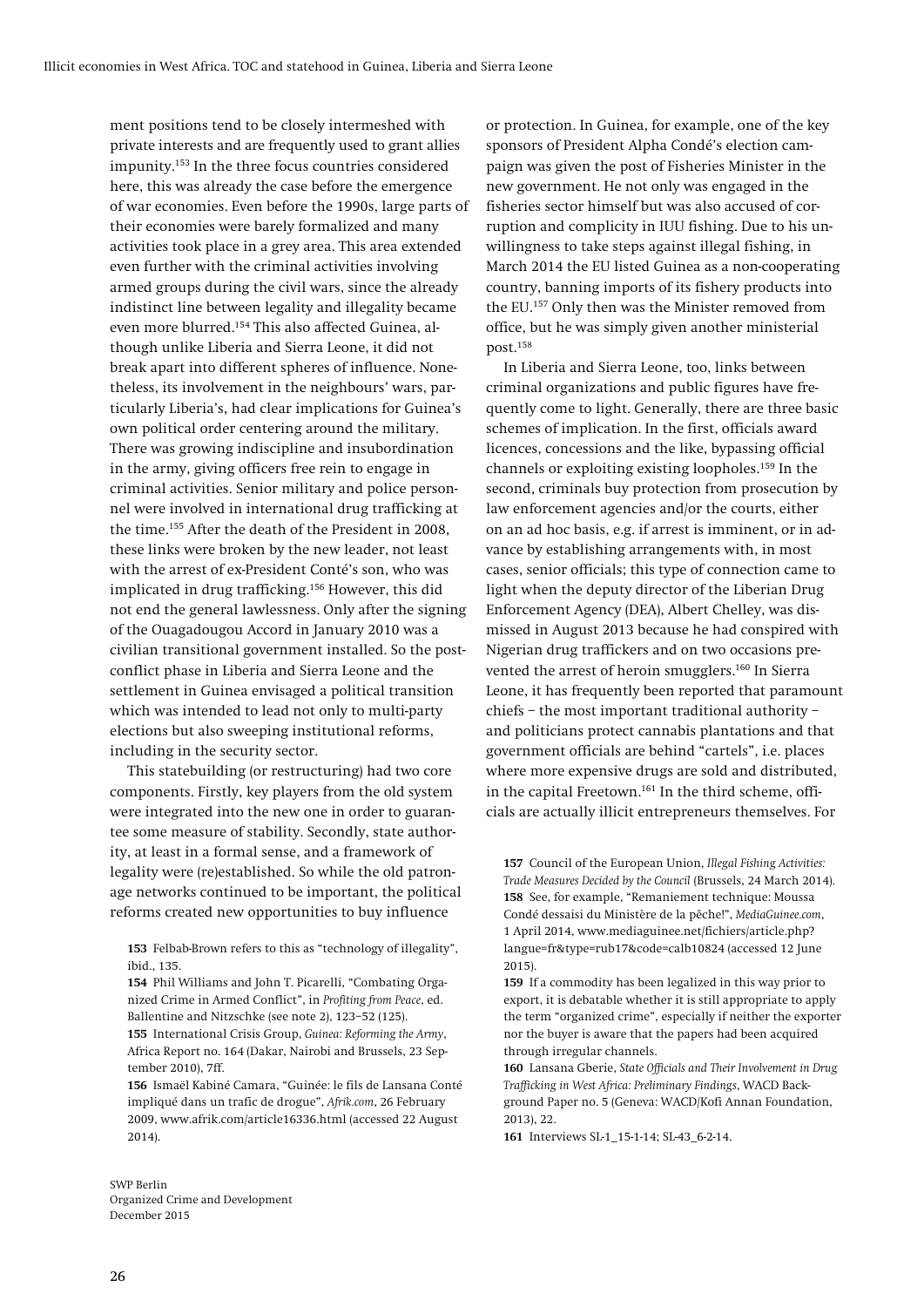ment positions tend to be closely intermeshed with private interests and are frequently used to grant allies impunity.[153] In the three focus countries considered here, this was already the case before the emergence of war economies. Even before the 1990s, large parts of their economies were barely formalized and many activities took place in a grey area. This area extended even further with the criminal activities involving armed groups during the civil wars, since the already indistinct line between legality and illegality became even more blurred.[154] This also affected Guinea, although unlike Liberia and Sierra Leone, it did not break apart into different spheres of influence. Nonetheless, its involvement in the neighbours' wars, particularly Liberia's, had clear implications for Guinea's own political order centering around the military. There was growing indiscipline and insubordination in the army, giving officers free rein to engage in criminal activities. Senior military and police personnel were involved in international drug trafficking at the time.[155] After the death of the President in 2008, these links were broken by the new leader, not least with the arrest of ex-President Conté's son, who was implicated in drug trafficking.[156] However, this did not end the general lawlessness. Only after the signing of the Ouagadougou Accord in January 2010 was a civilian transitional government installed. So the post-conflict phase in Liberia and Sierra Leone and the settlement in Guinea envisaged a political transition which was intended to lead not only to multi-party elections but also sweeping institutional reforms, including in the security sector.

This statebuilding (or restructuring) had two core components. Firstly, key players from the old system were integrated into the new one in order to guarantee some measure of stability. Secondly, state authority, at least in a formal sense, and a framework of legality were (re)established. So while the old patronage networks continued to be important, the political reforms created new opportunities to buy influence or protection. In Guinea, for example, one of the key sponsors of President Alpha Condé's election campaign was given the post of Fisheries Minister in the new government. He not only was engaged in the fisheries sector himself but was also accused of corruption and complicity in IUU fishing. Due to his unwillingness to take steps against illegal fishing, in March 2014 the EU listed Guinea as a non-cooperating country, banning imports of its fishery products into the EU.[157] Only then was the Minister removed from office, but he was simply given another ministerial post.[158]

In Liberia and Sierra Leone, too, links between criminal organizations and public figures have frequently come to light. Generally, there are three basic schemes of implication. In the first, officials award licences, concessions and the like, bypassing official channels or exploiting existing loopholes.[159] In the second, criminals buy protection from prosecution by law enforcement agencies and/or the courts, either on an ad hoc basis, e.g. if arrest is imminent, or in advance by establishing arrangements with, in most cases, senior officials; this type of connection came to light when the deputy director of the Liberian Drug Enforcement Agency (DEA), Albert Chelley, was dismissed in August 2013 because he had conspired with Nigerian drug traffickers and on two occasions prevented the arrest of heroin smugglers.[160] In Sierra Leone, it has frequently been reported that paramount chiefs – the most important traditional authority – and politicians protect cannabis plantations and that government officials are behind "cartels", i.e. places where more expensive drugs are sold and distributed, in the capital Freetown.[161] In the third scheme, officials are actually illicit entrepreneurs themselves. For

153 Felbab-Brown refers to this as "technology of illegality", ibid., 135.

154 Phil Williams and John T. Picarelli, "Combating Organized Crime in Armed Conflict", in *Profiting from Peace*, ed. Ballentine and Nitzschke (see note 2), 123–52 (125).

155 International Crisis Group, *Guinea: Reforming the Army*, Africa Report no. 164 (Dakar, Nairobi and Brussels, 23 September 2010), 7ff.

156 Ismaël Kabiné Camara, "Guinée: le fils de Lansana Conté impliqué dans un trafic de drogue", *Afrik.com*, 26 February 2009, www.afrik.com/article16336.html (accessed 22 August 2014).

157 Council of the European Union, *Illegal Fishing Activities: Trade Measures Decided by the Council* (Brussels, 24 March 2014).

158 See, for example, "Remaniement technique: Moussa Condé dessaisi du Ministère de la pêche!", *MediaGuinee.com*, 1 April 2014, www.mediaguinee.net/fichiers/article.php?langue=fr&type=rub17&code=calb10824 (accessed 12 June 2015).

159 If a commodity has been legalized in this way prior to export, it is debatable whether it is still appropriate to apply the term "organized crime", especially if neither the exporter nor the buyer is aware that the papers had been acquired through irregular channels.

160 Lansana Gberie, *State Officials and Their Involvement in Drug Trafficking in West Africa: Preliminary Findings*, WACD Background Paper no. 5 (Geneva: WACD/Kofi Annan Foundation, 2013), 22.

161 Interviews SL-1_15-1-14; SL-43_6-2-14.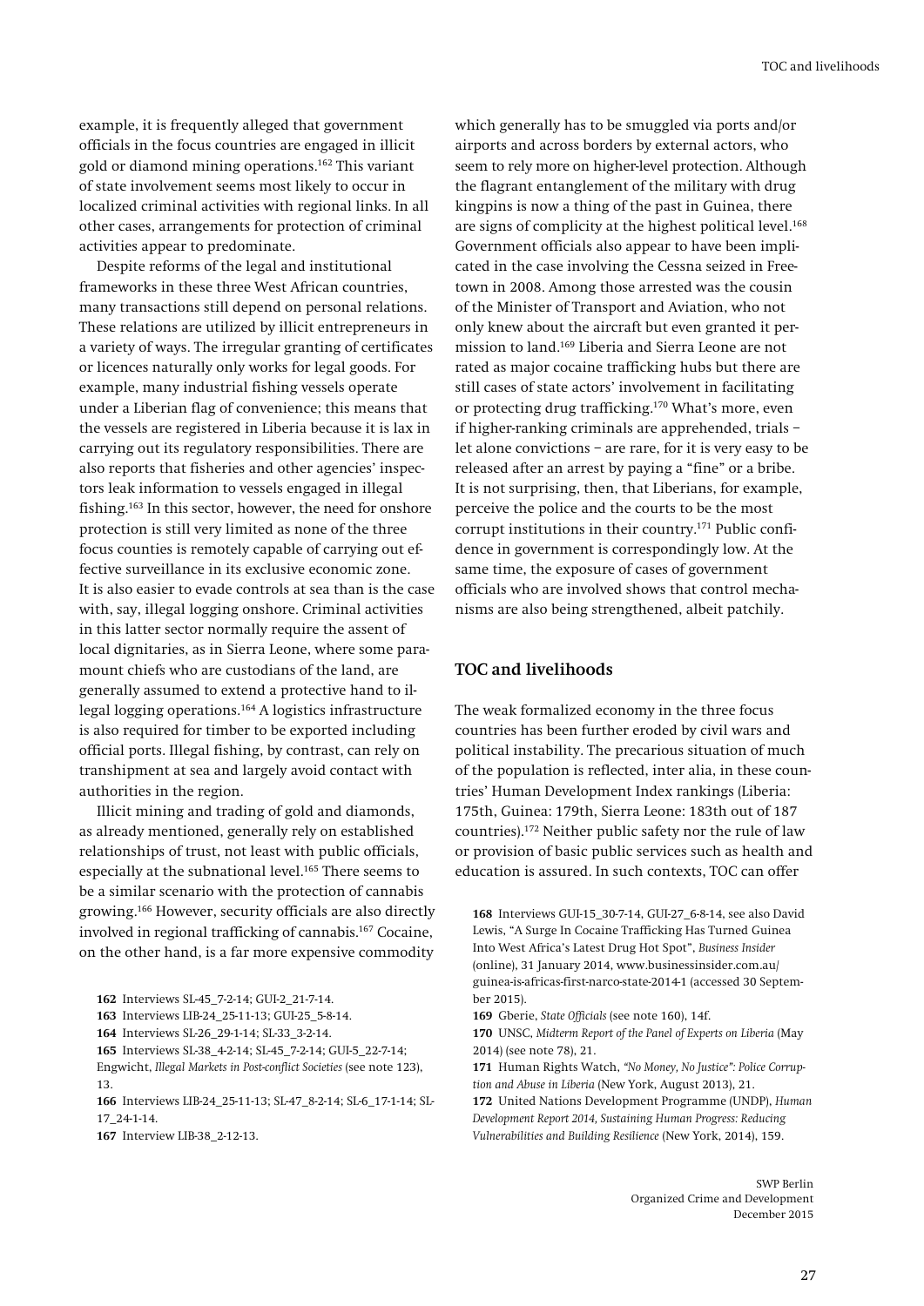example, it is frequently alleged that government officials in the focus countries are engaged in illicit gold or diamond mining operations.[162] This variant of state involvement seems most likely to occur in localized criminal activities with regional links. In all other cases, arrangements for protection of criminal activities appear to predominate.

Despite reforms of the legal and institutional frameworks in these three West African countries, many transactions still depend on personal relations. These relations are utilized by illicit entrepreneurs in a variety of ways. The irregular granting of certificates or licences naturally only works for legal goods. For example, many industrial fishing vessels operate under a Liberian flag of convenience; this means that the vessels are registered in Liberia because it is lax in carrying out its regulatory responsibilities. There are also reports that fisheries and other agencies' inspectors leak information to vessels engaged in illegal fishing.[163] In this sector, however, the need for onshore protection is still very limited as none of the three focus counties is remotely capable of carrying out effective surveillance in its exclusive economic zone. It is also easier to evade controls at sea than is the case with, say, illegal logging onshore. Criminal activities in this latter sector normally require the assent of local dignitaries, as in Sierra Leone, where some paramount chiefs who are custodians of the land, are generally assumed to extend a protective hand to illegal logging operations.[164] A logistics infrastructure is also required for timber to be exported including official ports. Illegal fishing, by contrast, can rely on transhipment at sea and largely avoid contact with authorities in the region.

Illicit mining and trading of gold and diamonds, as already mentioned, generally rely on established relationships of trust, not least with public officials, especially at the subnational level.[165] There seems to be a similar scenario with the protection of cannabis growing.[166] However, security officials are also directly involved in regional trafficking of cannabis.[167] Cocaine, on the other hand, is a far more expensive commodity which generally has to be smuggled via ports and/or airports and across borders by external actors, who seem to rely more on higher-level protection. Although the flagrant entanglement of the military with drug kingpins is now a thing of the past in Guinea, there are signs of complicity at the highest political level.[168] Government officials also appear to have been implicated in the case involving the Cessna seized in Freetown in 2008. Among those arrested was the cousin of the Minister of Transport and Aviation, who not only knew about the aircraft but even granted it permission to land.[169] Liberia and Sierra Leone are not rated as major cocaine trafficking hubs but there are still cases of state actors' involvement in facilitating or protecting drug trafficking.[170] What's more, even if higher-ranking criminals are apprehended, trials – let alone convictions – are rare, for it is very easy to be released after an arrest by paying a "fine" or a bribe. It is not surprising, then, that Liberians, for example, perceive the police and the courts to be the most corrupt institutions in their country.[171] Public confidence in government is correspondingly low. At the same time, the exposure of cases of government officials who are involved shows that control mechanisms are also being strengthened, albeit patchily.

## TOC and livelihoods

The weak formalized economy in the three focus countries has been further eroded by civil wars and political instability. The precarious situation of much of the population is reflected, inter alia, in these countries' Human Development Index rankings (Liberia: 175th, Guinea: 179th, Sierra Leone: 183th out of 187 countries).[172] Neither public safety nor the rule of law or provision of basic public services such as health and education is assured. In such contexts, TOC can offer

**162** Interviews SL-45_7-2-14; GUI-2_21-7-14.

**163** Interviews LIB-24_25-11-13; GUI-25_5-8-14.

**164** Interviews SL-26_29-1-14; SL-33_3-2-14.

**165** Interviews SL-38_4-2-14; SL-45_7-2-14; GUI-5_22-7-14; Engwicht, *Illegal Markets in Post-conflict Societies* (see note 123), 13.

**166** Interviews LIB-24_25-11-13; SL-47_8-2-14; SL-6_17-1-14; SL-17_24-1-14.

**167** Interview LIB-38_2-12-13.

**168** Interviews GUI-15_30-7-14, GUI-27_6-8-14, see also David Lewis, "A Surge In Cocaine Trafficking Has Turned Guinea Into West Africa's Latest Drug Hot Spot", *Business Insider* (online), 31 January 2014, www.businessinsider.com.au/guinea-is-africas-first-narco-state-2014-1 (accessed 30 September 2015).

**169** Gberie, *State Officials* (see note 160), 14f.

**170** UNSC, *Midterm Report of the Panel of Experts on Liberia* (May 2014) (see note 78), 21.

**171** Human Rights Watch, *"No Money, No Justice": Police Corruption and Abuse in Liberia* (New York, August 2013), 21.

**172** United Nations Development Programme (UNDP), *Human Development Report 2014, Sustaining Human Progress: Reducing Vulnerabilities and Building Resilience* (New York, 2014), 159.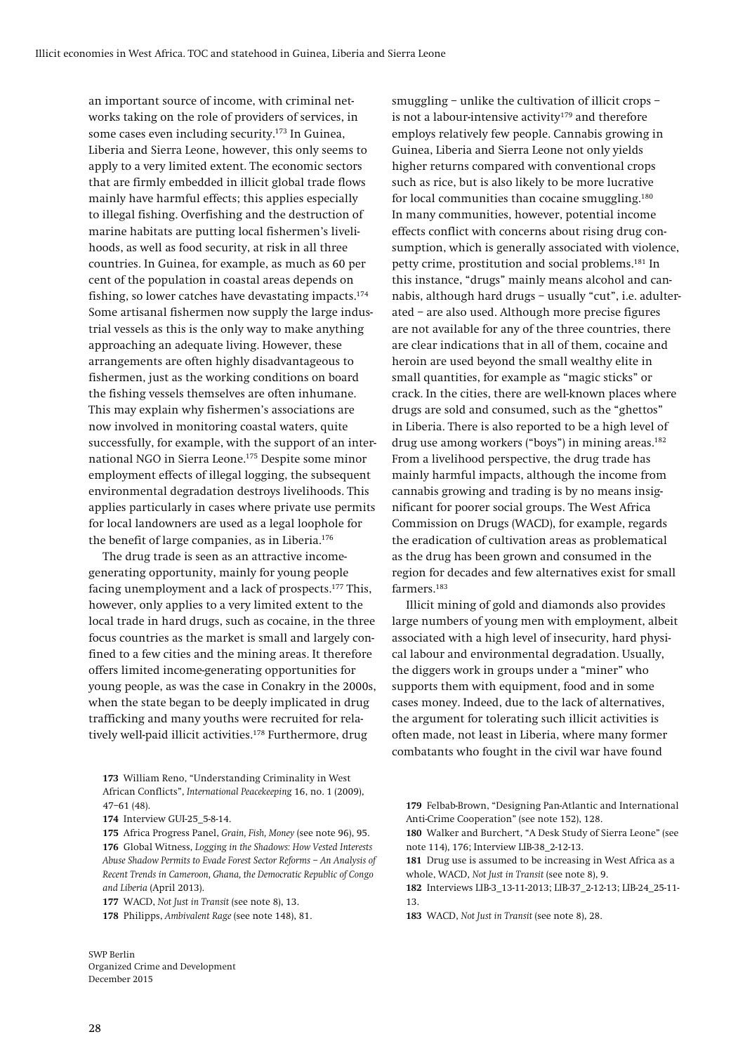an important source of income, with criminal networks taking on the role of providers of services, in some cases even including security.[173] In Guinea, Liberia and Sierra Leone, however, this only seems to apply to a very limited extent. The economic sectors that are firmly embedded in illicit global trade flows mainly have harmful effects; this applies especially to illegal fishing. Overfishing and the destruction of marine habitats are putting local fishermen's livelihoods, as well as food security, at risk in all three countries. In Guinea, for example, as much as 60 per cent of the population in coastal areas depends on fishing, so lower catches have devastating impacts.[174] Some artisanal fishermen now supply the large industrial vessels as this is the only way to make anything approaching an adequate living. However, these arrangements are often highly disadvantageous to fishermen, just as the working conditions on board the fishing vessels themselves are often inhumane. This may explain why fishermen's associations are now involved in monitoring coastal waters, quite successfully, for example, with the support of an international NGO in Sierra Leone.[175] Despite some minor employment effects of illegal logging, the subsequent environmental degradation destroys livelihoods. This applies particularly in cases where private use permits for local landowners are used as a legal loophole for the benefit of large companies, as in Liberia.[176]

The drug trade is seen as an attractive income-generating opportunity, mainly for young people facing unemployment and a lack of prospects.[177] This, however, only applies to a very limited extent to the local trade in hard drugs, such as cocaine, in the three focus countries as the market is small and largely confined to a few cities and the mining areas. It therefore offers limited income-generating opportunities for young people, as was the case in Conakry in the 2000s, when the state began to be deeply implicated in drug trafficking and many youths were recruited for relatively well-paid illicit activities.[178] Furthermore, drug smuggling – unlike the cultivation of illicit crops – is not a labour-intensive activity[179] and therefore employs relatively few people. Cannabis growing in Guinea, Liberia and Sierra Leone not only yields higher returns compared with conventional crops such as rice, but is also likely to be more lucrative for local communities than cocaine smuggling.[180] In many communities, however, potential income effects conflict with concerns about rising drug consumption, which is generally associated with violence, petty crime, prostitution and social problems.[181] In this instance, "drugs" mainly means alcohol and cannabis, although hard drugs – usually "cut", i.e. adulterated – are also used. Although more precise figures are not available for any of the three countries, there are clear indications that in all of them, cocaine and heroin are used beyond the small wealthy elite in small quantities, for example as "magic sticks" or crack. In the cities, there are well-known places where drugs are sold and consumed, such as the "ghettos" in Liberia. There is also reported to be a high level of drug use among workers ("boys") in mining areas.[182] From a livelihood perspective, the drug trade has mainly harmful impacts, although the income from cannabis growing and trading is by no means insignificant for poorer social groups. The West Africa Commission on Drugs (WACD), for example, regards the eradication of cultivation areas as problematical as the drug has been grown and consumed in the region for decades and few alternatives exist for small farmers.[183]

Illicit mining of gold and diamonds also provides large numbers of young men with employment, albeit associated with a high level of insecurity, hard physical labour and environmental degradation. Usually, the diggers work in groups under a "miner" who supports them with equipment, food and in some cases money. Indeed, due to the lack of alternatives, the argument for tolerating such illicit activities is often made, not least in Liberia, where many former combatants who fought in the civil war have found

**173** William Reno, "Understanding Criminality in West African Conflicts", *International Peacekeeping* 16, no. 1 (2009), 47–61 (48).

**174** Interview GUI-25_5-8-14.

**175** Africa Progress Panel, *Grain, Fish, Money* (see note 96), 95.

**176** Global Witness, *Logging in the Shadows: How Vested Interests Abuse Shadow Permits to Evade Forest Sector Reforms – An Analysis of Recent Trends in Cameroon, Ghana, the Democratic Republic of Congo and Liberia* (April 2013).

**177** WACD, *Not Just in Transit* (see note 8), 13.

**178** Philipps, *Ambivalent Rage* (see note 148), 81.

**179** Felbab-Brown, "Designing Pan-Atlantic and International Anti-Crime Cooperation" (see note 152), 128.

**180** Walker and Burchert, "A Desk Study of Sierra Leone" (see note 114), 176; Interview LIB-38_2-12-13.

**181** Drug use is assumed to be increasing in West Africa as a whole, WACD, *Not Just in Transit* (see note 8), 9.

**182** Interviews LIB-3_13-11-2013; LIB-37_2-12-13; LIB-24_25-11-13.

**183** WACD, *Not Just in Transit* (see note 8), 28.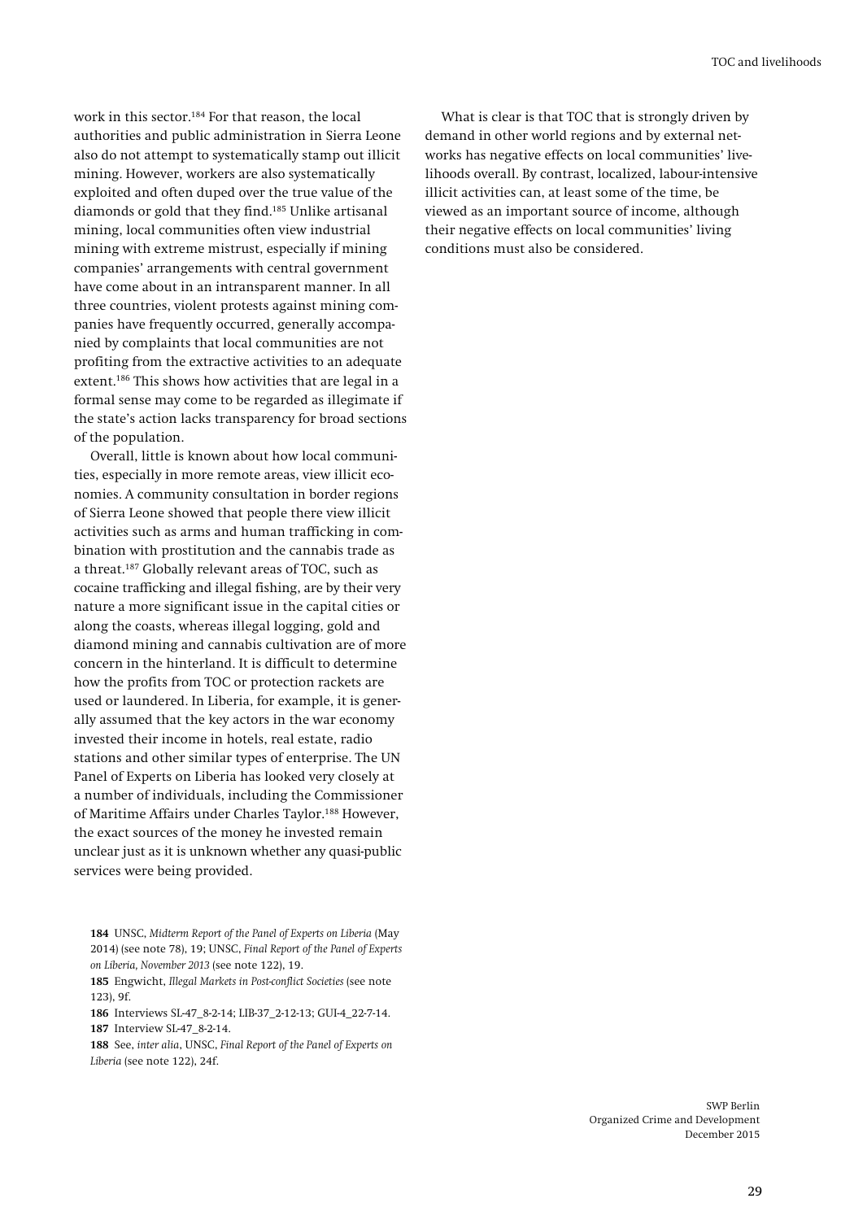work in this sector.[184] For that reason, the local authorities and public administration in Sierra Leone also do not attempt to systematically stamp out illicit mining. However, workers are also systematically exploited and often duped over the true value of the diamonds or gold that they find.[185] Unlike artisanal mining, local communities often view industrial mining with extreme mistrust, especially if mining companies' arrangements with central government have come about in an intransparent manner. In all three countries, violent protests against mining companies have frequently occurred, generally accompanied by complaints that local communities are not profiting from the extractive activities to an adequate extent.[186] This shows how activities that are legal in a formal sense may come to be regarded as illegimate if the state's action lacks transparency for broad sections of the population.

Overall, little is known about how local communities, especially in more remote areas, view illicit economies. A community consultation in border regions of Sierra Leone showed that people there view illicit activities such as arms and human trafficking in combination with prostitution and the cannabis trade as a threat.[187] Globally relevant areas of TOC, such as cocaine trafficking and illegal fishing, are by their very nature a more significant issue in the capital cities or along the coasts, whereas illegal logging, gold and diamond mining and cannabis cultivation are of more concern in the hinterland. It is difficult to determine how the profits from TOC or protection rackets are used or laundered. In Liberia, for example, it is generally assumed that the key actors in the war economy invested their income in hotels, real estate, radio stations and other similar types of enterprise. The UN Panel of Experts on Liberia has looked very closely at a number of individuals, including the Commissioner of Maritime Affairs under Charles Taylor.[188] However, the exact sources of the money he invested remain unclear just as it is unknown whether any quasi-public services were being provided.

What is clear is that TOC that is strongly driven by demand in other world regions and by external networks has negative effects on local communities' livelihoods overall. By contrast, localized, labour-intensive illicit activities can, at least some of the time, be viewed as an important source of income, although their negative effects on local communities' living conditions must also be considered.

**184** UNSC, *Midterm Report of the Panel of Experts on Liberia* (May 2014) (see note 78), 19; UNSC, *Final Report of the Panel of Experts on Liberia, November 2013* (see note 122), 19.

**185** Engwicht, *Illegal Markets in Post-conflict Societies* (see note 123), 9f.

**186** Interviews SL-47_8-2-14; LIB-37_2-12-13; GUI-4_22-7-14.

**187** Interview SL-47_8-2-14.

**188** See, *inter alia*, UNSC, *Final Report of the Panel of Experts on Liberia* (see note 122), 24f.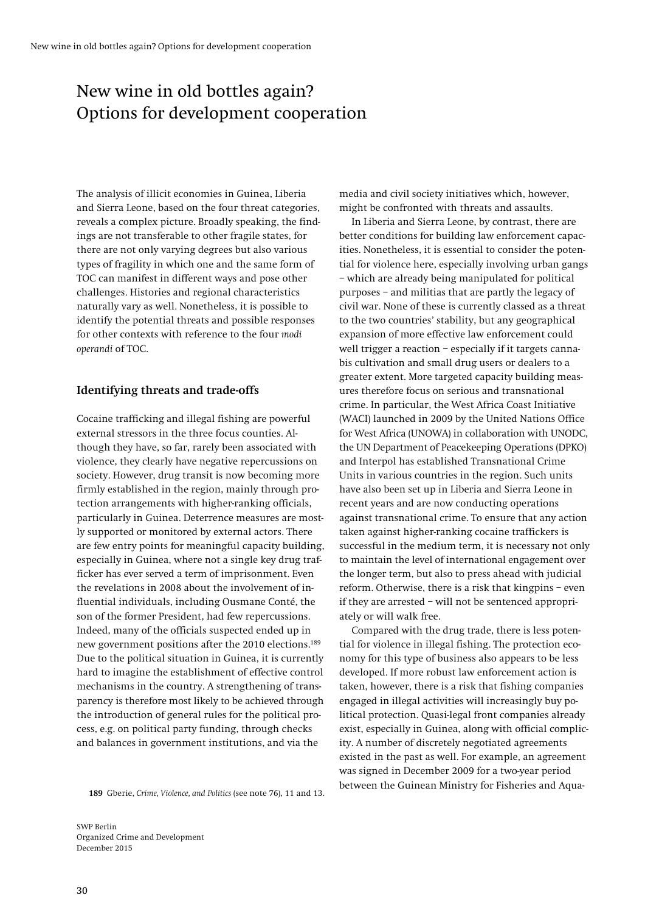# New wine in old bottles again? Options for development cooperation

The analysis of illicit economies in Guinea, Liberia and Sierra Leone, based on the four threat categories, reveals a complex picture. Broadly speaking, the findings are not transferable to other fragile states, for there are not only varying degrees but also various types of fragility in which one and the same form of TOC can manifest in different ways and pose other challenges. Histories and regional characteristics naturally vary as well. Nonetheless, it is possible to identify the potential threats and possible responses for other contexts with reference to the four *modi operandi* of TOC.

## Identifying threats and trade-offs

Cocaine trafficking and illegal fishing are powerful external stressors in the three focus counties. Although they have, so far, rarely been associated with violence, they clearly have negative repercussions on society. However, drug transit is now becoming more firmly established in the region, mainly through protection arrangements with higher-ranking officials, particularly in Guinea. Deterrence measures are mostly supported or monitored by external actors. There are few entry points for meaningful capacity building, especially in Guinea, where not a single key drug trafficker has ever served a term of imprisonment. Even the revelations in 2008 about the involvement of influential individuals, including Ousmane Conté, the son of the former President, had few repercussions. Indeed, many of the officials suspected ended up in new government positions after the 2010 elections.[189] Due to the political situation in Guinea, it is currently hard to imagine the establishment of effective control mechanisms in the country. A strengthening of transparency is therefore most likely to be achieved through the introduction of general rules for the political process, e.g. on political party funding, through checks and balances in government institutions, and via the media and civil society initiatives which, however, might be confronted with threats and assaults.

In Liberia and Sierra Leone, by contrast, there are better conditions for building law enforcement capacities. Nonetheless, it is essential to consider the potential for violence here, especially involving urban gangs – which are already being manipulated for political purposes – and militias that are partly the legacy of civil war. None of these is currently classed as a threat to the two countries' stability, but any geographical expansion of more effective law enforcement could well trigger a reaction – especially if it targets cannabis cultivation and small drug users or dealers to a greater extent. More targeted capacity building measures therefore focus on serious and transnational crime. In particular, the West Africa Coast Initiative (WACI) launched in 2009 by the United Nations Office for West Africa (UNOWA) in collaboration with UNODC, the UN Department of Peacekeeping Operations (DPKO) and Interpol has established Transnational Crime Units in various countries in the region. Such units have also been set up in Liberia and Sierra Leone in recent years and are now conducting operations against transnational crime. To ensure that any action taken against higher-ranking cocaine traffickers is successful in the medium term, it is necessary not only to maintain the level of international engagement over the longer term, but also to press ahead with judicial reform. Otherwise, there is a risk that kingpins – even if they are arrested – will not be sentenced appropriately or will walk free.

Compared with the drug trade, there is less potential for violence in illegal fishing. The protection economy for this type of business also appears to be less developed. If more robust law enforcement action is taken, however, there is a risk that fishing companies engaged in illegal activities will increasingly buy political protection. Quasi-legal front companies already exist, especially in Guinea, along with official complicity. A number of discretely negotiated agreements existed in the past as well. For example, an agreement was signed in December 2009 for a two-year period between the Guinean Ministry for Fisheries and Aqua-

189 Gberie, *Crime, Violence, and Politics* (see note 76), 11 and 13.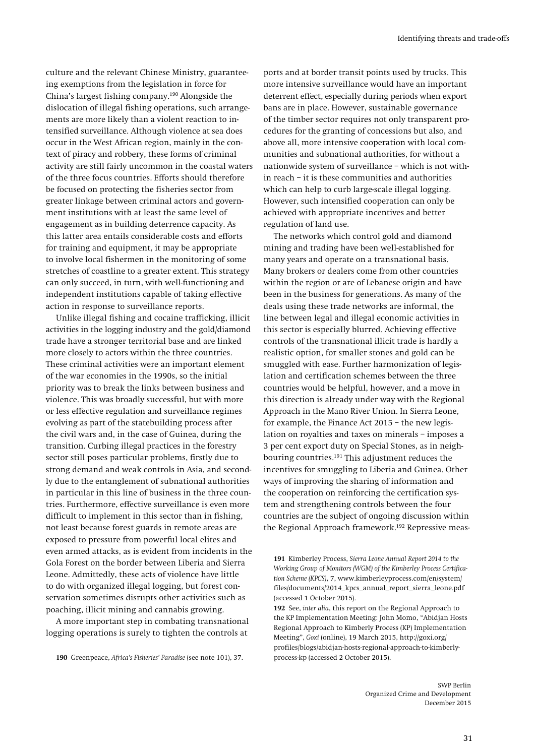culture and the relevant Chinese Ministry, guaranteeing exemptions from the legislation in force for China's largest fishing company.[190] Alongside the dislocation of illegal fishing operations, such arrangements are more likely than a violent reaction to intensified surveillance. Although violence at sea does occur in the West African region, mainly in the context of piracy and robbery, these forms of criminal activity are still fairly uncommon in the coastal waters of the three focus countries. Efforts should therefore be focused on protecting the fisheries sector from greater linkage between criminal actors and government institutions with at least the same level of engagement as in building deterrence capacity. As this latter area entails considerable costs and efforts for training and equipment, it may be appropriate to involve local fishermen in the monitoring of some stretches of coastline to a greater extent. This strategy can only succeed, in turn, with well-functioning and independent institutions capable of taking effective action in response to surveillance reports.

Unlike illegal fishing and cocaine trafficking, illicit activities in the logging industry and the gold/diamond trade have a stronger territorial base and are linked more closely to actors within the three countries. These criminal activities were an important element of the war economies in the 1990s, so the initial priority was to break the links between business and violence. This was broadly successful, but with more or less effective regulation and surveillance regimes evolving as part of the statebuilding process after the civil wars and, in the case of Guinea, during the transition. Curbing illegal practices in the forestry sector still poses particular problems, firstly due to strong demand and weak controls in Asia, and secondly due to the entanglement of subnational authorities in particular in this line of business in the three countries. Furthermore, effective surveillance is even more difficult to implement in this sector than in fishing, not least because forest guards in remote areas are exposed to pressure from powerful local elites and even armed attacks, as is evident from incidents in the Gola Forest on the border between Liberia and Sierra Leone. Admittedly, these acts of violence have little to do with organized illegal logging, but forest conservation sometimes disrupts other activities such as poaching, illicit mining and cannabis growing.

A more important step in combating transnational logging operations is surely to tighten the controls at ports and at border transit points used by trucks. This more intensive surveillance would have an important deterrent effect, especially during periods when export bans are in place. However, sustainable governance of the timber sector requires not only transparent procedures for the granting of concessions but also, and above all, more intensive cooperation with local communities and subnational authorities, for without a nationwide system of surveillance – which is not within reach – it is these communities and authorities which can help to curb large-scale illegal logging. However, such intensified cooperation can only be achieved with appropriate incentives and better regulation of land use.

The networks which control gold and diamond mining and trading have been well-established for many years and operate on a transnational basis. Many brokers or dealers come from other countries within the region or are of Lebanese origin and have been in the business for generations. As many of the deals using these trade networks are informal, the line between legal and illegal economic activities in this sector is especially blurred. Achieving effective controls of the transnational illicit trade is hardly a realistic option, for smaller stones and gold can be smuggled with ease. Further harmonization of legislation and certification schemes between the three countries would be helpful, however, and a move in this direction is already under way with the Regional Approach in the Mano River Union. In Sierra Leone, for example, the Finance Act 2015 – the new legislation on royalties and taxes on minerals – imposes a 3 per cent export duty on Special Stones, as in neighbouring countries.[191] This adjustment reduces the incentives for smuggling to Liberia and Guinea. Other ways of improving the sharing of information and the cooperation on reinforcing the certification system and strengthening controls between the four countries are the subject of ongoing discussion within the Regional Approach framework.[192] Repressive meas-

---

**190** Greenpeace, *Africa's Fisheries' Paradise* (see note 101), 37.

**191** Kimberley Process, *Sierra Leone Annual Report 2014 to the Working Group of Monitors (WGM) of the Kimberley Process Certification Scheme (KPCS)*, 7, www.kimberleyprocess.com/en/system/files/documents/2014_kpcs_annual_report_sierra_leone.pdf (accessed 1 October 2015).

**192** See, *inter alia*, this report on the Regional Approach to the KP Implementation Meeting: John Momo, "Abidjan Hosts Regional Approach to Kimberly Process (KP) Implementation Meeting", *Goxi* (online), 19 March 2015, http://goxi.org/profiles/blogs/abidjan-hosts-regional-approach-to-kimberly-process-kp (accessed 2 October 2015).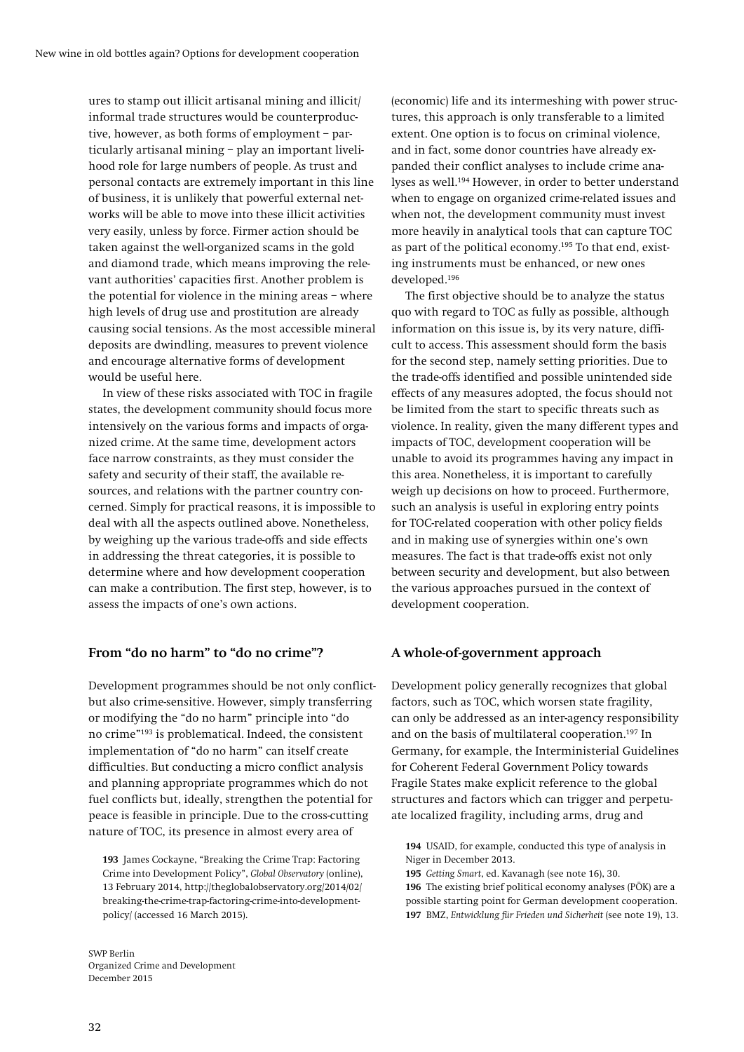ures to stamp out illicit artisanal mining and illicit/informal trade structures would be counterproductive, however, as both forms of employment – particularly artisanal mining – play an important livelihood role for large numbers of people. As trust and personal contacts are extremely important in this line of business, it is unlikely that powerful external networks will be able to move into these illicit activities very easily, unless by force. Firmer action should be taken against the well-organized scams in the gold and diamond trade, which means improving the relevant authorities' capacities first. Another problem is the potential for violence in the mining areas – where high levels of drug use and prostitution are already causing social tensions. As the most accessible mineral deposits are dwindling, measures to prevent violence and encourage alternative forms of development would be useful here.

In view of these risks associated with TOC in fragile states, the development community should focus more intensively on the various forms and impacts of organized crime. At the same time, development actors face narrow constraints, as they must consider the safety and security of their staff, the available resources, and relations with the partner country concerned. Simply for practical reasons, it is impossible to deal with all the aspects outlined above. Nonetheless, by weighing up the various trade-offs and side effects in addressing the threat categories, it is possible to determine where and how development cooperation can make a contribution. The first step, however, is to assess the impacts of one's own actions.

### From "do no harm" to "do no crime"?

Development programmes should be not only conflict- but also crime-sensitive. However, simply transferring or modifying the "do no harm" principle into "do no crime"[193] is problematical. Indeed, the consistent implementation of "do no harm" can itself create difficulties. But conducting a micro conflict analysis and planning appropriate programmes which do not fuel conflicts but, ideally, strengthen the potential for peace is feasible in principle. Due to the cross-cutting nature of TOC, its presence in almost every area of (economic) life and its intermeshing with power structures, this approach is only transferable to a limited extent. One option is to focus on criminal violence, and in fact, some donor countries have already expanded their conflict analyses to include crime analyses as well.[194] However, in order to better understand when to engage on organized crime-related issues and when not, the development community must invest more heavily in analytical tools that can capture TOC as part of the political economy.[195] To that end, existing instruments must be enhanced, or new ones developed.[196]

The first objective should be to analyze the status quo with regard to TOC as fully as possible, although information on this issue is, by its very nature, difficult to access. This assessment should form the basis for the second step, namely setting priorities. Due to the trade-offs identified and possible unintended side effects of any measures adopted, the focus should not be limited from the start to specific threats such as violence. In reality, given the many different types and impacts of TOC, development cooperation will be unable to avoid its programmes having any impact in this area. Nonetheless, it is important to carefully weigh up decisions on how to proceed. Furthermore, such an analysis is useful in exploring entry points for TOC-related cooperation with other policy fields and in making use of synergies within one's own measures. The fact is that trade-offs exist not only between security and development, but also between the various approaches pursued in the context of development cooperation.

### A whole-of-government approach

Development policy generally recognizes that global factors, such as TOC, which worsen state fragility, can only be addressed as an inter-agency responsibility and on the basis of multilateral cooperation.[197] In Germany, for example, the Interministerial Guidelines for Coherent Federal Government Policy towards Fragile States make explicit reference to the global structures and factors which can trigger and perpetuate localized fragility, including arms, drug and

**193** James Cockayne, "Breaking the Crime Trap: Factoring Crime into Development Policy", *Global Observatory* (online), 13 February 2014, http://theglobalobservatory.org/2014/02/breaking-the-crime-trap-factoring-crime-into-development-policy/ (accessed 16 March 2015).

**194** USAID, for example, conducted this type of analysis in Niger in December 2013.

**195** *Getting Smart*, ed. Kavanagh (see note 16), 30.

**196** The existing brief political economy analyses (PÖK) are a possible starting point for German development cooperation.

**197** BMZ, *Entwicklung für Frieden und Sicherheit* (see note 19), 13.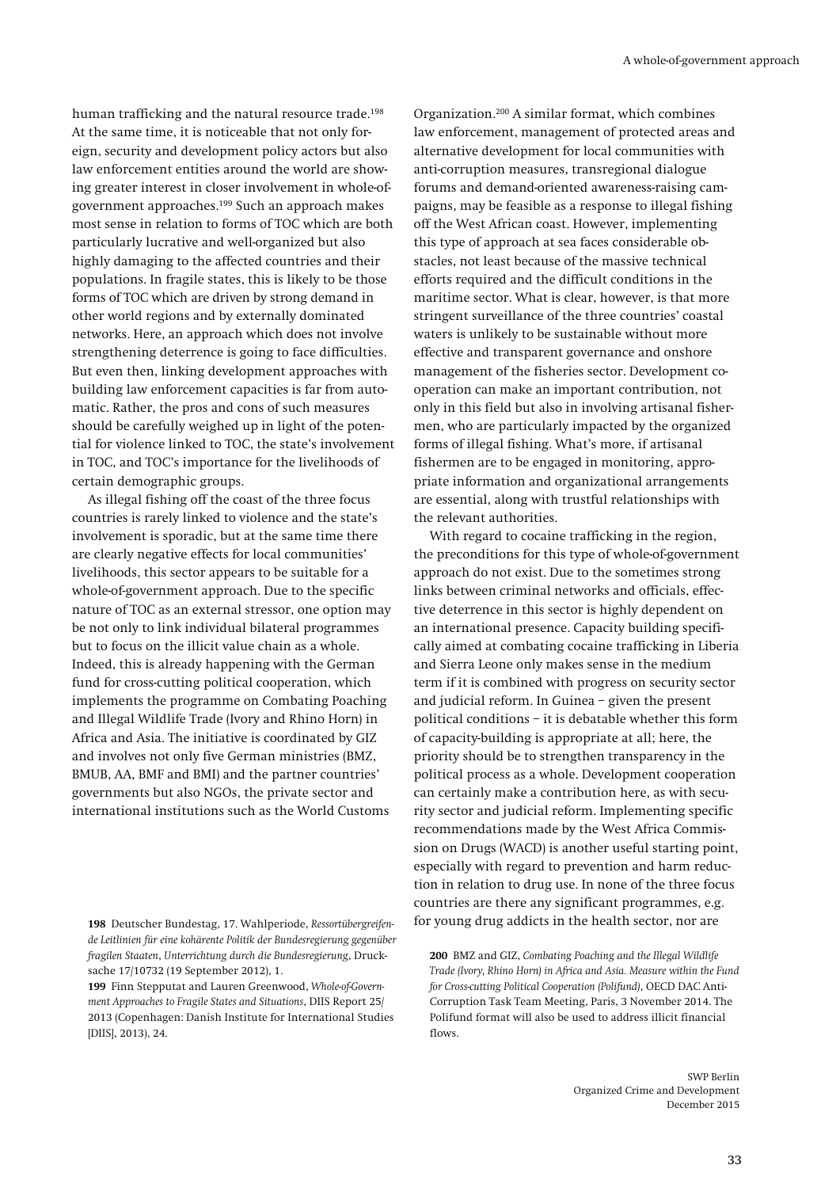human trafficking and the natural resource trade.[198] At the same time, it is noticeable that not only foreign, security and development policy actors but also law enforcement entities around the world are showing greater interest in closer involvement in whole-of-government approaches.[199] Such an approach makes most sense in relation to forms of TOC which are both particularly lucrative and well-organized but also highly damaging to the affected countries and their populations. In fragile states, this is likely to be those forms of TOC which are driven by strong demand in other world regions and by externally dominated networks. Here, an approach which does not involve strengthening deterrence is going to face difficulties. But even then, linking development approaches with building law enforcement capacities is far from automatic. Rather, the pros and cons of such measures should be carefully weighed up in light of the potential for violence linked to TOC, the state's involvement in TOC, and TOC's importance for the livelihoods of certain demographic groups.

As illegal fishing off the coast of the three focus countries is rarely linked to violence and the state's involvement is sporadic, but at the same time there are clearly negative effects for local communities' livelihoods, this sector appears to be suitable for a whole-of-government approach. Due to the specific nature of TOC as an external stressor, one option may be not only to link individual bilateral programmes but to focus on the illicit value chain as a whole. Indeed, this is already happening with the German fund for cross-cutting political cooperation, which implements the programme on Combating Poaching and Illegal Wildlife Trade (Ivory and Rhino Horn) in Africa and Asia. The initiative is coordinated by GIZ and involves not only five German ministries (BMZ, BMUB, AA, BMF and BMI) and the partner countries' governments but also NGOs, the private sector and international institutions such as the World Customs Organization.[200] A similar format, which combines law enforcement, management of protected areas and alternative development for local communities with anti-corruption measures, transregional dialogue forums and demand-oriented awareness-raising campaigns, may be feasible as a response to illegal fishing off the West African coast. However, implementing this type of approach at sea faces considerable obstacles, not least because of the massive technical efforts required and the difficult conditions in the maritime sector. What is clear, however, is that more stringent surveillance of the three countries' coastal waters is unlikely to be sustainable without more effective and transparent governance and onshore management of the fisheries sector. Development cooperation can make an important contribution, not only in this field but also in involving artisanal fishermen, who are particularly impacted by the organized forms of illegal fishing. What's more, if artisanal fishermen are to be engaged in monitoring, appropriate information and organizational arrangements are essential, along with trustful relationships with the relevant authorities.

With regard to cocaine trafficking in the region, the preconditions for this type of whole-of-government approach do not exist. Due to the sometimes strong links between criminal networks and officials, effective deterrence in this sector is highly dependent on an international presence. Capacity building specifically aimed at combating cocaine trafficking in Liberia and Sierra Leone only makes sense in the medium term if it is combined with progress on security sector and judicial reform. In Guinea – given the present political conditions – it is debatable whether this form of capacity-building is appropriate at all; here, the priority should be to strengthen transparency in the political process as a whole. Development cooperation can certainly make a contribution here, as with security sector and judicial reform. Implementing specific recommendations made by the West Africa Commission on Drugs (WACD) is another useful starting point, especially with regard to prevention and harm reduction in relation to drug use. In none of the three focus countries are there any significant programmes, e.g. for young drug addicts in the health sector, nor are

**198** Deutscher Bundestag, 17. Wahlperiode, *Ressortübergreifende Leitlinien für eine kohärente Politik der Bundesregierung gegenüber fragilen Staaten*, *Unterrichtung durch die Bundesregierung*, Drucksache 17/10732 (19 September 2012), 1.

**199** Finn Stepputat and Lauren Greenwood, *Whole-of-Government Approaches to Fragile States and Situations*, DIIS Report 25/2013 (Copenhagen: Danish Institute for International Studies [DIIS], 2013), 24.

**200** BMZ and GIZ, *Combating Poaching and the Illegal Wildlife Trade (Ivory, Rhino Horn) in Africa and Asia. Measure within the Fund for Cross-cutting Political Cooperation (Polifund)*, OECD DAC Anti-Corruption Task Team Meeting, Paris, 3 November 2014. The Polifund format will also be used to address illicit financial flows.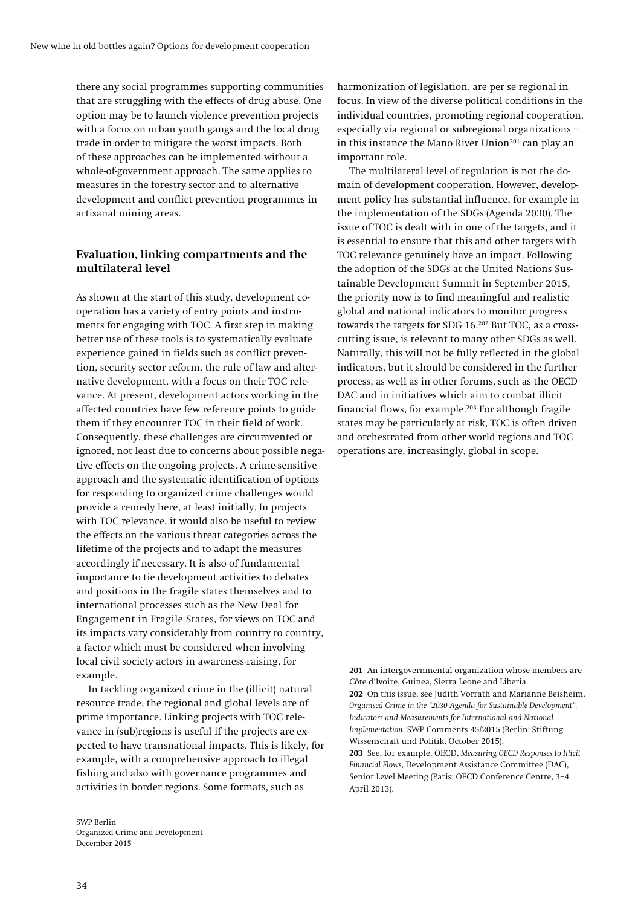there any social programmes supporting communities that are struggling with the effects of drug abuse. One option may be to launch violence prevention projects with a focus on urban youth gangs and the local drug trade in order to mitigate the worst impacts. Both of these approaches can be implemented without a whole-of-government approach. The same applies to measures in the forestry sector and to alternative development and conflict prevention programmes in artisanal mining areas.

### Evaluation, linking compartments and the multilateral level

As shown at the start of this study, development cooperation has a variety of entry points and instruments for engaging with TOC. A first step in making better use of these tools is to systematically evaluate experience gained in fields such as conflict prevention, security sector reform, the rule of law and alternative development, with a focus on their TOC relevance. At present, development actors working in the affected countries have few reference points to guide them if they encounter TOC in their field of work. Consequently, these challenges are circumvented or ignored, not least due to concerns about possible negative effects on the ongoing projects. A crime-sensitive approach and the systematic identification of options for responding to organized crime challenges would provide a remedy here, at least initially. In projects with TOC relevance, it would also be useful to review the effects on the various threat categories across the lifetime of the projects and to adapt the measures accordingly if necessary. It is also of fundamental importance to tie development activities to debates and positions in the fragile states themselves and to international processes such as the New Deal for Engagement in Fragile States, for views on TOC and its impacts vary considerably from country to country, a factor which must be considered when involving local civil society actors in awareness-raising, for example.

In tackling organized crime in the (illicit) natural resource trade, the regional and global levels are of prime importance. Linking projects with TOC relevance in (sub)regions is useful if the projects are expected to have transnational impacts. This is likely, for example, with a comprehensive approach to illegal fishing and also with governance programmes and activities in border regions. Some formats, such as harmonization of legislation, are per se regional in focus. In view of the diverse political conditions in the individual countries, promoting regional cooperation, especially via regional or subregional organizations – in this instance the Mano River Union[201] can play an important role.

The multilateral level of regulation is not the domain of development cooperation. However, development policy has substantial influence, for example in the implementation of the SDGs (Agenda 2030). The issue of TOC is dealt with in one of the targets, and it is essential to ensure that this and other targets with TOC relevance genuinely have an impact. Following the adoption of the SDGs at the United Nations Sustainable Development Summit in September 2015, the priority now is to find meaningful and realistic global and national indicators to monitor progress towards the targets for SDG 16.[202] But TOC, as a cross-cutting issue, is relevant to many other SDGs as well. Naturally, this will not be fully reflected in the global indicators, but it should be considered in the further process, as well as in other forums, such as the OECD DAC and in initiatives which aim to combat illicit financial flows, for example.[203] For although fragile states may be particularly at risk, TOC is often driven and orchestrated from other world regions and TOC operations are, increasingly, global in scope.

**201** An intergovernmental organization whose members are Côte d'Ivoire, Guinea, Sierra Leone and Liberia.

**202** On this issue, see Judith Vorrath and Marianne Beisheim, *Organised Crime in the "2030 Agenda for Sustainable Development". Indicators and Measurements for International and National Implementation*, SWP Comments 45/2015 (Berlin: Stiftung Wissenschaft und Politik, October 2015).

**203** See, for example, OECD, *Measuring OECD Responses to Illicit Financial Flows*, Development Assistance Committee (DAC), Senior Level Meeting (Paris: OECD Conference Centre, 3–4 April 2013).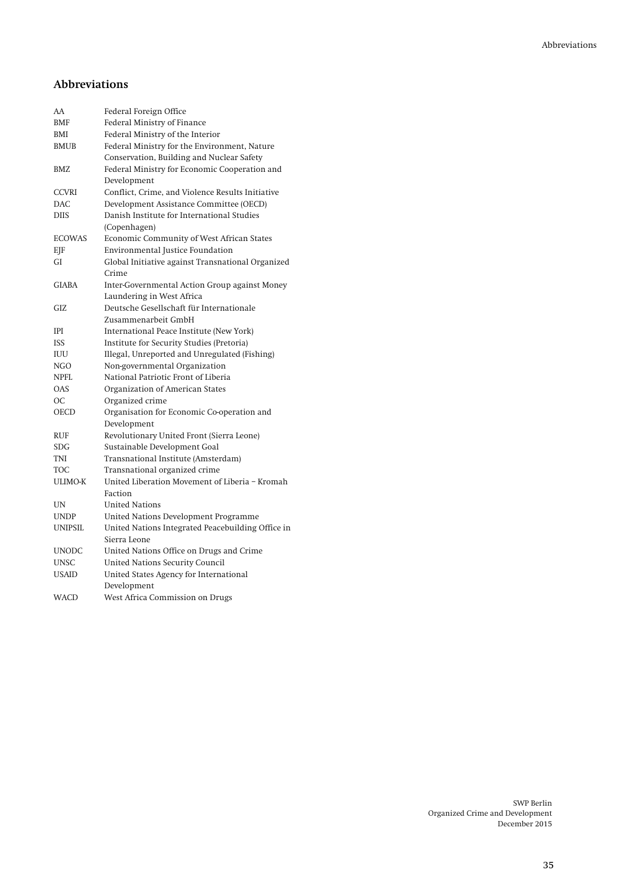## Abbreviations

| | |
|---|---|
| AA | Federal Foreign Office |
| BMF | Federal Ministry of Finance |
| BMI | Federal Ministry of the Interior |
| BMUB | Federal Ministry for the Environment, Nature Conservation, Building and Nuclear Safety |
| BMZ | Federal Ministry for Economic Cooperation and Development |
| CCVRI | Conflict, Crime, and Violence Results Initiative |
| DAC | Development Assistance Committee (OECD) |
| DIIS | Danish Institute for International Studies (Copenhagen) |
| ECOWAS | Economic Community of West African States |
| EJF | Environmental Justice Foundation |
| GI | Global Initiative against Transnational Organized Crime |
| GIABA | Inter-Governmental Action Group against Money Laundering in West Africa |
| GIZ | Deutsche Gesellschaft für Internationale Zusammenarbeit GmbH |
| IPI | International Peace Institute (New York) |
| ISS | Institute for Security Studies (Pretoria) |
| IUU | Illegal, Unreported and Unregulated (Fishing) |
| NGO | Non-governmental Organization |
| NPFL | National Patriotic Front of Liberia |
| OAS | Organization of American States |
| OC | Organized crime |
| OECD | Organisation for Economic Co-operation and Development |
| RUF | Revolutionary United Front (Sierra Leone) |
| SDG | Sustainable Development Goal |
| TNI | Transnational Institute (Amsterdam) |
| TOC | Transnational organized crime |
| ULIMO-K | United Liberation Movement of Liberia – Kromah Faction |
| UN | United Nations |
| UNDP | United Nations Development Programme |
| UNIPSIL | United Nations Integrated Peacebuilding Office in Sierra Leone |
| UNODC | United Nations Office on Drugs and Crime |
| UNSC | United Nations Security Council |
| USAID | United States Agency for International Development |
| WACD | West Africa Commission on Drugs |